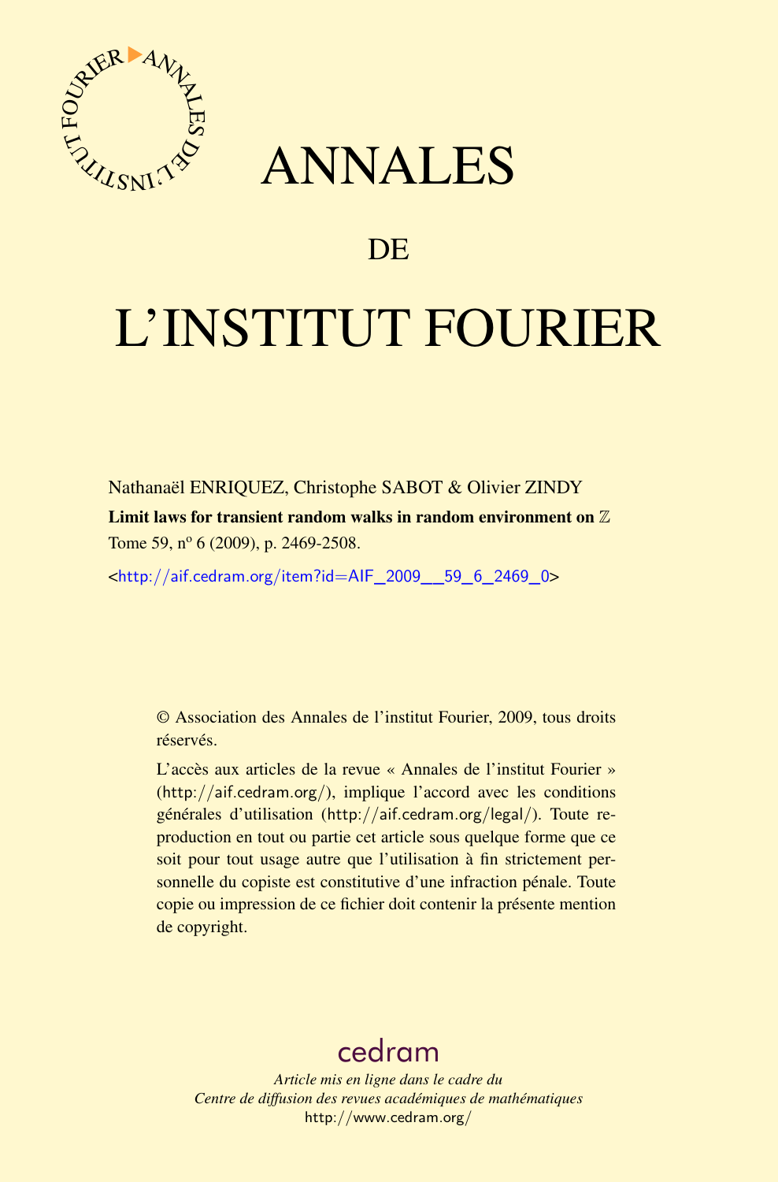# ANNALES

## DE

# L'INSTITUT FOURIER

Nathanaël ENRIQUEZ, Christophe SABOT & Olivier ZINDY

**Limit laws for transient random walks in random environment on $\mathbb{Z}$**

Tome 59, nº 6 (2009), p. 2469-2508.

<http://aif.cedram.org/item?id=AIF_2009__59_6_2469_0>

© Association des Annales de l'institut Fourier, 2009, tous droits réservés.

L'accès aux articles de la revue « Annales de l'institut Fourier » (http://aif.cedram.org/), implique l'accord avec les conditions générales d'utilisation (http://aif.cedram.org/legal/). Toute reproduction en tout ou partie cet article sous quelque forme que ce soit pour tout usage autre que l'utilisation à fin strictement personnelle du copiste est constitutive d'une infraction pénale. Toute copie ou impression de ce fichier doit contenir la présente mention de copyright.

cedram

*Article mis en ligne dans le cadre du*
*Centre de diffusion des revues académiques de mathématiques*
http://www.cedram.org/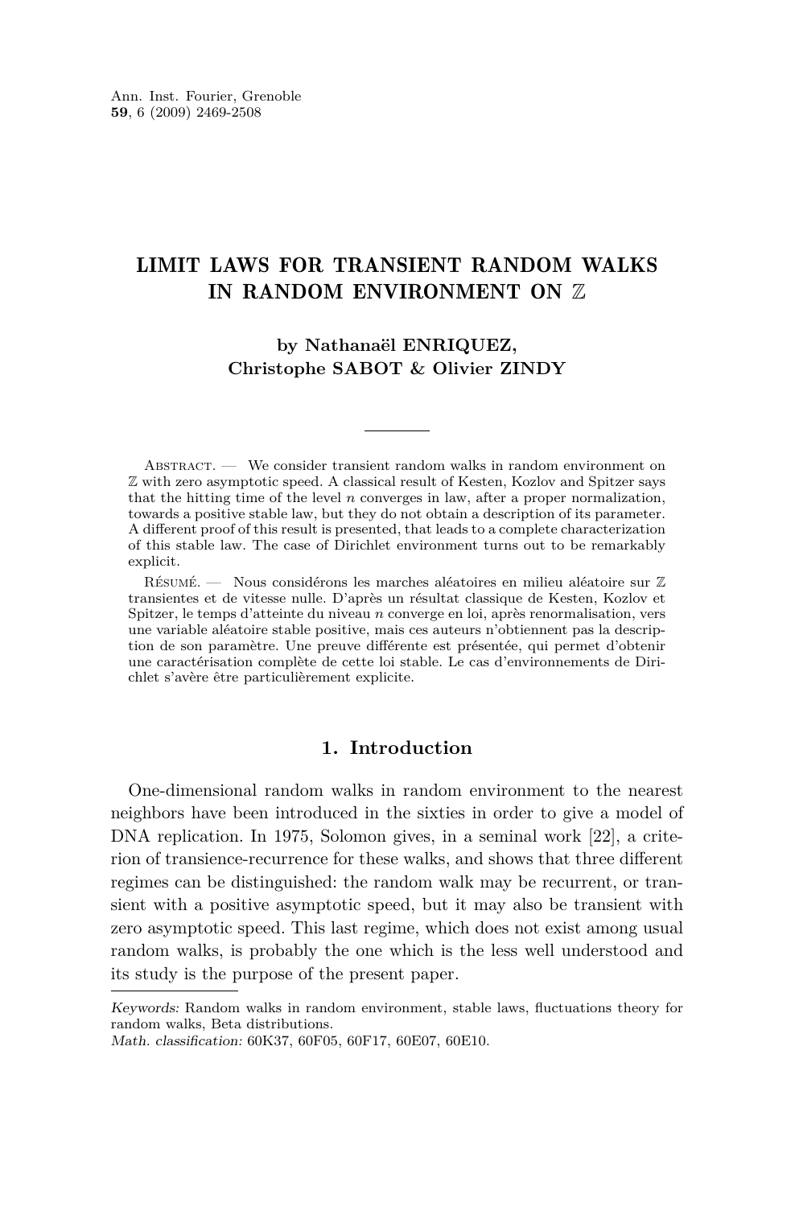# LIMIT LAWS FOR TRANSIENT RANDOM WALKS IN RANDOM ENVIRONMENT ON $\mathbb{Z}$

**by Nathanaël ENRIQUEZ, Christophe SABOT & Olivier ZINDY**

Abstract. — We consider transient random walks in random environment on $\mathbb{Z}$ with zero asymptotic speed. A classical result of Kesten, Kozlov and Spitzer says that the hitting time of the level $n$ converges in law, after a proper normalization, towards a positive stable law, but they do not obtain a description of its parameter. A different proof of this result is presented, that leads to a complete characterization of this stable law. The case of Dirichlet environment turns out to be remarkably explicit.

Résumé. — Nous considérons les marches aléatoires en milieu aléatoire sur $\mathbb{Z}$ transientes et de vitesse nulle. D'après un résultat classique de Kesten, Kozlov et Spitzer, le temps d'atteinte du niveau $n$ converge en loi, après renormalisation, vers une variable aléatoire stable positive, mais ces auteurs n'obtiennent pas la description de son paramètre. Une preuve différente est présentée, qui permet d'obtenir une caractérisation complète de cette loi stable. Le cas d'environnements de Dirichlet s'avère être particulièrement explicite.

## 1. Introduction

One-dimensional random walks in random environment to the nearest neighbors have been introduced in the sixties in order to give a model of DNA replication. In 1975, Solomon gives, in a seminal work [22], a criterion of transience-recurrence for these walks, and shows that three different regimes can be distinguished: the random walk may be recurrent, or transient with a positive asymptotic speed, but it may also be transient with zero asymptotic speed. This last regime, which does not exist among usual random walks, is probably the one which is the less well understood and its study is the purpose of the present paper.

*Keywords:* Random walks in random environment, stable laws, fluctuations theory for random walks, Beta distributions.
*Math. classification:* 60K37, 60F05, 60F17, 60E07, 60E10.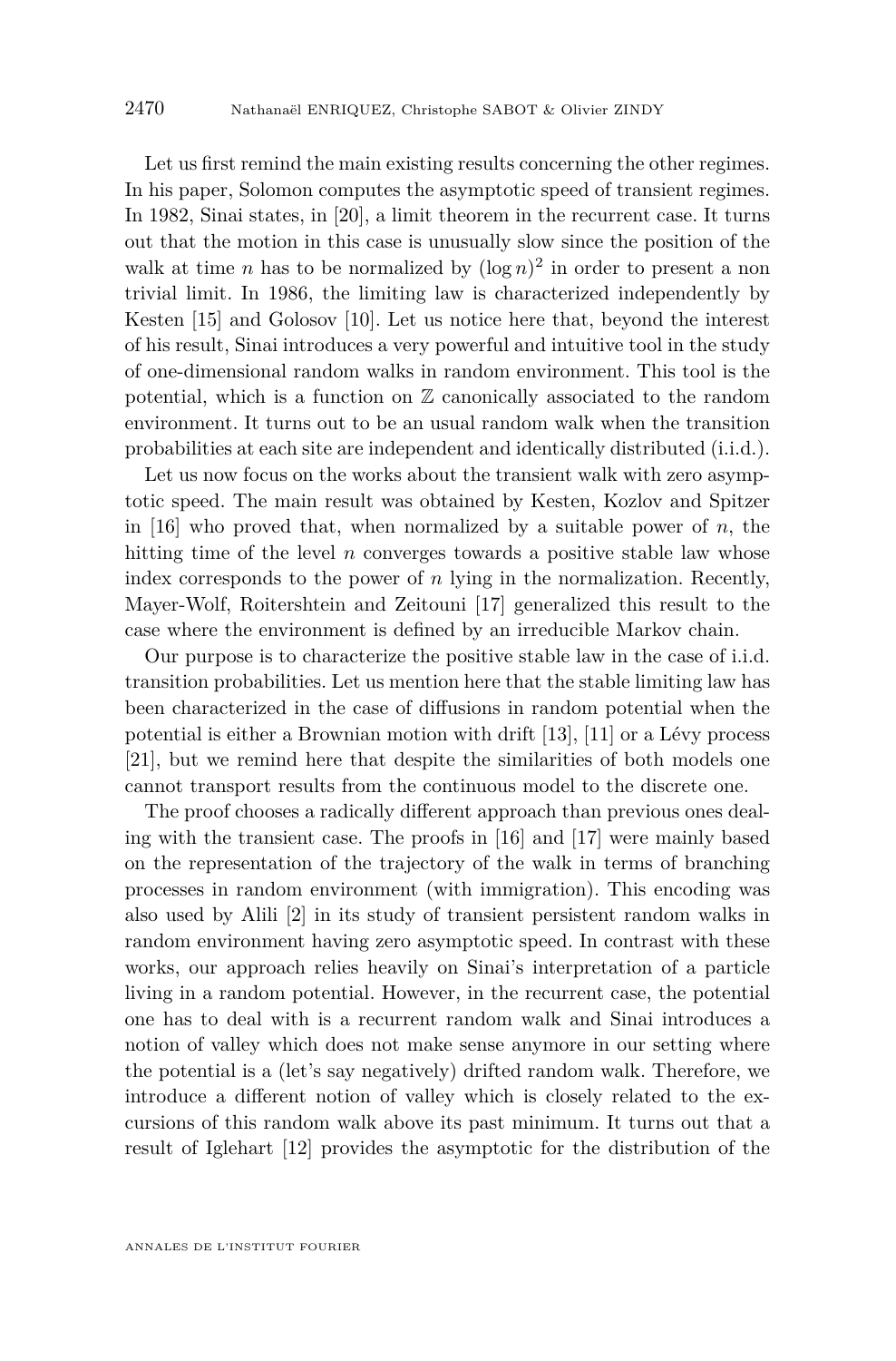Let us first remind the main existing results concerning the other regimes. In his paper, Solomon computes the asymptotic speed of transient regimes. In 1982, Sinai states, in [20], a limit theorem in the recurrent case. It turns out that the motion in this case is unusually slow since the position of the walk at time $n$ has to be normalized by $(\log n)^2$ in order to present a non trivial limit. In 1986, the limiting law is characterized independently by Kesten [15] and Golosov [10]. Let us notice here that, beyond the interest of his result, Sinai introduces a very powerful and intuitive tool in the study of one-dimensional random walks in random environment. This tool is the potential, which is a function on $\mathbb{Z}$ canonically associated to the random environment. It turns out to be an usual random walk when the transition probabilities at each site are independent and identically distributed (i.i.d.).

Let us now focus on the works about the transient walk with zero asymptotic speed. The main result was obtained by Kesten, Kozlov and Spitzer in [16] who proved that, when normalized by a suitable power of $n$, the hitting time of the level $n$ converges towards a positive stable law whose index corresponds to the power of $n$ lying in the normalization. Recently, Mayer-Wolf, Roitershtein and Zeitouni [17] generalized this result to the case where the environment is defined by an irreducible Markov chain.

Our purpose is to characterize the positive stable law in the case of i.i.d. transition probabilities. Let us mention here that the stable limiting law has been characterized in the case of diffusions in random potential when the potential is either a Brownian motion with drift [13], [11] or a Lévy process [21], but we remind here that despite the similarities of both models one cannot transport results from the continuous model to the discrete one.

The proof chooses a radically different approach than previous ones dealing with the transient case. The proofs in [16] and [17] were mainly based on the representation of the trajectory of the walk in terms of branching processes in random environment (with immigration). This encoding was also used by Alili [2] in its study of transient persistent random walks in random environment having zero asymptotic speed. In contrast with these works, our approach relies heavily on Sinai's interpretation of a particle living in a random potential. However, in the recurrent case, the potential one has to deal with is a recurrent random walk and Sinai introduces a notion of valley which does not make sense anymore in our setting where the potential is a (let's say negatively) drifted random walk. Therefore, we introduce a different notion of valley which is closely related to the excursions of this random walk above its past minimum. It turns out that a result of Iglehart [12] provides the asymptotic for the distribution of the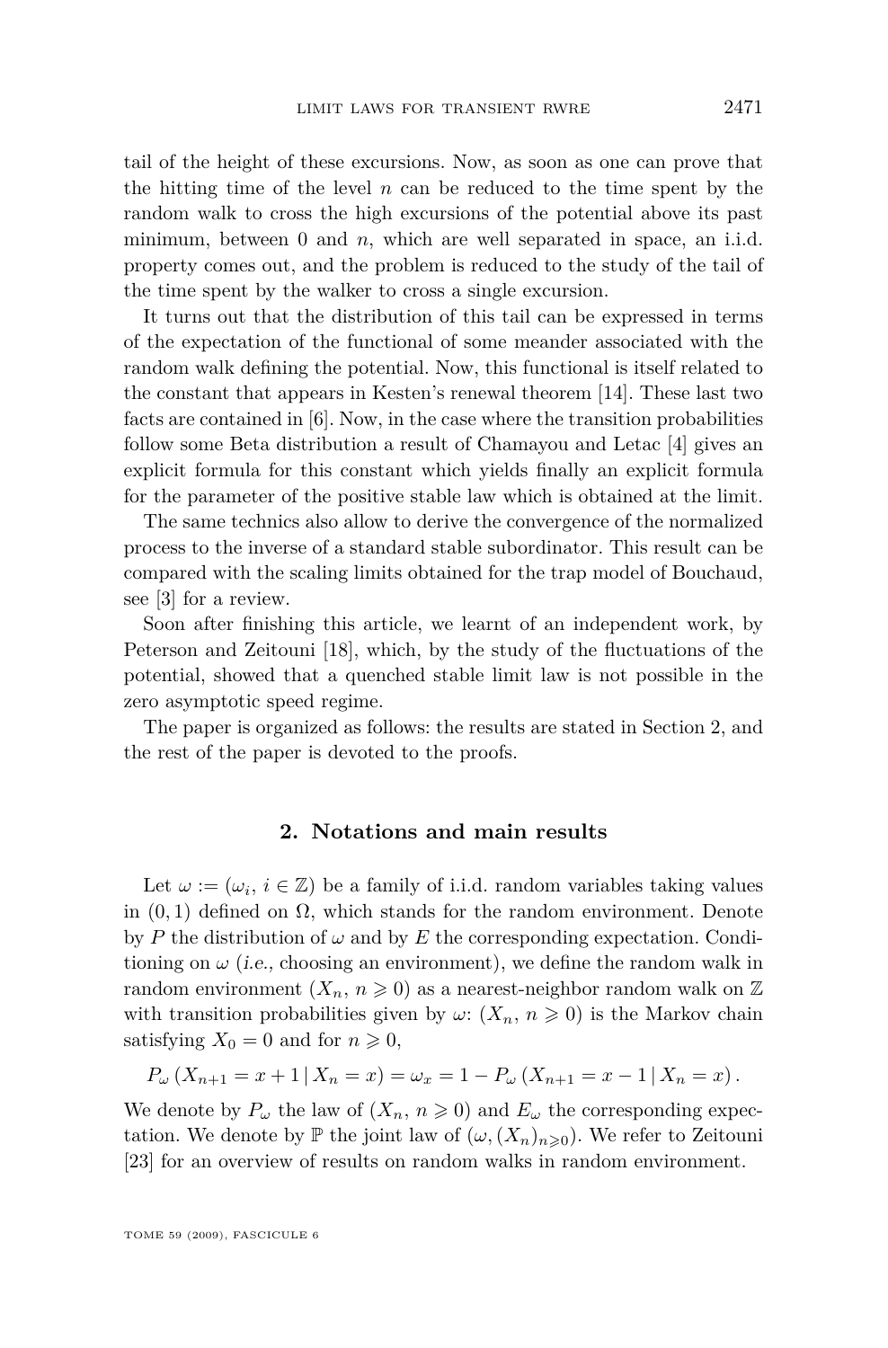tail of the height of these excursions. Now, as soon as one can prove that the hitting time of the level $n$ can be reduced to the time spent by the random walk to cross the high excursions of the potential above its past minimum, between 0 and $n$, which are well separated in space, an i.i.d. property comes out, and the problem is reduced to the study of the tail of the time spent by the walker to cross a single excursion.

It turns out that the distribution of this tail can be expressed in terms of the expectation of the functional of some meander associated with the random walk defining the potential. Now, this functional is itself related to the constant that appears in Kesten's renewal theorem [14]. These last two facts are contained in [6]. Now, in the case where the transition probabilities follow some Beta distribution a result of Chamayou and Letac [4] gives an explicit formula for this constant which yields finally an explicit formula for the parameter of the positive stable law which is obtained at the limit.

The same technics also allow to derive the convergence of the normalized process to the inverse of a standard stable subordinator. This result can be compared with the scaling limits obtained for the trap model of Bouchaud, see [3] for a review.

Soon after finishing this article, we learnt of an independent work, by Peterson and Zeitouni [18], which, by the study of the fluctuations of the potential, showed that a quenched stable limit law is not possible in the zero asymptotic speed regime.

The paper is organized as follows: the results are stated in Section 2, and the rest of the paper is devoted to the proofs.

## 2. Notations and main results

Let $\omega := (\omega_i,\, i \in \mathbb{Z})$ be a family of i.i.d. random variables taking values in $(0,1)$ defined on $\Omega$, which stands for the random environment. Denote by $P$ the distribution of $\omega$ and by $E$ the corresponding expectation. Conditioning on $\omega$ (*i.e.*, choosing an environment), we define the random walk in random environment $(X_n,\, n \geqslant 0)$ as a nearest-neighbor random walk on $\mathbb{Z}$ with transition probabilities given by $\omega$: $(X_n,\, n \geqslant 0)$ is the Markov chain satisfying $X_0 = 0$ and for $n \geqslant 0$,

$$P_\omega\left(X_{n+1} = x+1 \,|\, X_n = x\right) = \omega_x = 1 - P_\omega\left(X_{n+1} = x-1 \,|\, X_n = x\right).$$

We denote by $P_\omega$ the law of $(X_n,\, n \geqslant 0)$ and $E_\omega$ the corresponding expectation. We denote by $\mathbb{P}$ the joint law of $(\omega, (X_n)_{n\geqslant 0})$. We refer to Zeitouni [23] for an overview of results on random walks in random environment.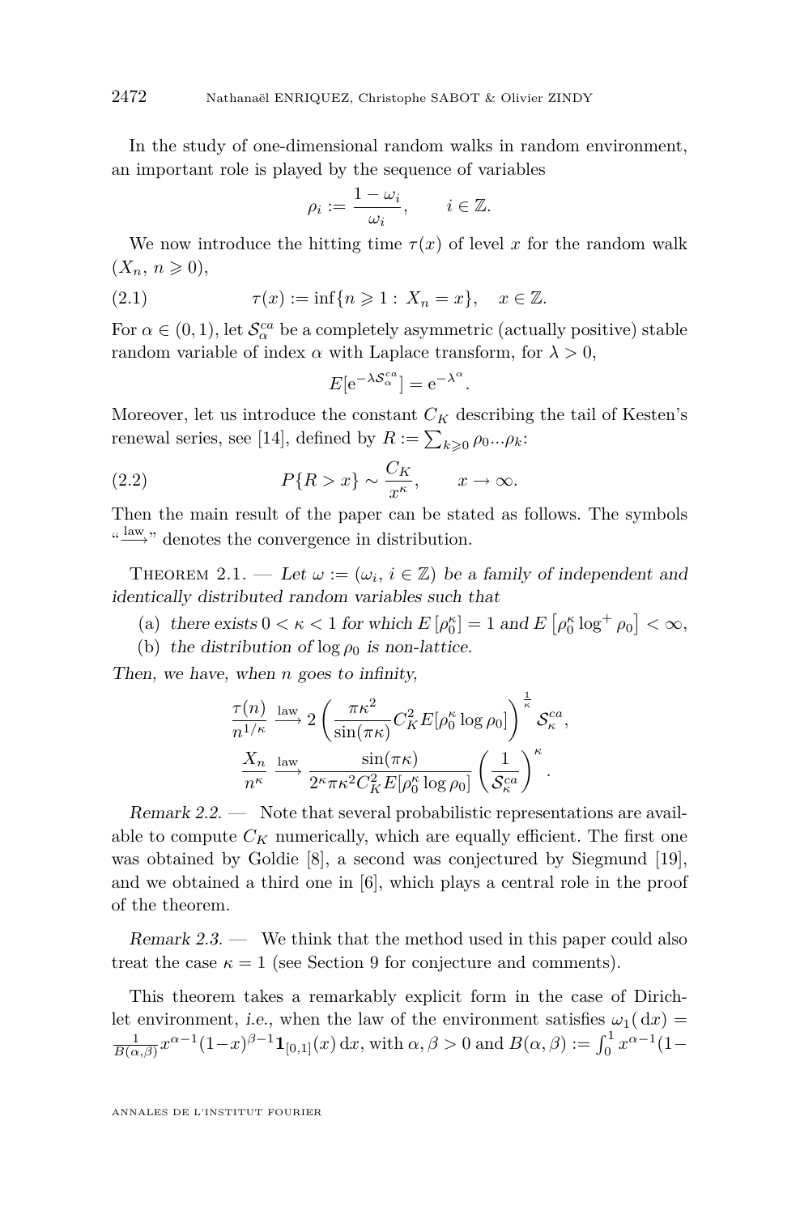In the study of one-dimensional random walks in random environment, an important role is played by the sequence of variables

$$\rho_i := \frac{1-\omega_i}{\omega_i}, \qquad i \in \mathbb{Z}.$$

We now introduce the hitting time $\tau(x)$ of level $x$ for the random walk $(X_n,\, n \geqslant 0)$,

$$\tau(x) := \inf\{n \geqslant 1 : \, X_n = x\}, \quad x \in \mathbb{Z}. \tag{2.1}$$

For $\alpha \in (0,1)$, let $\mathcal{S}_\alpha^{ca}$ be a completely asymmetric (actually positive) stable random variable of index $\alpha$ with Laplace transform, for $\lambda > 0$,

$$E[\mathrm{e}^{-\lambda \mathcal{S}_\alpha^{ca}}] = \mathrm{e}^{-\lambda^\alpha}.$$

Moreover, let us introduce the constant $C_K$ describing the tail of Kesten's renewal series, see [14], defined by $R := \sum_{k\geqslant 0} \rho_0 ... \rho_k$:

$$P\{R > x\} \sim \frac{C_K}{x^\kappa}, \qquad x \to \infty. \tag{2.2}$$

Then the main result of the paper can be stated as follows. The symbols "$\xrightarrow{\text{law}}$" denotes the convergence in distribution.

Theorem 2.1. — *Let $\omega := (\omega_i,\, i \in \mathbb{Z})$ be a family of independent and identically distributed random variables such that*

(a) *there exists $0 < \kappa < 1$ for which $E[\rho_0^\kappa] = 1$ and $E\left[\rho_0^\kappa \log^+ \rho_0\right] < \infty$,*

(b) *the distribution of $\log \rho_0$ is non-lattice.*

*Then, we have, when $n$ goes to infinity,*

$$\frac{\tau(n)}{n^{1/\kappa}} \xrightarrow{\text{law}} 2\left(\frac{\pi\kappa^2}{\sin(\pi\kappa)} C_K^2 E[\rho_0^\kappa \log \rho_0]\right)^{\frac{1}{\kappa}} \mathcal{S}_\kappa^{ca},$$

$$\frac{X_n}{n^\kappa} \xrightarrow{\text{law}} \frac{\sin(\pi\kappa)}{2^\kappa \pi\kappa^2 C_K^2 E[\rho_0^\kappa \log \rho_0]} \left(\frac{1}{\mathcal{S}_\kappa^{ca}}\right)^\kappa.$$

*Remark 2.2.* — Note that several probabilistic representations are available to compute $C_K$ numerically, which are equally efficient. The first one was obtained by Goldie [8], a second was conjectured by Siegmund [19], and we obtained a third one in [6], which plays a central role in the proof of the theorem.

*Remark 2.3.* — We think that the method used in this paper could also treat the case $\kappa = 1$ (see Section 9 for conjecture and comments).

This theorem takes a remarkably explicit form in the case of Dirichlet environment, *i.e.*, when the law of the environment satisfies $\omega_1(\,\mathrm{d}x) = \frac{1}{B(\alpha,\beta)} x^{\alpha-1}(1-x)^{\beta-1}\mathbf{1}_{[0,1]}(x)\,\mathrm{d}x$, with $\alpha, \beta > 0$ and $B(\alpha,\beta) := \int_0^1 x^{\alpha-1}(1-$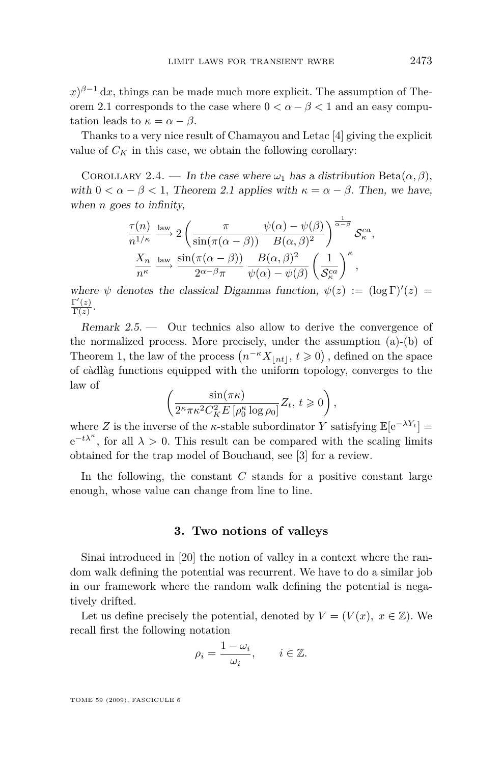$x)^{\beta-1}\,\mathrm{d}x$, things can be made much more explicit. The assumption of Theorem 2.1 corresponds to the case where $0<\alpha-\beta<1$ and an easy computation leads to $\kappa=\alpha-\beta$.

Thanks to a very nice result of Chamayou and Letac [4] giving the explicit value of $C_K$ in this case, we obtain the following corollary:

Corollary 2.4. — *In the case where $\omega_1$ has a distribution* $\mathrm{Beta}(\alpha,\beta)$, *with $0<\alpha-\beta<1$, Theorem 2.1 applies with $\kappa=\alpha-\beta$. Then, we have, when $n$ goes to infinity,*

$$\frac{\tau(n)}{n^{1/\kappa}} \xrightarrow{\text{law}} 2\left(\frac{\pi}{\sin(\pi(\alpha-\beta))}\,\frac{\psi(\alpha)-\psi(\beta)}{B(\alpha,\beta)^2}\right)^{\frac{1}{\alpha-\beta}} \mathcal{S}_\kappa^{ca},$$

$$\frac{X_n}{n^{\kappa}} \xrightarrow{\text{law}} \frac{\sin(\pi(\alpha-\beta))}{2^{\alpha-\beta}\pi}\,\frac{B(\alpha,\beta)^2}{\psi(\alpha)-\psi(\beta)}\left(\frac{1}{\mathcal{S}_\kappa^{ca}}\right)^{\kappa},$$

*where $\psi$ denotes the classical Digamma function, $\psi(z):=(\log\Gamma)'(z)=\frac{\Gamma'(z)}{\Gamma(z)}$.*

*Remark 2.5.* — Our technics also allow to derive the convergence of the normalized process. More precisely, under the assumption (a)-(b) of Theorem 1, the law of the process $\left(n^{-\kappa}X_{\lfloor nt\rfloor},\, t\geqslant 0\right)$, defined on the space of càdlàg functions equipped with the uniform topology, converges to the law of

$$\left(\frac{\sin(\pi\kappa)}{2^{\kappa}\pi\kappa^2C_K^2E\left[\rho_0^{\kappa}\log\rho_0\right]}Z_t,\, t\geqslant 0\right),$$

where $Z$ is the inverse of the $\kappa$-stable subordinator $Y$ satisfying $\mathbb{E}[\mathrm{e}^{-\lambda Y_t}]=\mathrm{e}^{-t\lambda^{\kappa}}$, for all $\lambda>0$. This result can be compared with the scaling limits obtained for the trap model of Bouchaud, see [3] for a review.

In the following, the constant $C$ stands for a positive constant large enough, whose value can change from line to line.

## 3. Two notions of valleys

Sinai introduced in [20] the notion of valley in a context where the random walk defining the potential was recurrent. We have to do a similar job in our framework where the random walk defining the potential is negatively drifted.

Let us define precisely the potential, denoted by $V=(V(x),\ x\in\mathbb{Z})$. We recall first the following notation

$$\rho_i=\frac{1-\omega_i}{\omega_i},\qquad i\in\mathbb{Z}.$$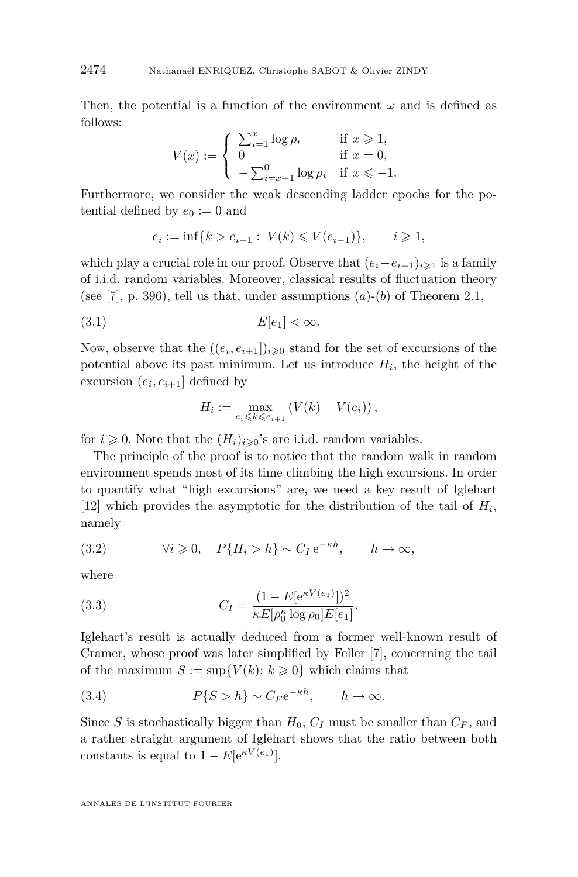Then, the potential is a function of the environment $\omega$ and is defined as follows:

$$V(x) := \begin{cases} \sum_{i=1}^{x} \log \rho_i & \text{if } x \geqslant 1, \\ 0 & \text{if } x = 0, \\ -\sum_{i=x+1}^{0} \log \rho_i & \text{if } x \leqslant -1. \end{cases}$$

Furthermore, we consider the weak descending ladder epochs for the potential defined by $e_0 := 0$ and

$$e_i := \inf\{k > e_{i-1} :\ V(k) \leqslant V(e_{i-1})\}, \qquad i \geqslant 1,$$

which play a crucial role in our proof. Observe that $(e_i - e_{i-1})_{i\geqslant 1}$ is a family of i.i.d. random variables. Moreover, classical results of fluctuation theory (see [7], p. 396), tell us that, under assumptions $(a)$-$(b)$ of Theorem 2.1,

$$E[e_1] < \infty. \tag{3.1}$$

Now, observe that the $((e_i, e_{i+1}])_{i\geqslant 0}$ stand for the set of excursions of the potential above its past minimum. Let us introduce $H_i$, the height of the excursion $(e_i, e_{i+1}]$ defined by

$$H_i := \max_{e_i \leqslant k \leqslant e_{i+1}} \left(V(k) - V(e_i)\right),$$

for $i \geqslant 0$. Note that the $(H_i)_{i\geqslant 0}$'s are i.i.d. random variables.

The principle of the proof is to notice that the random walk in random environment spends most of its time climbing the high excursions. In order to quantify what "high excursions" are, we need a key result of Iglehart [12] which provides the asymptotic for the distribution of the tail of $H_i$, namely

$$\forall i \geqslant 0, \quad P\{H_i > h\} \sim C_I\, \mathrm{e}^{-\kappa h}, \qquad h \to \infty, \tag{3.2}$$

where

$$C_I = \frac{(1 - E[\mathrm{e}^{\kappa V(e_1)}])^2}{\kappa E[\rho_0^\kappa \log \rho_0] E[e_1]}. \tag{3.3}$$

Iglehart's result is actually deduced from a former well-known result of Cramer, whose proof was later simplified by Feller [7], concerning the tail of the maximum $S := \sup\{V(k);\, k \geqslant 0\}$ which claims that

$$P\{S > h\} \sim C_F \mathrm{e}^{-\kappa h}, \qquad h \to \infty. \tag{3.4}$$

Since $S$ is stochastically bigger than $H_0$, $C_I$ must be smaller than $C_F$, and a rather straight argument of Iglehart shows that the ratio between both constants is equal to $1 - E[\mathrm{e}^{\kappa V(e_1)}]$.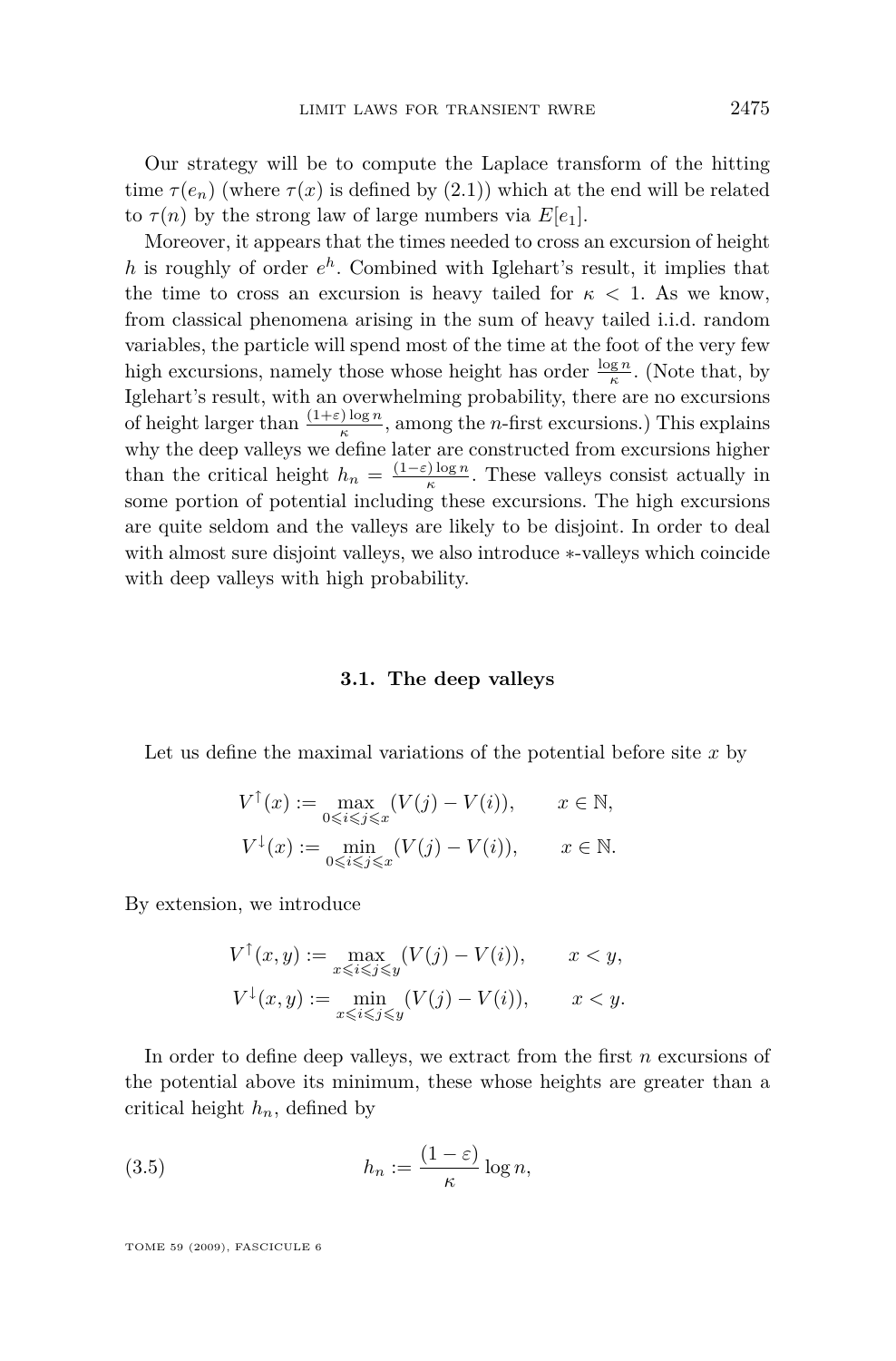Our strategy will be to compute the Laplace transform of the hitting time $\tau(e_n)$ (where $\tau(x)$ is defined by (2.1)) which at the end will be related to $\tau(n)$ by the strong law of large numbers via $E[e_1]$.

Moreover, it appears that the times needed to cross an excursion of height $h$ is roughly of order $e^h$. Combined with Iglehart's result, it implies that the time to cross an excursion is heavy tailed for $\kappa < 1$. As we know, from classical phenomena arising in the sum of heavy tailed i.i.d. random variables, the particle will spend most of the time at the foot of the very few high excursions, namely those whose height has order $\frac{\log n}{\kappa}$. (Note that, by Iglehart's result, with an overwhelming probability, there are no excursions of height larger than $\frac{(1+\varepsilon)\log n}{\kappa}$, among the $n$-first excursions.) This explains why the deep valleys we define later are constructed from excursions higher than the critical height $h_n = \frac{(1-\varepsilon)\log n}{\kappa}$. These valleys consist actually in some portion of potential including these excursions. The high excursions are quite seldom and the valleys are likely to be disjoint. In order to deal with almost sure disjoint valleys, we also introduce $*$-valleys which coincide with deep valleys with high probability.

### 3.1. The deep valleys

Let us define the maximal variations of the potential before site $x$ by

$$V^{\uparrow}(x) := \max_{0 \leqslant i \leqslant j \leqslant x} (V(j) - V(i)), \qquad x \in \mathbb{N},$$

$$V^{\downarrow}(x) := \min_{0 \leqslant i \leqslant j \leqslant x} (V(j) - V(i)), \qquad x \in \mathbb{N}.$$

By extension, we introduce

$$V^{\uparrow}(x,y) := \max_{x \leqslant i \leqslant j \leqslant y} (V(j) - V(i)), \qquad x < y,$$

$$V^{\downarrow}(x,y) := \min_{x \leqslant i \leqslant j \leqslant y} (V(j) - V(i)), \qquad x < y.$$

In order to define deep valleys, we extract from the first $n$ excursions of the potential above its minimum, these whose heights are greater than a critical height $h_n$, defined by

$$h_n := \frac{(1-\varepsilon)}{\kappa} \log n, \tag{3.5}$$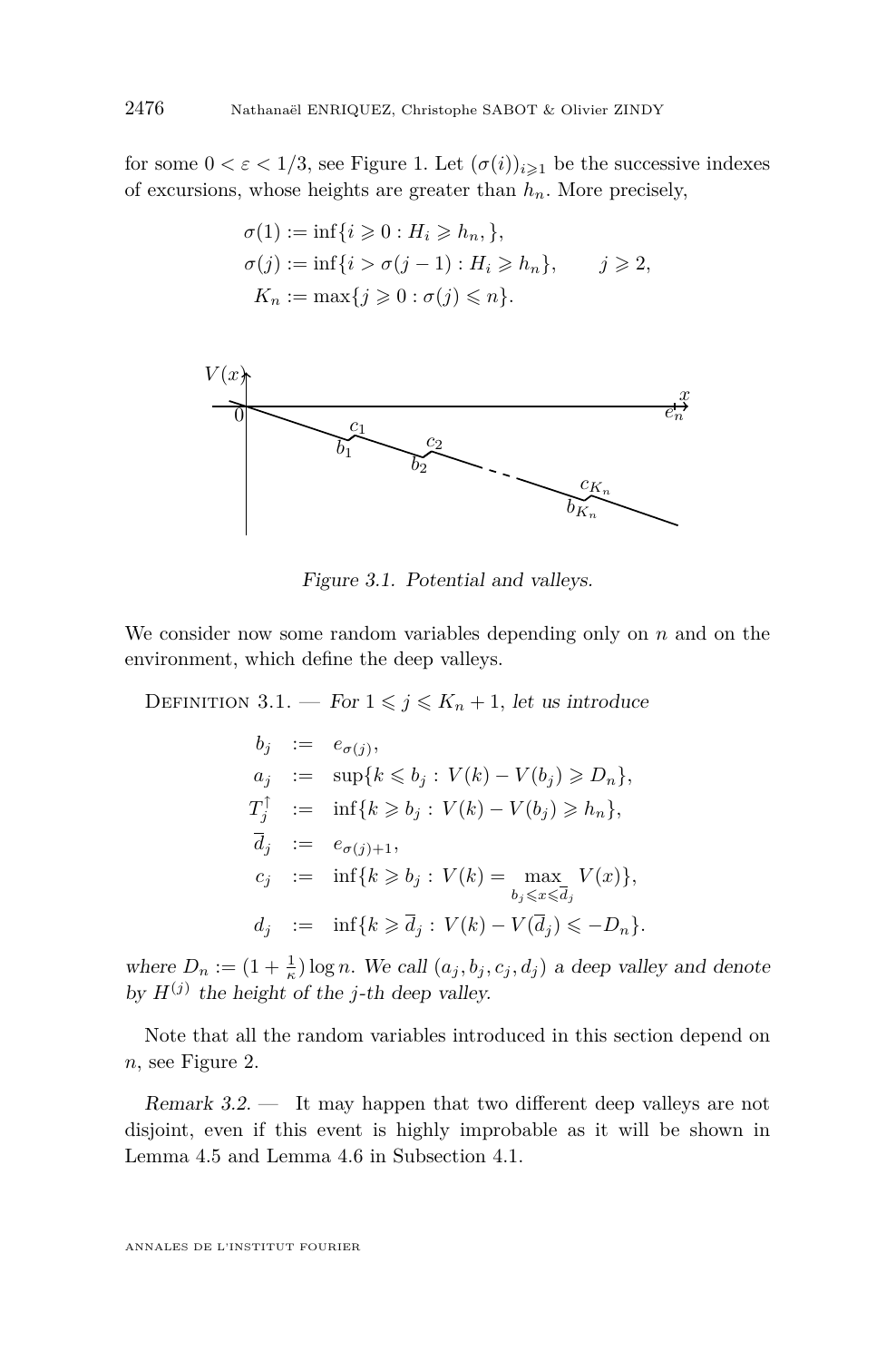for some $0 < \varepsilon < 1/3$, see Figure 1. Let $(\sigma(i))_{i\geqslant 1}$ be the successive indexes of excursions, whose heights are greater than $h_n$. More precisely,

$$\sigma(1) := \inf\{i \geqslant 0 : H_i \geqslant h_n, \},$$
$$\sigma(j) := \inf\{i > \sigma(j-1) : H_i \geqslant h_n\}, \qquad j \geqslant 2,$$
$$K_n := \max\{j \geqslant 0 : \sigma(j) \leqslant n\}.$$

*Figure 3.1. Potential and valleys.*

We consider now some random variables depending only on $n$ and on the environment, which define the deep valleys.

Definition 3.1. — *For $1 \leqslant j \leqslant K_n + 1$, let us introduce*

$$
\begin{aligned}
b_j &:= e_{\sigma(j)},\\
a_j &:= \sup\{k \leqslant b_j : V(k) - V(b_j) \geqslant D_n\},\\
T_j^{\uparrow} &:= \inf\{k \geqslant b_j : V(k) - V(b_j) \geqslant h_n\},\\
\overline{d}_j &:= e_{\sigma(j)+1},\\
c_j &:= \inf\{k \geqslant b_j : V(k) = \max_{b_j \leqslant x \leqslant \overline{d}_j} V(x)\},\\
d_j &:= \inf\{k \geqslant \overline{d}_j : V(k) - V(\overline{d}_j) \leqslant -D_n\}.
\end{aligned}
$$

*where $D_n := (1 + \frac{1}{\kappa}) \log n$. We call $(a_j, b_j, c_j, d_j)$ a deep valley and denote by $H^{(j)}$ the height of the $j$-th deep valley.*

Note that all the random variables introduced in this section depend on $n$, see Figure 2.

*Remark 3.2.* — It may happen that two different deep valleys are not disjoint, even if this event is highly improbable as it will be shown in Lemma 4.5 and Lemma 4.6 in Subsection 4.1.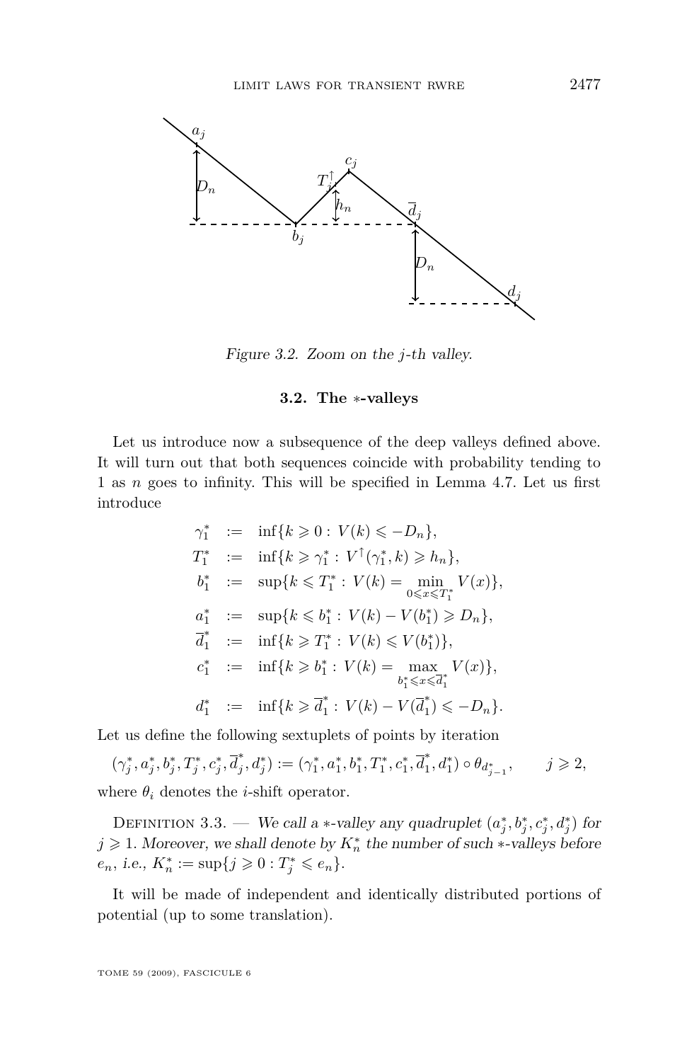Figure 3.2. Zoom on the $j$-th valley.

### 3.2. The $*$-valleys

Let us introduce now a subsequence of the deep valleys defined above. It will turn out that both sequences coincide with probability tending to 1 as $n$ goes to infinity. This will be specified in Lemma 4.7. Let us first introduce

$$
\begin{aligned}
\gamma_1^* &:= \inf\{k \geqslant 0 : V(k) \leqslant -D_n\}, \\
T_1^* &:= \inf\{k \geqslant \gamma_1^* : V^{\uparrow}(\gamma_1^*, k) \geqslant h_n\}, \\
b_1^* &:= \sup\{k \leqslant T_1^* : V(k) = \min_{0 \leqslant x \leqslant T_1^*} V(x)\}, \\
a_1^* &:= \sup\{k \leqslant b_1^* : V(k) - V(b_1^*) \geqslant D_n\}, \\
\overline{d}_1^* &:= \inf\{k \geqslant T_1^* : V(k) \leqslant V(b_1^*)\}, \\
c_1^* &:= \inf\{k \geqslant b_1^* : V(k) = \max_{b_1^* \leqslant x \leqslant \overline{d}_1^*} V(x)\}, \\
d_1^* &:= \inf\{k \geqslant \overline{d}_1^* : V(k) - V(\overline{d}_1^*) \leqslant -D_n\}.
\end{aligned}
$$

Let us define the following sextuplets of points by iteration

$$(\gamma_j^*, a_j^*, b_j^*, T_j^*, c_j^*, \overline{d}_j^*, d_j^*) := (\gamma_1^*, a_1^*, b_1^*, T_1^*, c_1^*, \overline{d}_1^*, d_1^*) \circ \theta_{d_{j-1}^*}, \qquad j \geqslant 2,$$

where $\theta_i$ denotes the $i$-shift operator.

Definition 3.3. — *We call a $*$-valley any quadruplet $(a_j^*, b_j^*, c_j^*, d_j^*)$ for $j \geqslant 1$. Moreover, we shall denote by $K_n^*$ the number of such $*$-valleys before $e_n$, i.e., $K_n^* := \sup\{j \geqslant 0 : T_j^* \leqslant e_n\}$.*

It will be made of independent and identically distributed portions of potential (up to some translation).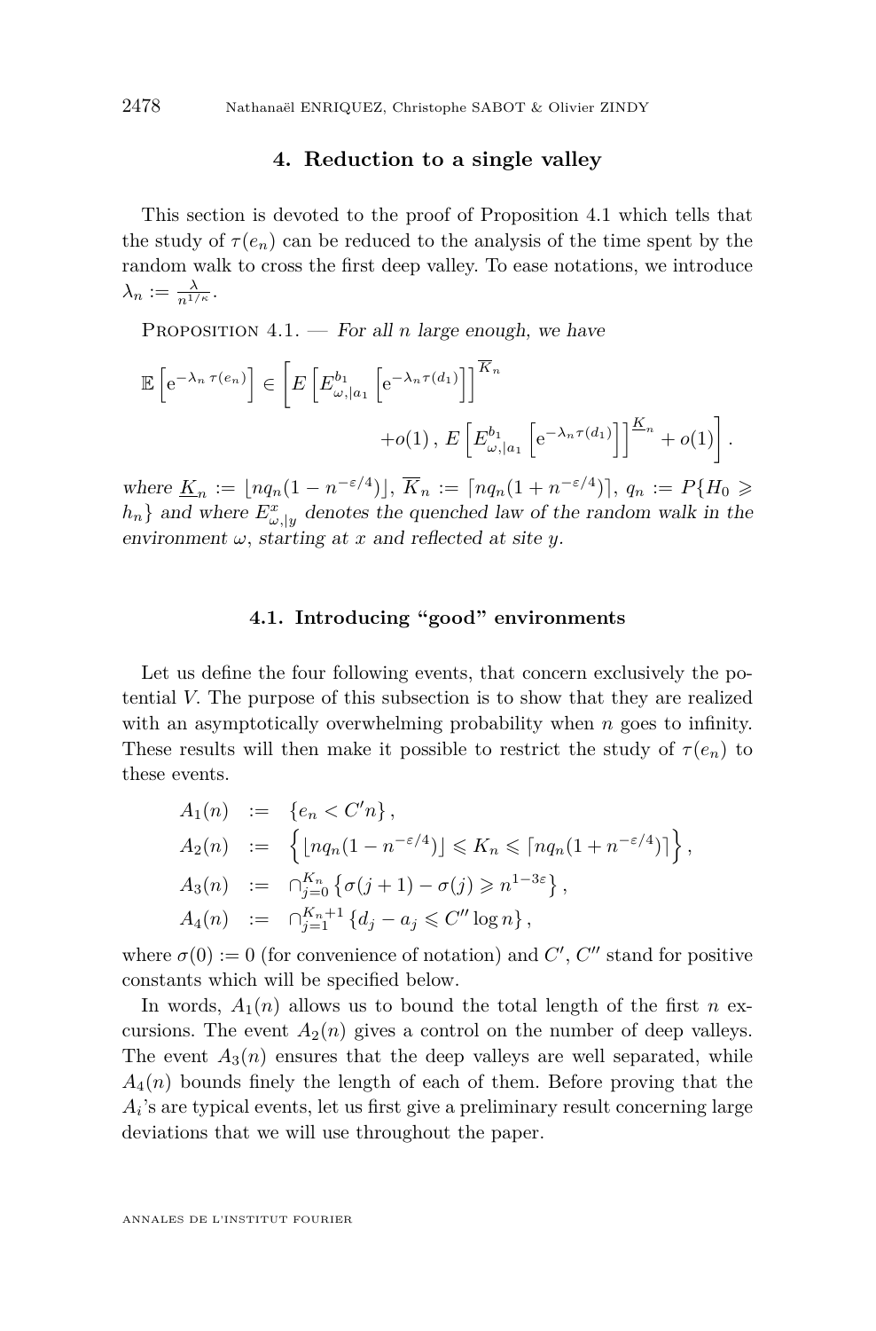## 4. Reduction to a single valley

This section is devoted to the proof of Proposition 4.1 which tells that the study of $\tau(e_n)$ can be reduced to the analysis of the time spent by the random walk to cross the first deep valley. To ease notations, we introduce $\lambda_n := \frac{\lambda}{n^{1/\kappa}}$.

Proposition 4.1. — *For all $n$ large enough, we have*

$$\mathbb{E}\left[\mathrm{e}^{-\lambda_n \tau(e_n)}\right] \in \left[E\left[E^{b_1}_{\omega,|a_1}\left[\mathrm{e}^{-\lambda_n \tau(d_1)}\right]\right]^{\overline{K}_n} + o(1)\,,\; E\left[E^{b_1}_{\omega,|a_1}\left[\mathrm{e}^{-\lambda_n \tau(d_1)}\right]\right]^{\underline{K}_n} + o(1)\right].$$

*where $\underline{K}_n := \lfloor nq_n(1-n^{-\varepsilon/4})\rfloor$, $\overline{K}_n := \lceil nq_n(1+n^{-\varepsilon/4})\rceil$, $q_n := P\{H_0 \geqslant h_n\}$ and where $E^x_{\omega,|y}$ denotes the quenched law of the random walk in the environment $\omega$, starting at $x$ and reflected at site $y$.*

### 4.1. Introducing "good" environments

Let us define the four following events, that concern exclusively the potential $V$. The purpose of this subsection is to show that they are realized with an asymptotically overwhelming probability when $n$ goes to infinity. These results will then make it possible to restrict the study of $\tau(e_n)$ to these events.

$$\begin{aligned}
A_1(n) &:= \{e_n < C'n\}\,,\\
A_2(n) &:= \left\{\lfloor nq_n(1-n^{-\varepsilon/4})\rfloor \leqslant K_n \leqslant \lceil nq_n(1+n^{-\varepsilon/4})\rceil\right\},\\
A_3(n) &:= \cap_{j=0}^{K_n}\left\{\sigma(j+1)-\sigma(j) \geqslant n^{1-3\varepsilon}\right\},\\
A_4(n) &:= \cap_{j=1}^{K_n+1}\left\{d_j - a_j \leqslant C''\log n\right\},
\end{aligned}$$

where $\sigma(0) := 0$ (for convenience of notation) and $C'$, $C''$ stand for positive constants which will be specified below.

In words, $A_1(n)$ allows us to bound the total length of the first $n$ excursions. The event $A_2(n)$ gives a control on the number of deep valleys. The event $A_3(n)$ ensures that the deep valleys are well separated, while $A_4(n)$ bounds finely the length of each of them. Before proving that the $A_i$'s are typical events, let us first give a preliminary result concerning large deviations that we will use throughout the paper.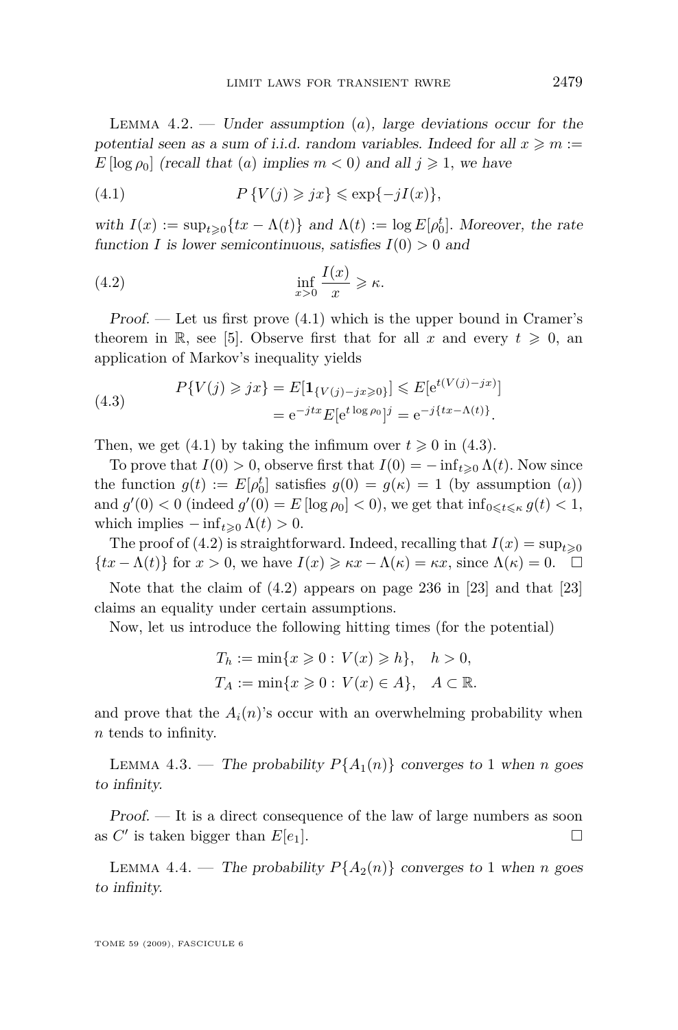Lemma 4.2. — *Under assumption* $(a)$*, large deviations occur for the potential seen as a sum of i.i.d. random variables. Indeed for all* $x \geqslant m := E[\log \rho_0]$ *(recall that* $(a)$ *implies* $m < 0$*) and all* $j \geqslant 1$*, we have*

$$P\{V(j) \geqslant jx\} \leqslant \exp\{-jI(x)\}, \tag{4.1}$$

*with* $I(x) := \sup_{t \geqslant 0}\{tx - \Lambda(t)\}$ *and* $\Lambda(t) := \log E[\rho_0^t]$*. Moreover, the rate function* $I$ *is lower semicontinuous, satisfies* $I(0) > 0$ *and*

$$\inf_{x>0} \frac{I(x)}{x} \geqslant \kappa. \tag{4.2}$$

*Proof.* — Let us first prove (4.1) which is the upper bound in Cramer's theorem in $\mathbb{R}$, see [5]. Observe first that for all $x$ and every $t \geqslant 0$, an application of Markov's inequality yields

$$\begin{aligned} P\{V(j) \geqslant jx\} = E[\mathbf{1}_{\{V(j)-jx \geqslant 0\}}] &\leqslant E[\mathrm{e}^{t(V(j)-jx)}] \\ &= \mathrm{e}^{-jtx} E[\mathrm{e}^{t \log \rho_0}]^j = \mathrm{e}^{-j\{tx - \Lambda(t)\}}. \end{aligned} \tag{4.3}$$

Then, we get (4.1) by taking the infimum over $t \geqslant 0$ in (4.3).

To prove that $I(0) > 0$, observe first that $I(0) = -\inf_{t \geqslant 0} \Lambda(t)$. Now since the function $g(t) := E[\rho_0^t]$ satisfies $g(0) = g(\kappa) = 1$ (by assumption $(a)$) and $g'(0) < 0$ (indeed $g'(0) = E[\log \rho_0] < 0$), we get that $\inf_{0 \leqslant t \leqslant \kappa} g(t) < 1$, which implies $-\inf_{t \geqslant 0} \Lambda(t) > 0$.

The proof of (4.2) is straightforward. Indeed, recalling that $I(x) = \sup_{t \geqslant 0}\{tx - \Lambda(t)\}$ for $x > 0$, we have $I(x) \geqslant \kappa x - \Lambda(\kappa) = \kappa x$, since $\Lambda(\kappa) = 0$. □

Note that the claim of (4.2) appears on page 236 in [23] and that [23] claims an equality under certain assumptions.

Now, let us introduce the following hitting times (for the potential)

$$T_h := \min\{x \geqslant 0 : V(x) \geqslant h\}, \quad h > 0,$$
$$T_A := \min\{x \geqslant 0 : V(x) \in A\}, \quad A \subset \mathbb{R}.$$

and prove that the $A_i(n)$'s occur with an overwhelming probability when $n$ tends to infinity.

Lemma 4.3. — *The probability* $P\{A_1(n)\}$ *converges to* 1 *when* $n$ *goes to infinity.*

*Proof.* — It is a direct consequence of the law of large numbers as soon as $C'$ is taken bigger than $E[e_1]$. □

Lemma 4.4. — *The probability* $P\{A_2(n)\}$ *converges to* 1 *when* $n$ *goes to infinity.*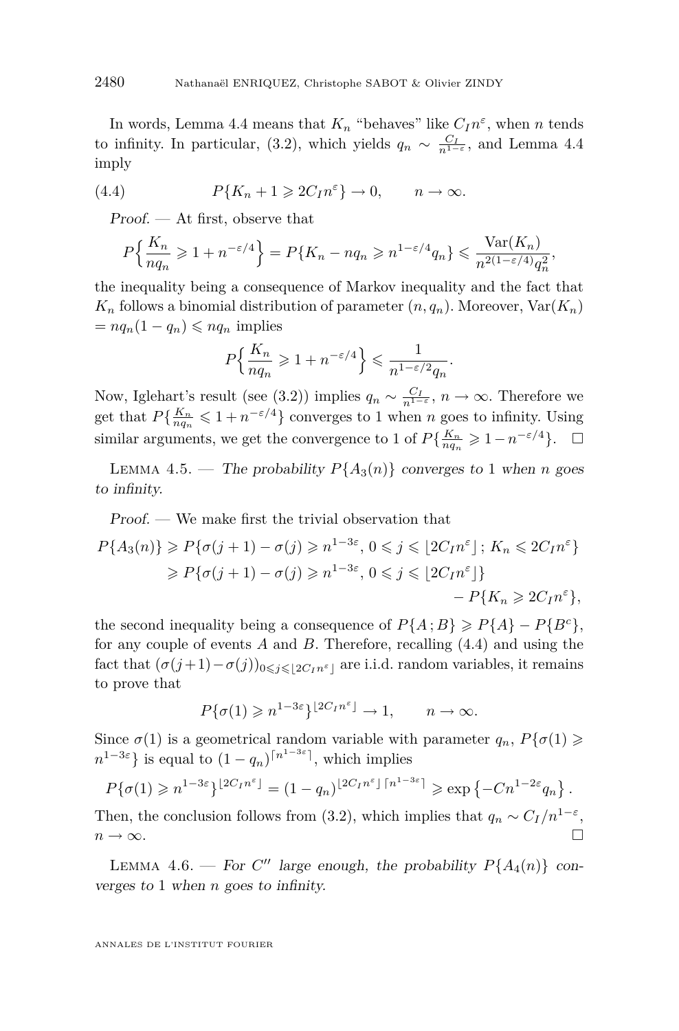In words, Lemma 4.4 means that $K_n$ "behaves" like $C_I n^{\varepsilon}$, when $n$ tends to infinity. In particular, (3.2), which yields $q_n \sim \frac{C_I}{n^{1-\varepsilon}}$, and Lemma 4.4 imply

$$P\{K_n + 1 \geqslant 2C_I n^{\varepsilon}\} \to 0, \qquad n \to \infty. \tag{4.4}$$

*Proof.* — At first, observe that

$$P\Big\{\frac{K_n}{nq_n} \geqslant 1 + n^{-\varepsilon/4}\Big\} = P\{K_n - nq_n \geqslant n^{1-\varepsilon/4} q_n\} \leqslant \frac{\mathrm{Var}(K_n)}{n^{2(1-\varepsilon/4)} q_n^2},$$

the inequality being a consequence of Markov inequality and the fact that $K_n$ follows a binomial distribution of parameter $(n, q_n)$. Moreover, $\mathrm{Var}(K_n) = nq_n(1-q_n) \leqslant nq_n$ implies

$$P\Big\{\frac{K_n}{nq_n} \geqslant 1 + n^{-\varepsilon/4}\Big\} \leqslant \frac{1}{n^{1-\varepsilon/2} q_n}.$$

Now, Iglehart's result (see (3.2)) implies $q_n \sim \frac{C_I}{n^{1-\varepsilon}}$, $n \to \infty$. Therefore we get that $P\{\frac{K_n}{nq_n} \leqslant 1 + n^{-\varepsilon/4}\}$ converges to 1 when $n$ goes to infinity. Using similar arguments, we get the convergence to 1 of $P\{\frac{K_n}{nq_n} \geqslant 1 - n^{-\varepsilon/4}\}$. $\square$

Lemma 4.5. — *The probability $P\{A_3(n)\}$ converges to 1 when $n$ goes to infinity.*

*Proof.* — We make first the trivial observation that

$$\begin{aligned}
P\{A_3(n)\} &\geqslant P\{\sigma(j+1) - \sigma(j) \geqslant n^{1-3\varepsilon},\ 0 \leqslant j \leqslant \lfloor 2C_I n^{\varepsilon} \rfloor\, ;\ K_n \leqslant 2C_I n^{\varepsilon}\} \\
&\geqslant P\{\sigma(j+1) - \sigma(j) \geqslant n^{1-3\varepsilon},\ 0 \leqslant j \leqslant \lfloor 2C_I n^{\varepsilon} \rfloor\} \\
&\qquad - P\{K_n \geqslant 2C_I n^{\varepsilon}\},
\end{aligned}$$

the second inequality being a consequence of $P\{A\,; B\} \geqslant P\{A\} - P\{B^c\}$, for any couple of events $A$ and $B$. Therefore, recalling (4.4) and using the fact that $(\sigma(j+1) - \sigma(j))_{0 \leqslant j \leqslant \lfloor 2C_I n^{\varepsilon} \rfloor}$ are i.i.d. random variables, it remains to prove that

$$P\{\sigma(1) \geqslant n^{1-3\varepsilon}\}^{\lfloor 2C_I n^{\varepsilon} \rfloor} \to 1, \qquad n \to \infty.$$

Since $\sigma(1)$ is a geometrical random variable with parameter $q_n$, $P\{\sigma(1) \geqslant n^{1-3\varepsilon}\}$ is equal to $(1-q_n)^{\lceil n^{1-3\varepsilon} \rceil}$, which implies

$$P\{\sigma(1) \geqslant n^{1-3\varepsilon}\}^{\lfloor 2C_I n^{\varepsilon} \rfloor} = (1-q_n)^{\lfloor 2C_I n^{\varepsilon} \rfloor \lceil n^{1-3\varepsilon} \rceil} \geqslant \exp\left\{-C n^{1-2\varepsilon} q_n\right\}.$$

Then, the conclusion follows from (3.2), which implies that $q_n \sim C_I / n^{1-\varepsilon}$, $n \to \infty$. $\square$

Lemma 4.6. — *For $C''$ large enough, the probability $P\{A_4(n)\}$ converges to 1 when $n$ goes to infinity.*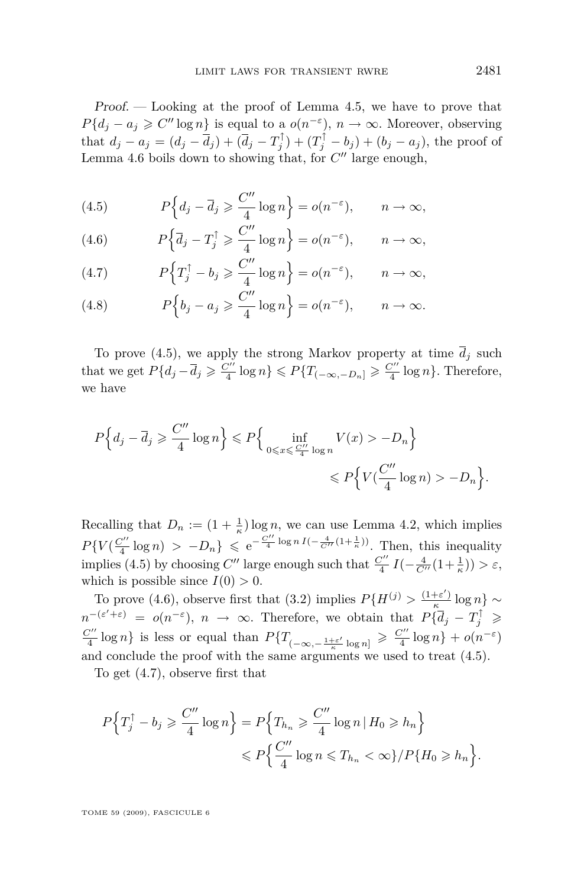*Proof.* — Looking at the proof of Lemma 4.5, we have to prove that $P\{d_j - a_j \geqslant C'' \log n\}$ is equal to a $o(n^{-\varepsilon})$, $n \to \infty$. Moreover, observing that $d_j - a_j = (d_j - \overline{d}_j) + (\overline{d}_j - T_j^{\uparrow}) + (T_j^{\uparrow} - b_j) + (b_j - a_j)$, the proof of Lemma 4.6 boils down to showing that, for $C''$ large enough,

$$P\Big\{d_j - \overline{d}_j \geqslant \frac{C''}{4} \log n\Big\} = o(n^{-\varepsilon}), \qquad n \to \infty, \tag{4.5}$$

$$P\Big\{\overline{d}_j - T_j^{\uparrow} \geqslant \frac{C''}{4} \log n\Big\} = o(n^{-\varepsilon}), \qquad n \to \infty, \tag{4.6}$$

$$P\Big\{T_j^{\uparrow} - b_j \geqslant \frac{C''}{4} \log n\Big\} = o(n^{-\varepsilon}), \qquad n \to \infty, \tag{4.7}$$

$$P\Big\{b_j - a_j \geqslant \frac{C''}{4} \log n\Big\} = o(n^{-\varepsilon}), \qquad n \to \infty. \tag{4.8}$$

To prove (4.5), we apply the strong Markov property at time $\overline{d}_j$ such that we get $P\{d_j - \overline{d}_j \geqslant \frac{C''}{4} \log n\} \leqslant P\{T_{(-\infty,-D_n]} \geqslant \frac{C''}{4} \log n\}$. Therefore, we have

$$P\Big\{d_j - \overline{d}_j \geqslant \frac{C''}{4} \log n\Big\} \leqslant P\Big\{\inf_{0 \leqslant x \leqslant \frac{C''}{4} \log n} V(x) > -D_n\Big\} \leqslant P\Big\{V(\frac{C''}{4} \log n) > -D_n\Big\}.$$

Recalling that $D_n := (1 + \frac{1}{\kappa}) \log n$, we can use Lemma 4.2, which implies $P\{V(\frac{C''}{4} \log n) > -D_n\} \leqslant e^{-\frac{C''}{4} \log n \, I(-\frac{4}{C''}(1+\frac{1}{\kappa}))}$. Then, this inequality implies (4.5) by choosing $C''$ large enough such that $\frac{C''}{4} I(-\frac{4}{C''}(1+\frac{1}{\kappa})) > \varepsilon$, which is possible since $I(0) > 0$.

To prove (4.6), observe first that (3.2) implies $P\{H^{(j)} > \frac{(1+\varepsilon')}{\kappa} \log n\} \sim n^{-(\varepsilon'+\varepsilon)} = o(n^{-\varepsilon})$, $n \to \infty$. Therefore, we obtain that $P\{\overline{d}_j - T_j^{\uparrow} \geqslant \frac{C''}{4} \log n\}$ is less or equal than $P\{T_{(-\infty,-\frac{1+\varepsilon'}{\kappa} \log n]} \geqslant \frac{C''}{4} \log n\} + o(n^{-\varepsilon})$ and conclude the proof with the same arguments we used to treat (4.5).

To get (4.7), observe first that

$$P\Big\{T_j^{\uparrow} - b_j \geqslant \frac{C''}{4} \log n\Big\} = P\Big\{T_{h_n} \geqslant \frac{C''}{4} \log n \,|\, H_0 \geqslant h_n\Big\} \leqslant P\Big\{\frac{C''}{4} \log n \leqslant T_{h_n} < \infty\}/P\{H_0 \geqslant h_n\Big\}.$$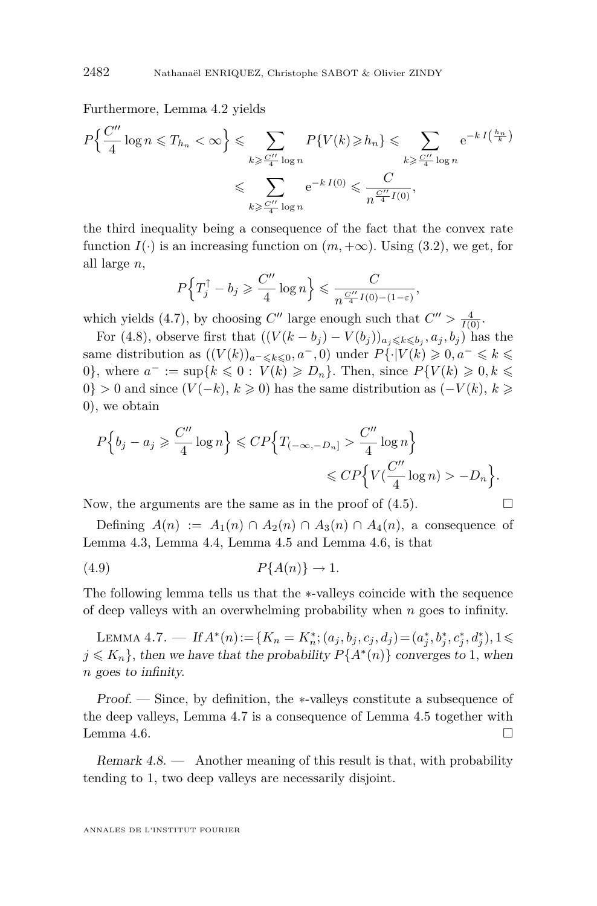Furthermore, Lemma 4.2 yields

$$P\Big\{\frac{C''}{4}\log n \leqslant T_{h_n} < \infty\Big\} \leqslant \sum_{k\geqslant \frac{C''}{4}\log n} P\{V(k)\geqslant h_n\} \leqslant \sum_{k\geqslant \frac{C''}{4}\log n} \mathrm{e}^{-k\, I\left(\frac{h_n}{k}\right)}$$

$$\leqslant \sum_{k\geqslant \frac{C''}{4}\log n} \mathrm{e}^{-k\, I(0)} \leqslant \frac{C}{n^{\frac{C''}{4}I(0)}},$$

the third inequality being a consequence of the fact that the convex rate function $I(\cdot)$ is an increasing function on $(m,+\infty)$. Using (3.2), we get, for all large $n$,

$$P\Big\{T_j^{\uparrow} - b_j \geqslant \frac{C''}{4}\log n\Big\} \leqslant \frac{C}{n^{\frac{C''}{4}I(0)-(1-\varepsilon)}},$$

which yields (4.7), by choosing $C''$ large enough such that $C'' > \frac{4}{I(0)}$.

For (4.8), observe first that $((V(k-b_j)-V(b_j))_{a_j\leqslant k\leqslant b_j}, a_j, b_j)$ has the same distribution as $((V(k))_{a^-\leqslant k\leqslant 0}, a^-, 0)$ under $P\{\cdot | V(k)\geqslant 0, a^-\leqslant k\leqslant 0\}$, where $a^- := \sup\{k\leqslant 0 : V(k)\geqslant D_n\}$. Then, since $P\{V(k)\geqslant 0, k\leqslant 0\} > 0$ and since $(V(-k),\, k\geqslant 0)$ has the same distribution as $(-V(k),\, k\geqslant 0)$, we obtain

$$P\Big\{b_j - a_j \geqslant \frac{C''}{4}\log n\Big\} \leqslant CP\Big\{T_{(-\infty,-D_n]} > \frac{C''}{4}\log n\Big\}$$

$$\leqslant CP\Big\{V(\frac{C''}{4}\log n) > -D_n\Big\}.$$

Now, the arguments are the same as in the proof of (4.5). $\square$

Defining $A(n) := A_1(n)\cap A_2(n)\cap A_3(n)\cap A_4(n)$, a consequence of Lemma 4.3, Lemma 4.4, Lemma 4.5 and Lemma 4.6, is that

$$P\{A(n)\} \to 1. \tag{4.9}$$

The following lemma tells us that the $*$-valleys coincide with the sequence of deep valleys with an overwhelming probability when $n$ goes to infinity.

Lemma 4.7. — *If $A^*(n) := \{K_n = K_n^*; (a_j, b_j, c_j, d_j) = (a_j^*, b_j^*, c_j^*, d_j^*), 1\leqslant j\leqslant K_n\}$, then we have that the probability $P\{A^*(n)\}$ converges to 1, when $n$ goes to infinity.*

*Proof.* — Since, by definition, the $*$-valleys constitute a subsequence of the deep valleys, Lemma 4.7 is a consequence of Lemma 4.5 together with Lemma 4.6. $\square$

*Remark 4.8.* — Another meaning of this result is that, with probability tending to 1, two deep valleys are necessarily disjoint.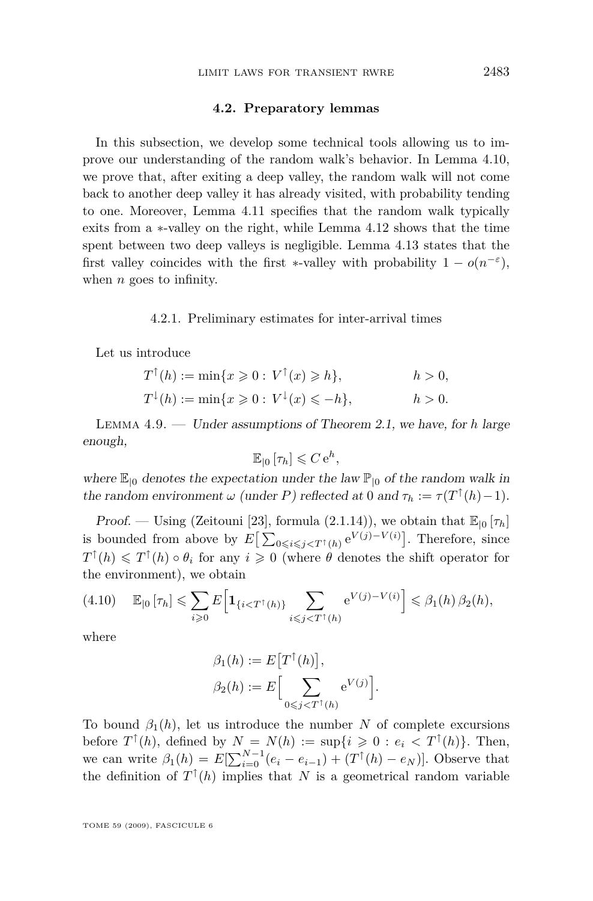### 4.2. Preparatory lemmas

In this subsection, we develop some technical tools allowing us to improve our understanding of the random walk's behavior. In Lemma 4.10, we prove that, after exiting a deep valley, the random walk will not come back to another deep valley it has already visited, with probability tending to one. Moreover, Lemma 4.11 specifies that the random walk typically exits from a $*$-valley on the right, while Lemma 4.12 shows that the time spent between two deep valleys is negligible. Lemma 4.13 states that the first valley coincides with the first $*$-valley with probability $1 - o(n^{-\varepsilon})$, when $n$ goes to infinity.

#### 4.2.1. Preliminary estimates for inter-arrival times

Let us introduce

$$
\begin{aligned}
T^{\uparrow}(h) &:= \min\{x \geqslant 0 : V^{\uparrow}(x) \geqslant h\}, \qquad & h > 0,\\
T^{\downarrow}(h) &:= \min\{x \geqslant 0 : V^{\downarrow}(x) \leqslant -h\}, \qquad & h > 0.
\end{aligned}
$$

Lemma 4.9. — *Under assumptions of Theorem 2.1, we have, for $h$ large enough,*

$$
\mathbb{E}_{|0}\left[\tau_h\right] \leqslant C\,\mathrm{e}^h,
$$

*where $\mathbb{E}_{|0}$ denotes the expectation under the law $\mathbb{P}_{|0}$ of the random walk in the random environment $\omega$ (under $P$) reflected at 0 and $\tau_h := \tau(T^{\uparrow}(h)-1)$.*

*Proof.* — Using (Zeitouni [23], formula (2.1.14)), we obtain that $\mathbb{E}_{|0}\left[\tau_h\right]$ is bounded from above by $E\big[\sum_{0\leqslant i\leqslant j<T^{\uparrow}(h)} \mathrm{e}^{V(j)-V(i)}\big]$. Therefore, since $T^{\uparrow}(h) \leqslant T^{\uparrow}(h)\circ\theta_i$ for any $i \geqslant 0$ (where $\theta$ denotes the shift operator for the environment), we obtain

$$
\mathbb{E}_{|0}\left[\tau_h\right] \leqslant \sum_{i\geqslant 0} E\Big[\mathbf{1}_{\{i<T^{\uparrow}(h)\}} \sum_{i\leqslant j<T^{\uparrow}(h)} \mathrm{e}^{V(j)-V(i)}\Big] \leqslant \beta_1(h)\,\beta_2(h), \tag{4.10}
$$

where

$$
\begin{aligned}
\beta_1(h) &:= E\big[T^{\uparrow}(h)\big],\\
\beta_2(h) &:= E\Big[\sum_{0\leqslant j<T^{\uparrow}(h)} \mathrm{e}^{V(j)}\Big].
\end{aligned}
$$

To bound $\beta_1(h)$, let us introduce the number $N$ of complete excursions before $T^{\uparrow}(h)$, defined by $N = N(h) := \sup\{i \geqslant 0 : e_i < T^{\uparrow}(h)\}$. Then, we can write $\beta_1(h) = E[\sum_{i=0}^{N-1}(e_i - e_{i-1}) + (T^{\uparrow}(h) - e_N)]$. Observe that the definition of $T^{\uparrow}(h)$ implies that $N$ is a geometrical random variable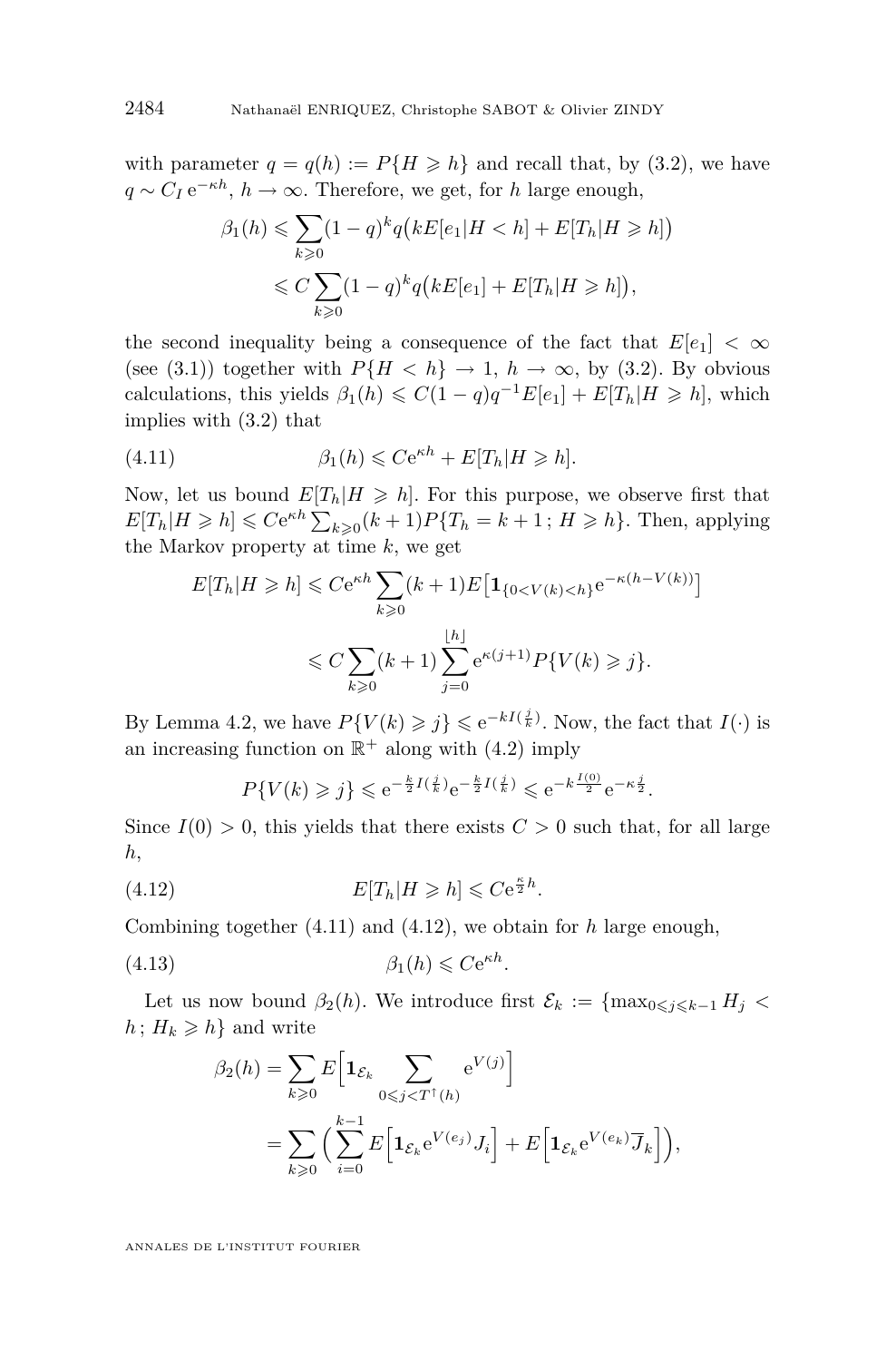with parameter $q = q(h) := P\{H \geqslant h\}$ and recall that, by (3.2), we have $q \sim C_I \, \mathrm{e}^{-\kappa h}$, $h \to \infty$. Therefore, we get, for $h$ large enough,

$$\begin{aligned}\beta_1(h) &\leqslant \sum_{k\geqslant 0}(1-q)^k q\big(kE[e_1|H<h] + E[T_h|H\geqslant h]\big)\\ &\leqslant C\sum_{k\geqslant 0}(1-q)^k q\big(kE[e_1] + E[T_h|H\geqslant h]\big),\end{aligned}$$

the second inequality being a consequence of the fact that $E[e_1] < \infty$ (see (3.1)) together with $P\{H < h\} \to 1$, $h \to \infty$, by (3.2). By obvious calculations, this yields $\beta_1(h) \leqslant C(1-q)q^{-1}E[e_1] + E[T_h|H \geqslant h]$, which implies with (3.2) that

$$\beta_1(h) \leqslant C\mathrm{e}^{\kappa h} + E[T_h|H\geqslant h]. \tag{4.11}$$

Now, let us bound $E[T_h|H \geqslant h]$. For this purpose, we observe first that $E[T_h|H \geqslant h] \leqslant C\mathrm{e}^{\kappa h}\sum_{k\geqslant 0}(k+1)P\{T_h = k+1\,;\, H\geqslant h\}$. Then, applying the Markov property at time $k$, we get

$$\begin{aligned}E[T_h|H\geqslant h] &\leqslant C\mathrm{e}^{\kappa h}\sum_{k\geqslant 0}(k+1)E\big[\mathbf{1}_{\{0<V(k)<h\}}\mathrm{e}^{-\kappa(h-V(k))}\big]\\ &\leqslant C\sum_{k\geqslant 0}(k+1)\sum_{j=0}^{\lfloor h\rfloor}\mathrm{e}^{\kappa(j+1)}P\{V(k)\geqslant j\}.\end{aligned}$$

By Lemma 4.2, we have $P\{V(k) \geqslant j\} \leqslant \mathrm{e}^{-kI(\frac{j}{k})}$. Now, the fact that $I(\cdot)$ is an increasing function on $\mathbb{R}^+$ along with (4.2) imply

$$P\{V(k)\geqslant j\} \leqslant \mathrm{e}^{-\frac{k}{2}I(\frac{j}{k})}\mathrm{e}^{-\frac{k}{2}I(\frac{j}{k})} \leqslant \mathrm{e}^{-k\frac{I(0)}{2}}\mathrm{e}^{-\kappa\frac{j}{2}}.$$

Since $I(0) > 0$, this yields that there exists $C > 0$ such that, for all large $h$,

$$E[T_h|H\geqslant h] \leqslant C\mathrm{e}^{\frac{\kappa}{2}h}. \tag{4.12}$$

Combining together (4.11) and (4.12), we obtain for $h$ large enough,

$$\beta_1(h) \leqslant C\mathrm{e}^{\kappa h}. \tag{4.13}$$

Let us now bound $\beta_2(h)$. We introduce first $\mathcal{E}_k := \{\max_{0\leqslant j\leqslant k-1} H_j < h\,;\, H_k \geqslant h\}$ and write

$$\begin{aligned}\beta_2(h) &= \sum_{k\geqslant 0}E\Big[\mathbf{1}_{\mathcal{E}_k}\sum_{0\leqslant j<T^{\uparrow}(h)}\mathrm{e}^{V(j)}\Big]\\ &= \sum_{k\geqslant 0}\Big(\sum_{i=0}^{k-1}E\Big[\mathbf{1}_{\mathcal{E}_k}\mathrm{e}^{V(e_j)}J_i\Big] + E\Big[\mathbf{1}_{\mathcal{E}_k}\mathrm{e}^{V(e_k)}\overline{J}_k\Big]\Big),\end{aligned}$$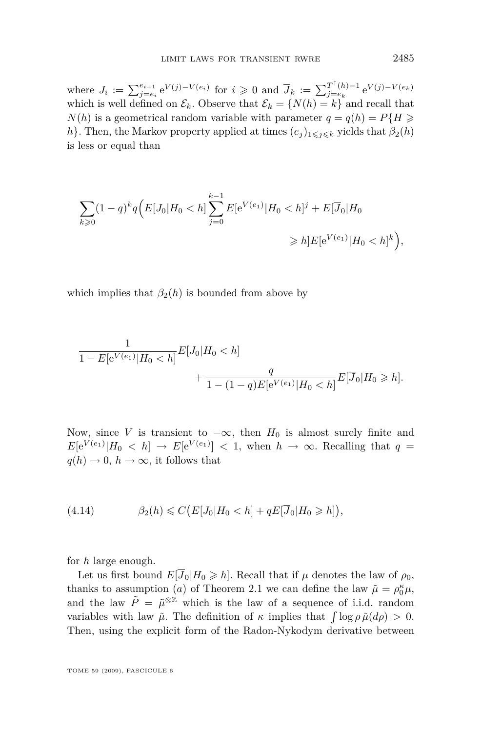where $J_i := \sum_{j=e_i}^{e_{i+1}} \mathrm{e}^{V(j)-V(e_i)}$ for $i \geqslant 0$ and $\overline{J}_k := \sum_{j=e_k}^{T^{\uparrow}(h)-1} \mathrm{e}^{V(j)-V(e_k)}$ which is well defined on $\mathcal{E}_k$. Observe that $\mathcal{E}_k = \{N(h) = k\}$ and recall that $N(h)$ is a geometrical random variable with parameter $q = q(h) = P\{H \geqslant h\}$. Then, the Markov property applied at times $(e_j)_{1 \leqslant j \leqslant k}$ yields that $\beta_2(h)$ is less or equal than

$$\sum_{k \geqslant 0} (1-q)^k q \Big( E[J_0 | H_0 < h] \sum_{j=0}^{k-1} E[\mathrm{e}^{V(e_1)} | H_0 < h]^j + E[\overline{J}_0 | H_0 \geqslant h] E[\mathrm{e}^{V(e_1)} | H_0 < h]^k \Big),$$

which implies that $\beta_2(h)$ is bounded from above by

$$\frac{1}{1 - E[\mathrm{e}^{V(e_1)} | H_0 < h]} E[J_0 | H_0 < h] + \frac{q}{1 - (1-q) E[\mathrm{e}^{V(e_1)} | H_0 < h]} E[\overline{J}_0 | H_0 \geqslant h].$$

Now, since $V$ is transient to $-\infty$, then $H_0$ is almost surely finite and $E[\mathrm{e}^{V(e_1)} | H_0 < h] \to E[\mathrm{e}^{V(e_1)}] < 1$, when $h \to \infty$. Recalling that $q = q(h) \to 0$, $h \to \infty$, it follows that

$$\beta_2(h) \leqslant C \big( E[J_0 | H_0 < h] + q E[\overline{J}_0 | H_0 \geqslant h] \big), \tag{4.14}$$

for $h$ large enough.

Let us first bound $E[\overline{J}_0 | H_0 \geqslant h]$. Recall that if $\mu$ denotes the law of $\rho_0$, thanks to assumption $(a)$ of Theorem 2.1 we can define the law $\tilde{\mu} = \rho_0^{\kappa} \mu$, and the law $\tilde{P} = \tilde{\mu}^{\otimes \mathbb{Z}}$ which is the law of a sequence of i.i.d. random variables with law $\tilde{\mu}$. The definition of $\kappa$ implies that $\int \log \rho \, \tilde{\mu}(d\rho) > 0$. Then, using the explicit form of the Radon-Nykodym derivative between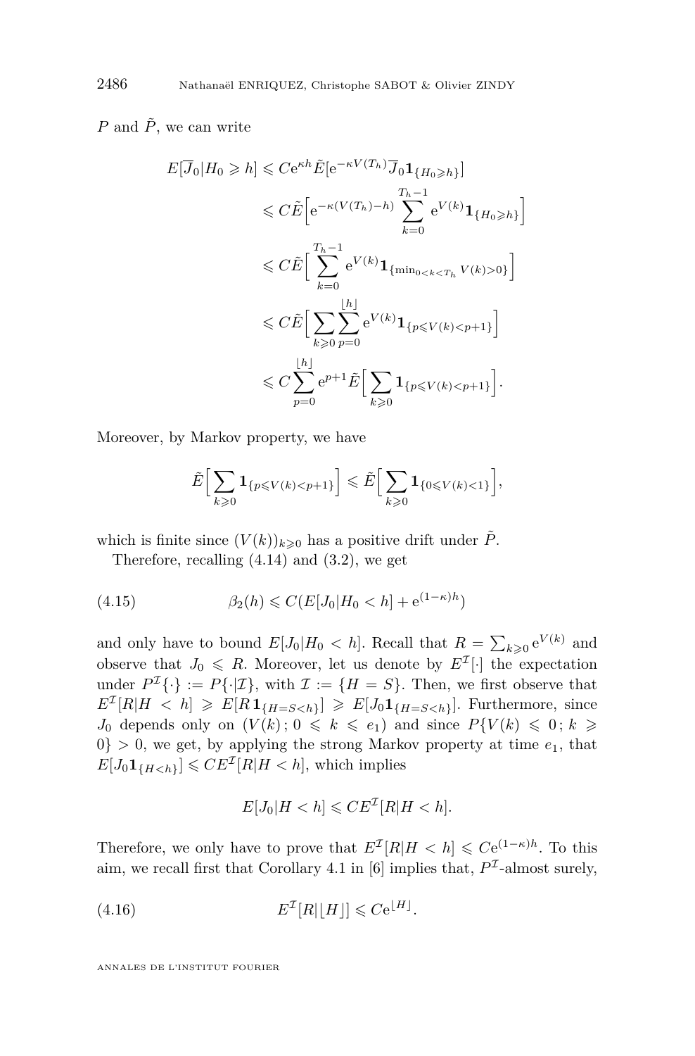$P$ and $\tilde{P}$, we can write

$$
\begin{aligned}
E[\overline{J}_0 | H_0 \geqslant h] &\leqslant C\mathrm{e}^{\kappa h} \tilde{E}[\mathrm{e}^{-\kappa V(T_h)} \overline{J}_0 \mathbf{1}_{\{H_0 \geqslant h\}}] \\
&\leqslant C\tilde{E}\Big[\mathrm{e}^{-\kappa(V(T_h)-h)} \sum_{k=0}^{T_h-1} \mathrm{e}^{V(k)} \mathbf{1}_{\{H_0 \geqslant h\}}\Big] \\
&\leqslant C\tilde{E}\Big[\sum_{k=0}^{T_h-1} \mathrm{e}^{V(k)} \mathbf{1}_{\{\min_{0<k<T_h} V(k)>0\}}\Big] \\
&\leqslant C\tilde{E}\Big[\sum_{k\geqslant 0} \sum_{p=0}^{\lfloor h \rfloor} \mathrm{e}^{V(k)} \mathbf{1}_{\{p \leqslant V(k) < p+1\}}\Big] \\
&\leqslant C \sum_{p=0}^{\lfloor h \rfloor} \mathrm{e}^{p+1} \tilde{E}\Big[\sum_{k\geqslant 0} \mathbf{1}_{\{p \leqslant V(k) < p+1\}}\Big].
\end{aligned}
$$

Moreover, by Markov property, we have

$$
\tilde{E}\Big[\sum_{k\geqslant 0} \mathbf{1}_{\{p \leqslant V(k) < p+1\}}\Big] \leqslant \tilde{E}\Big[\sum_{k\geqslant 0} \mathbf{1}_{\{0 \leqslant V(k) < 1\}}\Big],
$$

which is finite since $(V(k))_{k\geqslant 0}$ has a positive drift under $\tilde{P}$.

Therefore, recalling (4.14) and (3.2), we get

$$
\beta_2(h) \leqslant C(E[J_0 | H_0 < h] + \mathrm{e}^{(1-\kappa)h}) \tag{4.15}
$$

and only have to bound $E[J_0 | H_0 < h]$. Recall that $R = \sum_{k\geqslant 0} \mathrm{e}^{V(k)}$ and observe that $J_0 \leqslant R$. Moreover, let us denote by $E^{\mathcal{I}}[\cdot]$ the expectation under $P^{\mathcal{I}}\{\cdot\} := P\{\cdot | \mathcal{I}\}$, with $\mathcal{I} := \{H = S\}$. Then, we first observe that $E^{\mathcal{I}}[R | H < h] \geqslant E[R\,\mathbf{1}_{\{H=S<h\}}] \geqslant E[J_0 \mathbf{1}_{\{H=S<h\}}]$. Furthermore, since $J_0$ depends only on $(V(k)\,;\, 0 \leqslant k \leqslant e_1)$ and since $P\{V(k) \leqslant 0\,;\, k \geqslant 0\} > 0$, we get, by applying the strong Markov property at time $e_1$, that $E[J_0 \mathbf{1}_{\{H<h\}}] \leqslant C E^{\mathcal{I}}[R | H < h]$, which implies

$$
E[J_0 | H < h] \leqslant C E^{\mathcal{I}}[R | H < h].
$$

Therefore, we only have to prove that $E^{\mathcal{I}}[R | H < h] \leqslant C\mathrm{e}^{(1-\kappa)h}$. To this aim, we recall first that Corollary 4.1 in [6] implies that, $P^{\mathcal{I}}$-almost surely,

$$
E^{\mathcal{I}}[R | \lfloor H \rfloor] \leqslant C\mathrm{e}^{\lfloor H \rfloor}. \tag{4.16}
$$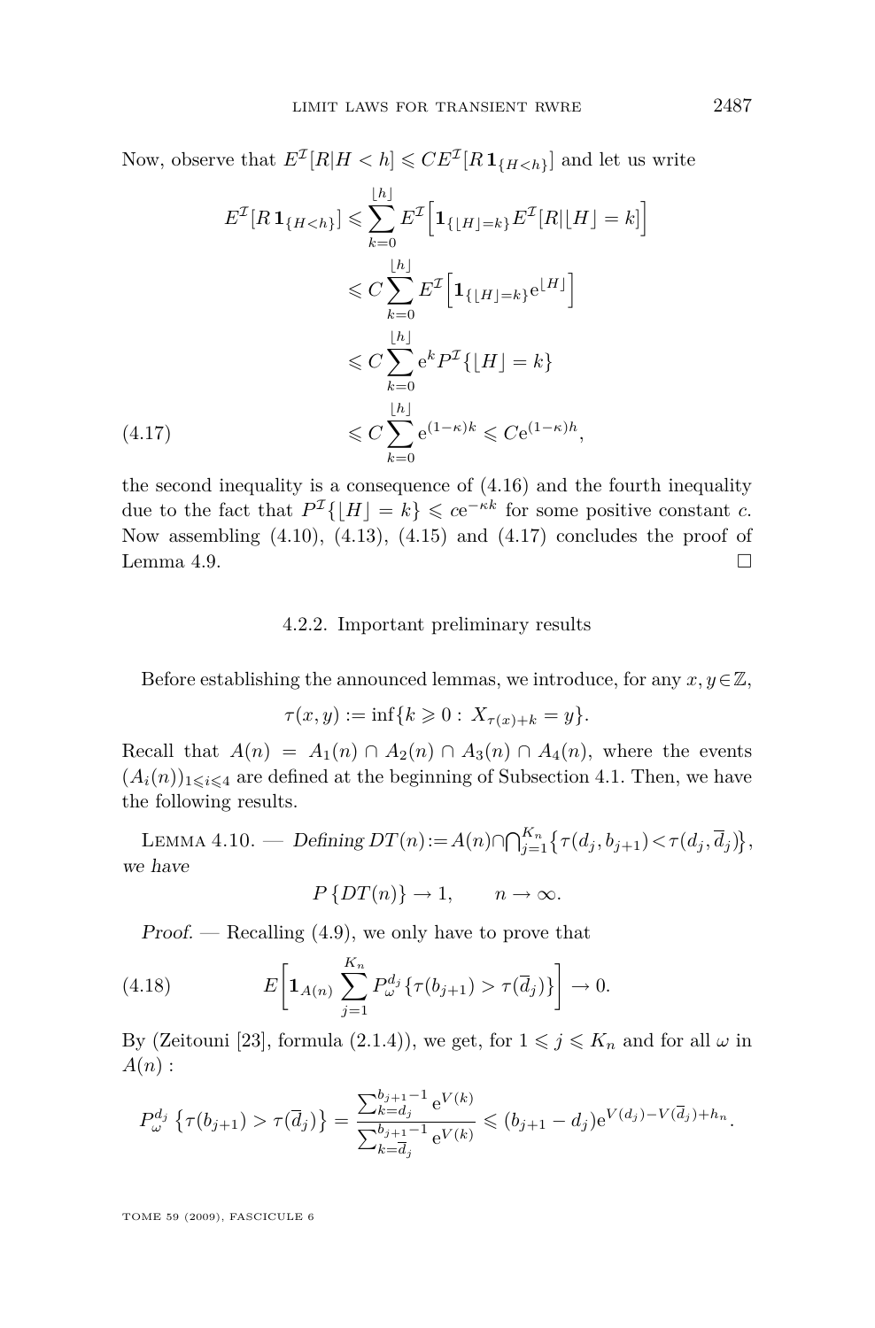Now, observe that $E^{\mathcal{I}}[R|H<h] \leqslant C E^{\mathcal{I}}[R\,\mathbf{1}_{\{H<h\}}]$ and let us write

$$
\begin{aligned}
E^{\mathcal{I}}[R\,\mathbf{1}_{\{H<h\}}] &\leqslant \sum_{k=0}^{\lfloor h\rfloor} E^{\mathcal{I}}\Big[\mathbf{1}_{\{\lfloor H\rfloor=k\}} E^{\mathcal{I}}[R|\lfloor H\rfloor=k]\Big] \\
&\leqslant C\sum_{k=0}^{\lfloor h\rfloor} E^{\mathcal{I}}\Big[\mathbf{1}_{\{\lfloor H\rfloor=k\}} \mathrm{e}^{\lfloor H\rfloor}\Big] \\
&\leqslant C\sum_{k=0}^{\lfloor h\rfloor} \mathrm{e}^{k} P^{\mathcal{I}}\{\lfloor H\rfloor=k\} \\
&\leqslant C\sum_{k=0}^{\lfloor h\rfloor} \mathrm{e}^{(1-\kappa)k} \leqslant C\mathrm{e}^{(1-\kappa)h},
\end{aligned}
\tag{4.17}
$$

the second inequality is a consequence of (4.16) and the fourth inequality due to the fact that $P^{\mathcal{I}}\{\lfloor H\rfloor=k\} \leqslant c\mathrm{e}^{-\kappa k}$ for some positive constant $c$. Now assembling (4.10), (4.13), (4.15) and (4.17) concludes the proof of Lemma 4.9. □

### 4.2.2. Important preliminary results

Before establishing the announced lemmas, we introduce, for any $x, y \in \mathbb{Z}$,

$$\tau(x,y) := \inf\{k \geqslant 0 :\ X_{\tau(x)+k} = y\}.$$

Recall that $A(n) = A_1(n) \cap A_2(n) \cap A_3(n) \cap A_4(n)$, where the events $(A_i(n))_{1\leqslant i\leqslant 4}$ are defined at the beginning of Subsection 4.1. Then, we have the following results.

Lemma 4.10. — *Defining* $DT(n) := A(n) \cap \bigcap_{j=1}^{K_n} \{\tau(d_j, b_{j+1}) < \tau(d_j, \overline{d}_j)\}$, *we have*

$$P\{DT(n)\} \to 1, \qquad n \to \infty.$$

*Proof.* — Recalling (4.9), we only have to prove that

$$E\bigg[\mathbf{1}_{A(n)} \sum_{j=1}^{K_n} P_{\omega}^{d_j}\{\tau(b_{j+1}) > \tau(\overline{d}_j)\}\bigg] \to 0. \tag{4.18}$$

By (Zeitouni [23], formula (2.1.4)), we get, for $1 \leqslant j \leqslant K_n$ and for all $\omega$ in $A(n)$ :

$$P_{\omega}^{d_j}\left\{\tau(b_{j+1}) > \tau(\overline{d}_j)\right\} = \frac{\sum_{k=d_j}^{b_{j+1}-1} \mathrm{e}^{V(k)}}{\sum_{k=\overline{d}_j}^{b_{j+1}-1} \mathrm{e}^{V(k)}} \leqslant (b_{j+1}-d_j)\mathrm{e}^{V(d_j)-V(\overline{d}_j)+h_n}.$$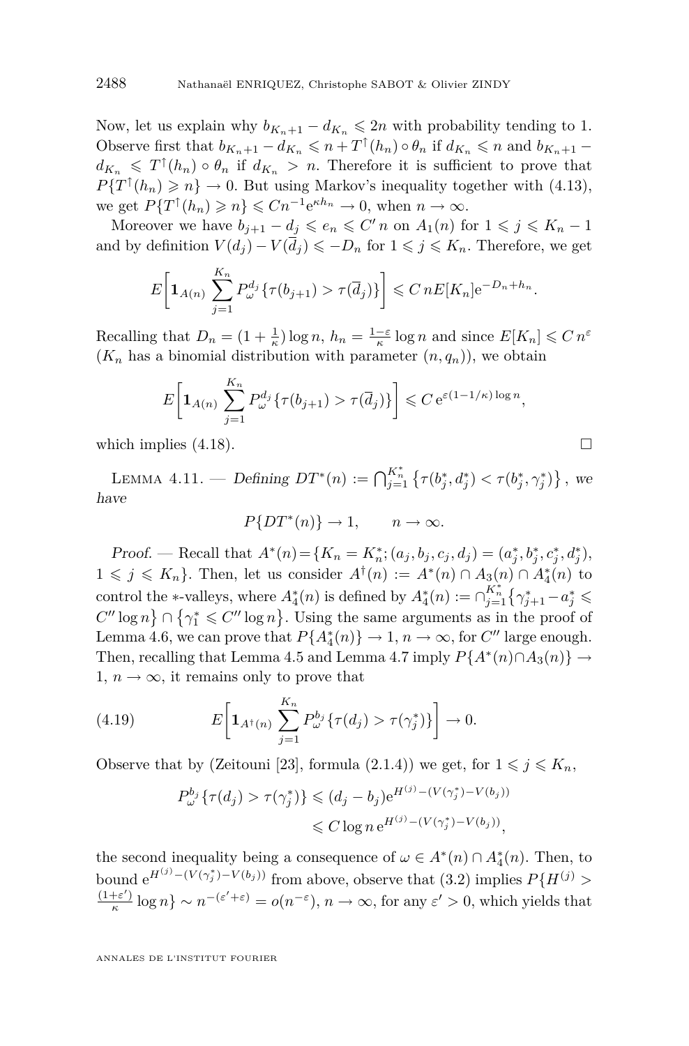Now, let us explain why $b_{K_n+1} - d_{K_n} \leqslant 2n$ with probability tending to 1. Observe first that $b_{K_n+1} - d_{K_n} \leqslant n + T^{\uparrow}(h_n) \circ \theta_n$ if $d_{K_n} \leqslant n$ and $b_{K_n+1} - d_{K_n} \leqslant T^{\uparrow}(h_n) \circ \theta_n$ if $d_{K_n} > n$. Therefore it is sufficient to prove that $P\{T^{\uparrow}(h_n) \geqslant n\} \to 0$. But using Markov's inequality together with (4.13), we get $P\{T^{\uparrow}(h_n) \geqslant n\} \leqslant Cn^{-1}\mathrm{e}^{\kappa h_n} \to 0$, when $n \to \infty$.

Moreover we have $b_{j+1} - d_j \leqslant e_n \leqslant C' n$ on $A_1(n)$ for $1 \leqslant j \leqslant K_n - 1$ and by definition $V(d_j) - V(\overline{d}_j) \leqslant -D_n$ for $1 \leqslant j \leqslant K_n$. Therefore, we get

$$E\left[\mathbf{1}_{A(n)} \sum_{j=1}^{K_n} P_\omega^{d_j}\{\tau(b_{j+1}) > \tau(\overline{d}_j)\}\right] \leqslant C\, nE[K_n]\mathrm{e}^{-D_n+h_n}.$$

Recalling that $D_n = (1 + \frac{1}{\kappa})\log n$, $h_n = \frac{1-\varepsilon}{\kappa}\log n$ and since $E[K_n] \leqslant C\, n^{\varepsilon}$ ($K_n$ has a binomial distribution with parameter $(n, q_n)$), we obtain

$$E\left[\mathbf{1}_{A(n)} \sum_{j=1}^{K_n} P_\omega^{d_j}\{\tau(b_{j+1}) > \tau(\overline{d}_j)\}\right] \leqslant C\, \mathrm{e}^{\varepsilon(1-1/\kappa)\log n},$$

which implies (4.18). $\square$

Lemma 4.11. — *Defining* $DT^*(n) := \bigcap_{j=1}^{K_n^*} \left\{\tau(b_j^*, d_j^*) < \tau(b_j^*, \gamma_j^*)\right\}$, *we have*

$$P\{DT^*(n)\} \to 1, \qquad n \to \infty.$$

*Proof.* — Recall that $A^*(n) = \{K_n = K_n^*; (a_j, b_j, c_j, d_j) = (a_j^*, b_j^*, c_j^*, d_j^*),\ 1 \leqslant j \leqslant K_n\}$. Then, let us consider $A^{\dagger}(n) := A^*(n) \cap A_3(n) \cap A_4^*(n)$ to control the $*$-valleys, where $A_4^*(n)$ is defined by $A_4^*(n) := \cap_{j=1}^{K_n^*}\{\gamma_{j+1}^* - a_j^* \leqslant C'' \log n\} \cap \{\gamma_1^* \leqslant C'' \log n\}$. Using the same arguments as in the proof of Lemma 4.6, we can prove that $P\{A_4^*(n)\} \to 1$, $n \to \infty$, for $C''$ large enough. Then, recalling that Lemma 4.5 and Lemma 4.7 imply $P\{A^*(n) \cap A_3(n)\} \to 1$, $n \to \infty$, it remains only to prove that

$$E\left[\mathbf{1}_{A^{\dagger}(n)} \sum_{j=1}^{K_n} P_\omega^{b_j}\{\tau(d_j) > \tau(\gamma_j^*)\}\right] \to 0. \tag{4.19}$$

Observe that by (Zeitouni [23], formula (2.1.4)) we get, for $1 \leqslant j \leqslant K_n$,

$$\begin{aligned} P_\omega^{b_j}\{\tau(d_j) > \tau(\gamma_j^*)\} &\leqslant (d_j - b_j)\mathrm{e}^{H^{(j)} - (V(\gamma_j^*) - V(b_j))} \\ &\leqslant C \log n\, \mathrm{e}^{H^{(j)} - (V(\gamma_j^*) - V(b_j))}, \end{aligned}$$

the second inequality being a consequence of $\omega \in A^*(n) \cap A_4^*(n)$. Then, to bound $\mathrm{e}^{H^{(j)} - (V(\gamma_j^*) - V(b_j))}$ from above, observe that (3.2) implies $P\{H^{(j)} > \frac{(1+\varepsilon')}{\kappa}\log n\} \sim n^{-(\varepsilon'+\varepsilon)} = o(n^{-\varepsilon})$, $n \to \infty$, for any $\varepsilon' > 0$, which yields that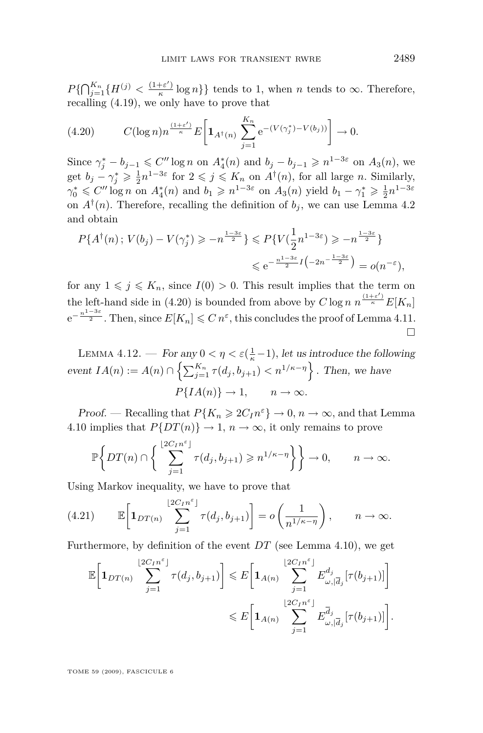$P\{\bigcap_{j=1}^{K_n}\{H^{(j)} < \frac{(1+\varepsilon')}{\kappa}\log n\}\}$ tends to 1, when $n$ tends to $\infty$. Therefore, recalling (4.19), we only have to prove that

$$C(\log n) n^{\frac{(1+\varepsilon')}{\kappa}} E\left[\mathbf{1}_{A^\dagger(n)} \sum_{j=1}^{K_n} \mathrm{e}^{-(V(\gamma_j^*)-V(b_j))}\right] \to 0. \tag{4.20}$$

Since $\gamma_j^* - b_{j-1} \leqslant C'' \log n$ on $A_4^*(n)$ and $b_j - b_{j-1} \geqslant n^{1-3\varepsilon}$ on $A_3(n)$, we get $b_j - \gamma_j^* \geqslant \frac{1}{2}n^{1-3\varepsilon}$ for $2 \leqslant j \leqslant K_n$ on $A^\dagger(n)$, for all large $n$. Similarly, $\gamma_0^* \leqslant C''\log n$ on $A_4^*(n)$ and $b_1 \geqslant n^{1-3\varepsilon}$ on $A_3(n)$ yield $b_1 - \gamma_1^* \geqslant \frac{1}{2}n^{1-3\varepsilon}$ on $A^\dagger(n)$. Therefore, recalling the definition of $b_j$, we can use Lemma 4.2 and obtain

$$\begin{aligned}
P\{A^\dagger(n)\,;\, V(b_j) - V(\gamma_j^*) \geqslant -n^{\frac{1-3\varepsilon}{2}}\} &\leqslant P\{V(\frac{1}{2}n^{1-3\varepsilon}) \geqslant -n^{\frac{1-3\varepsilon}{2}}\} \\
&\leqslant \mathrm{e}^{-\frac{n^{1-3\varepsilon}}{2} I\left(-2n^{-\frac{1-3\varepsilon}{2}}\right)} = o(n^{-\varepsilon}),
\end{aligned}$$

for any $1 \leqslant j \leqslant K_n$, since $I(0) > 0$. This result implies that the term on the left-hand side in (4.20) is bounded from above by $C\log n\; n^{\frac{(1+\varepsilon')}{\kappa}} E[K_n]\, \mathrm{e}^{-\frac{n^{1-3\varepsilon}}{2}}$. Then, since $E[K_n] \leqslant C\, n^{\varepsilon}$, this concludes the proof of Lemma 4.11. $\square$

Lemma 4.12. — *For any $0 < \eta < \varepsilon(\frac{1}{\kappa}-1)$, let us introduce the following event $IA(n) := A(n) \cap \left\{\sum_{j=1}^{K_n} \tau(d_j, b_{j+1}) < n^{1/\kappa-\eta}\right\}$. Then, we have*

$$P\{IA(n)\} \to 1, \qquad n \to \infty.$$

*Proof.* — Recalling that $P\{K_n \geqslant 2C_I n^{\varepsilon}\} \to 0$, $n \to \infty$, and that Lemma 4.10 implies that $P\{DT(n)\} \to 1$, $n \to \infty$, it only remains to prove

$$\mathbb{P}\left\{DT(n) \cap \left\{\sum_{j=1}^{\lfloor 2C_I n^{\varepsilon}\rfloor} \tau(d_j, b_{j+1}) \geqslant n^{1/\kappa-\eta}\right\}\right\} \to 0, \qquad n \to \infty.$$

Using Markov inequality, we have to prove that

$$\mathbb{E}\left[\mathbf{1}_{DT(n)} \sum_{j=1}^{\lfloor 2C_I n^{\varepsilon}\rfloor} \tau(d_j, b_{j+1})\right] = o\left(\frac{1}{n^{1/\kappa-\eta}}\right), \qquad n \to \infty. \tag{4.21}$$

Furthermore, by definition of the event $DT$ (see Lemma 4.10), we get

$$\begin{aligned}
\mathbb{E}\left[\mathbf{1}_{DT(n)} \sum_{j=1}^{\lfloor 2C_I n^{\varepsilon}\rfloor} \tau(d_j, b_{j+1})\right] &\leqslant E\left[\mathbf{1}_{A(n)} \sum_{j=1}^{\lfloor 2C_I n^{\varepsilon}\rfloor} E^{d_j}_{\omega,|\overline{d}_j}[\tau(b_{j+1})]\right] \\
&\leqslant E\left[\mathbf{1}_{A(n)} \sum_{j=1}^{\lfloor 2C_I n^{\varepsilon}\rfloor} E^{\overline{d}_j}_{\omega,|\overline{d}_j}[\tau(b_{j+1})]\right].
\end{aligned}$$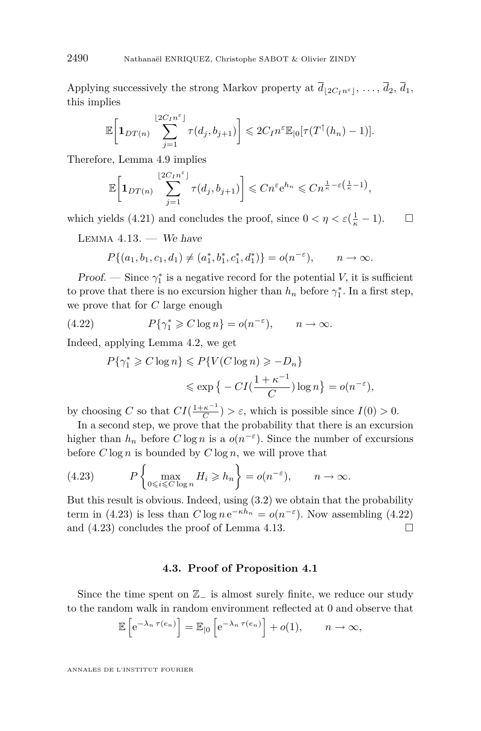Applying successively the strong Markov property at $\overline{d}_{\lfloor 2C_I n^\varepsilon \rfloor}, \dots, \overline{d}_2, \overline{d}_1$, this implies

$$\mathbb{E}\bigg[\mathbf{1}_{DT(n)} \sum_{j=1}^{\lfloor 2C_I n^\varepsilon \rfloor} \tau(d_j, b_{j+1})\bigg] \leqslant 2C_I n^\varepsilon \mathbb{E}_{|0}[\tau(T^{\uparrow}(h_n) - 1)].$$

Therefore, Lemma 4.9 implies

$$\mathbb{E}\bigg[\mathbf{1}_{DT(n)} \sum_{j=1}^{\lfloor 2C_I n^\varepsilon \rfloor} \tau(d_j, b_{j+1})\bigg] \leqslant C n^\varepsilon \mathrm{e}^{h_n} \leqslant C n^{\frac{1}{\kappa} - \varepsilon\left(\frac{1}{\kappa} - 1\right)},$$

which yields (4.21) and concludes the proof, since $0 < \eta < \varepsilon(\frac{1}{\kappa} - 1)$. □

Lemma 4.13. — *We have*

$$P\{(a_1, b_1, c_1, d_1) \neq (a_1^*, b_1^*, c_1^*, d_1^*)\} = o(n^{-\varepsilon}), \qquad n \to \infty.$$

*Proof.* — Since $\gamma_1^*$ is a negative record for the potential $V$, it is sufficient to prove that there is no excursion higher than $h_n$ before $\gamma_1^*$. In a first step, we prove that for $C$ large enough

$$P\{\gamma_1^* \geqslant C \log n\} = o(n^{-\varepsilon}), \qquad n \to \infty. \tag{4.22}$$

Indeed, applying Lemma 4.2, we get

$$\begin{aligned} P\{\gamma_1^* \geqslant C \log n\} &\leqslant P\{V(C \log n) \geqslant -D_n\} \\ &\leqslant \exp\big\{ - CI\big(\frac{1 + \kappa^{-1}}{C}\big) \log n\big\} = o(n^{-\varepsilon}), \end{aligned}$$

by choosing $C$ so that $CI(\frac{1+\kappa^{-1}}{C}) > \varepsilon$, which is possible since $I(0) > 0$.

In a second step, we prove that the probability that there is an excursion higher than $h_n$ before $C \log n$ is a $o(n^{-\varepsilon})$. Since the number of excursions before $C \log n$ is bounded by $C \log n$, we will prove that

$$P\left\{\max_{0 \leqslant i \leqslant C \log n} H_i \geqslant h_n\right\} = o(n^{-\varepsilon}), \qquad n \to \infty. \tag{4.23}$$

But this result is obvious. Indeed, using (3.2) we obtain that the probability term in (4.23) is less than $C \log n \, \mathrm{e}^{-\kappa h_n} = o(n^{-\varepsilon})$. Now assembling (4.22) and (4.23) concludes the proof of Lemma 4.13. □

### 4.3. Proof of Proposition 4.1

Since the time spent on $\mathbb{Z}_-$ is almost surely finite, we reduce our study to the random walk in random environment reflected at 0 and observe that

$$\mathbb{E}\left[\mathrm{e}^{-\lambda_n \, \tau(e_n)}\right] = \mathbb{E}_{|0}\left[\mathrm{e}^{-\lambda_n \, \tau(e_n)}\right] + o(1), \qquad n \to \infty,$$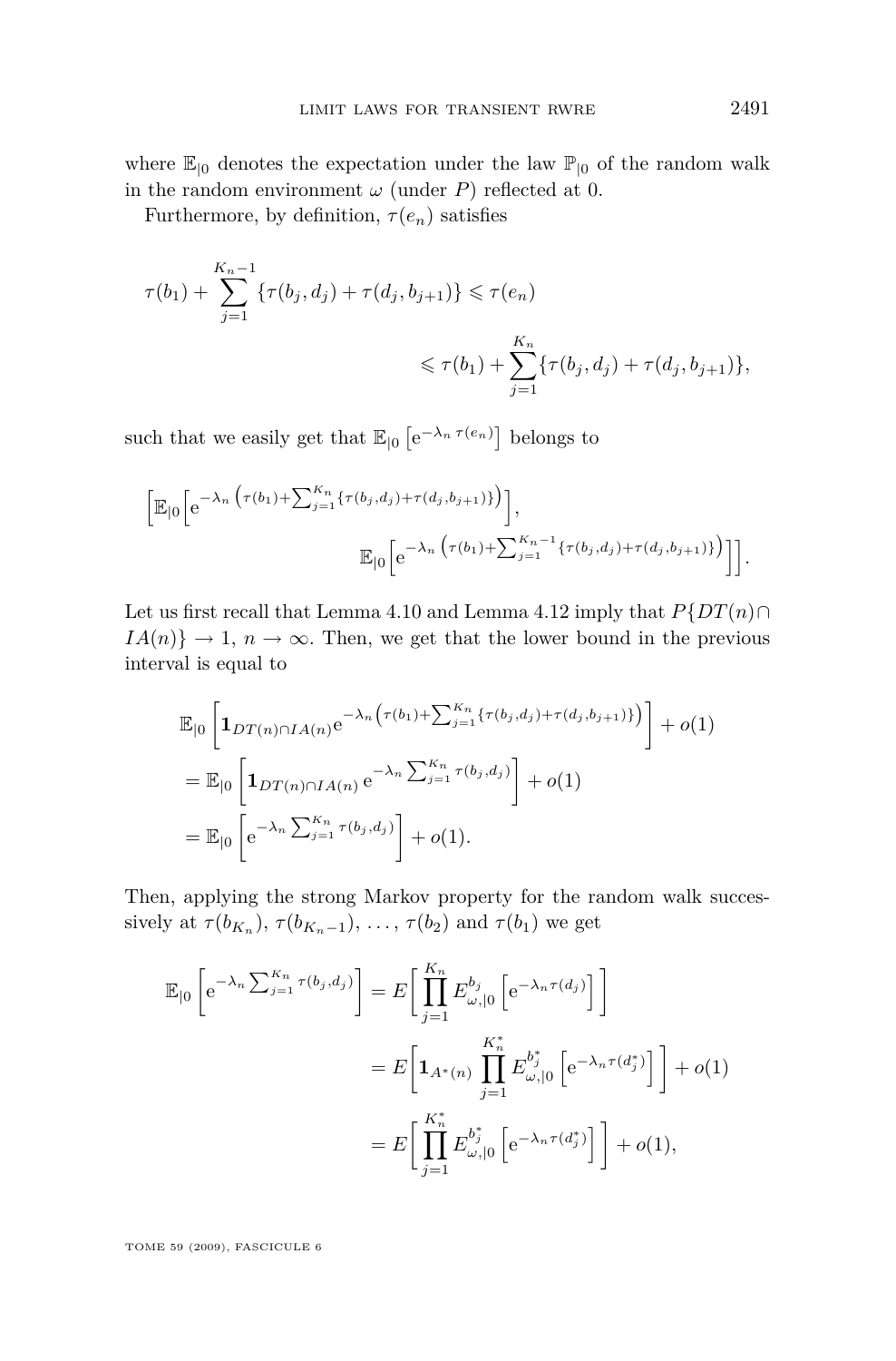where $\mathbb{E}_{|0}$ denotes the expectation under the law $\mathbb{P}_{|0}$ of the random walk in the random environment $\omega$ (under $P$) reflected at 0.

Furthermore, by definition, $\tau(e_n)$ satisfies

$$\tau(b_1) + \sum_{j=1}^{K_n - 1} \{\tau(b_j, d_j) + \tau(d_j, b_{j+1})\} \leqslant \tau(e_n) \leqslant \tau(b_1) + \sum_{j=1}^{K_n} \{\tau(b_j, d_j) + \tau(d_j, b_{j+1})\},$$

such that we easily get that $\mathbb{E}_{|0}\left[\mathrm{e}^{-\lambda_n \tau(e_n)}\right]$ belongs to

$$\left[\mathbb{E}_{|0}\left[\mathrm{e}^{-\lambda_n \left(\tau(b_1) + \sum_{j=1}^{K_n} \{\tau(b_j,d_j)+\tau(d_j,b_{j+1})\}\right)}\right], \mathbb{E}_{|0}\left[\mathrm{e}^{-\lambda_n \left(\tau(b_1) + \sum_{j=1}^{K_n-1} \{\tau(b_j,d_j)+\tau(d_j,b_{j+1})\}\right)}\right]\right].$$

Let us first recall that Lemma 4.10 and Lemma 4.12 imply that $P\{DT(n) \cap IA(n)\} \to 1$, $n \to \infty$. Then, we get that the lower bound in the previous interval is equal to

$$\begin{aligned}
&\mathbb{E}_{|0}\left[\mathbf{1}_{DT(n)\cap IA(n)} \mathrm{e}^{-\lambda_n \left(\tau(b_1) + \sum_{j=1}^{K_n} \{\tau(b_j,d_j)+\tau(d_j,b_{j+1})\}\right)}\right] + o(1) \\
&= \mathbb{E}_{|0}\left[\mathbf{1}_{DT(n)\cap IA(n)}\, \mathrm{e}^{-\lambda_n \sum_{j=1}^{K_n} \tau(b_j,d_j)}\right] + o(1) \\
&= \mathbb{E}_{|0}\left[\mathrm{e}^{-\lambda_n \sum_{j=1}^{K_n} \tau(b_j,d_j)}\right] + o(1).
\end{aligned}$$

Then, applying the strong Markov property for the random walk successively at $\tau(b_{K_n})$, $\tau(b_{K_n-1})$, $\ldots$, $\tau(b_2)$ and $\tau(b_1)$ we get

$$\begin{aligned}
\mathbb{E}_{|0}\left[\mathrm{e}^{-\lambda_n \sum_{j=1}^{K_n} \tau(b_j,d_j)}\right] &= E\left[\prod_{j=1}^{K_n} E_{\omega,|0}^{b_j}\left[\mathrm{e}^{-\lambda_n \tau(d_j)}\right]\right] \\
&= E\left[\mathbf{1}_{A^*(n)} \prod_{j=1}^{K_n^*} E_{\omega,|0}^{b_j^*}\left[\mathrm{e}^{-\lambda_n \tau(d_j^*)}\right]\right] + o(1) \\
&= E\left[\prod_{j=1}^{K_n^*} E_{\omega,|0}^{b_j^*}\left[\mathrm{e}^{-\lambda_n \tau(d_j^*)}\right]\right] + o(1),
\end{aligned}$$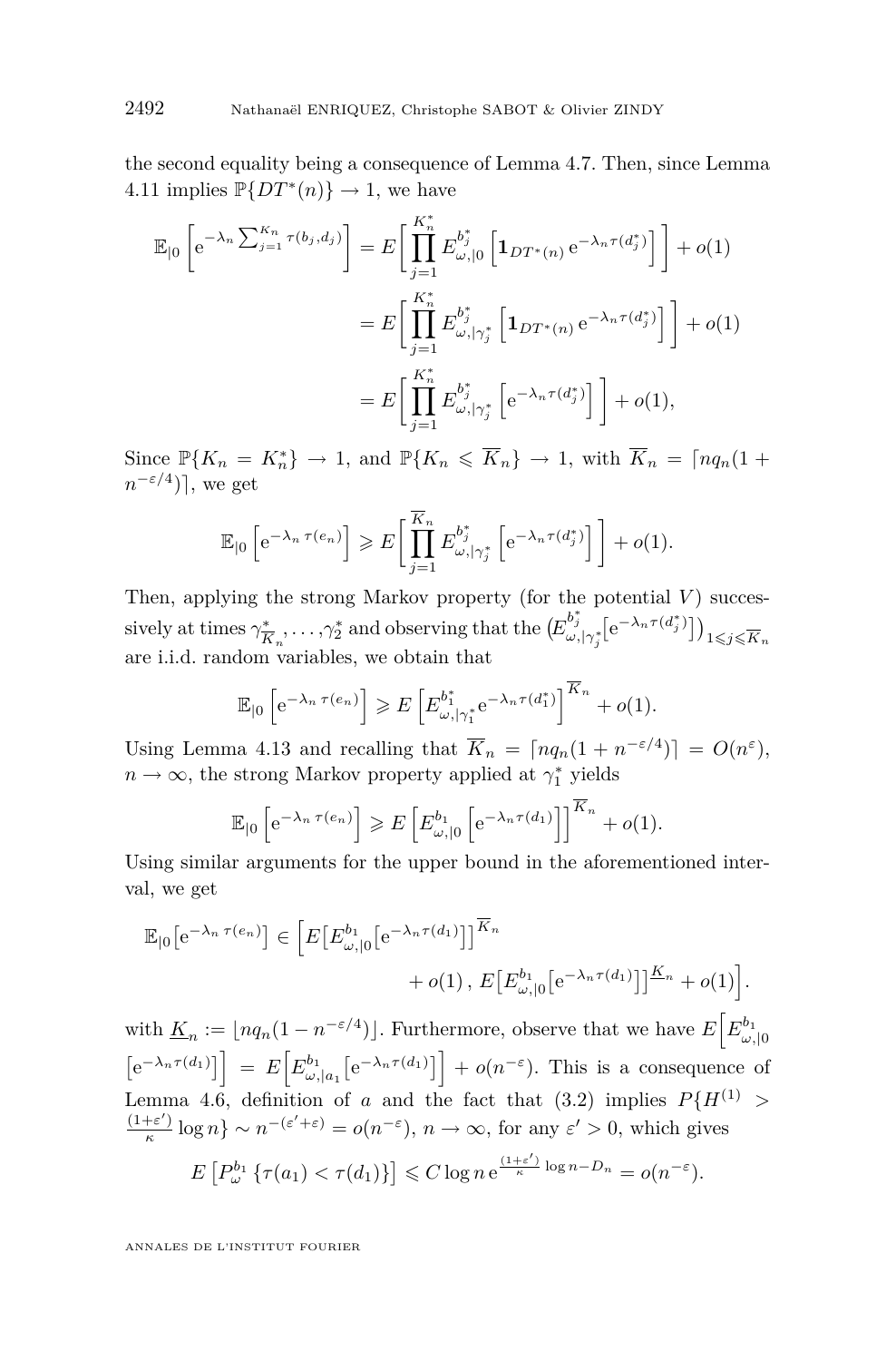the second equality being a consequence of Lemma 4.7. Then, since Lemma 4.11 implies $\mathbb{P}\{DT^*(n)\} \to 1$, we have

$$
\begin{aligned}
\mathbb{E}_{|0}\left[\mathrm{e}^{-\lambda_n \sum_{j=1}^{K_n} \tau(b_j,d_j)}\right] &= E\Big[\prod_{j=1}^{K_n^*} E_{\omega,|0}^{b_j^*}\left[\mathbf{1}_{DT^*(n)}\,\mathrm{e}^{-\lambda_n \tau(d_j^*)}\right]\Big] + o(1) \\
&= E\Big[\prod_{j=1}^{K_n^*} E_{\omega,|\gamma_j^*}^{b_j^*}\left[\mathbf{1}_{DT^*(n)}\,\mathrm{e}^{-\lambda_n \tau(d_j^*)}\right]\Big] + o(1) \\
&= E\Big[\prod_{j=1}^{K_n^*} E_{\omega,|\gamma_j^*}^{b_j^*}\left[\mathrm{e}^{-\lambda_n \tau(d_j^*)}\right]\Big] + o(1),
\end{aligned}
$$

Since $\mathbb{P}\{K_n = K_n^*\} \to 1$, and $\mathbb{P}\{K_n \leqslant \overline{K}_n\} \to 1$, with $\overline{K}_n = \lceil nq_n(1+n^{-\varepsilon/4})\rceil$, we get

$$
\mathbb{E}_{|0}\left[\mathrm{e}^{-\lambda_n\,\tau(e_n)}\right] \geqslant E\Big[\prod_{j=1}^{\overline{K}_n} E_{\omega,|\gamma_j^*}^{b_j^*}\left[\mathrm{e}^{-\lambda_n \tau(d_j^*)}\right]\Big] + o(1).
$$

Then, applying the strong Markov property (for the potential $V$) successively at times $\gamma^*_{\overline{K}_n}, \dots, \gamma^*_2$ and observing that the $\big(E_{\omega,|\gamma_j^*}^{b_j^*}[\mathrm{e}^{-\lambda_n \tau(d_j^*)}]\big)_{1\leqslant j\leqslant \overline{K}_n}$ are i.i.d. random variables, we obtain that

$$
\mathbb{E}_{|0}\left[\mathrm{e}^{-\lambda_n\,\tau(e_n)}\right] \geqslant E\left[E_{\omega,|\gamma_1^*}^{b_1^*}\mathrm{e}^{-\lambda_n \tau(d_1^*)}\right]^{\overline{K}_n} + o(1).
$$

Using Lemma 4.13 and recalling that $\overline{K}_n = \lceil nq_n(1+n^{-\varepsilon/4})\rceil = O(n^{\varepsilon})$, $n\to\infty$, the strong Markov property applied at $\gamma_1^*$ yields

$$
\mathbb{E}_{|0}\left[\mathrm{e}^{-\lambda_n\,\tau(e_n)}\right] \geqslant E\left[E_{\omega,|0}^{b_1}\left[\mathrm{e}^{-\lambda_n \tau(d_1)}\right]\right]^{\overline{K}_n} + o(1).
$$

Using similar arguments for the upper bound in the aforementioned interval, we get

$$
\mathbb{E}_{|0}\big[\mathrm{e}^{-\lambda_n\,\tau(e_n)}\big] \in \Big[E\big[E_{\omega,|0}^{b_1}\big[\mathrm{e}^{-\lambda_n \tau(d_1)}\big]\big]^{\overline{K}_n} + o(1)\,,\, E\big[E_{\omega,|0}^{b_1}\big[\mathrm{e}^{-\lambda_n \tau(d_1)}\big]\big]^{\underline{K}_n} + o(1)\Big].
$$

with $\underline{K}_n := \lfloor nq_n(1-n^{-\varepsilon/4})\rfloor$. Furthermore, observe that we have $E\Big[E_{\omega,|0}^{b_1}\left[\mathrm{e}^{-\lambda_n \tau(d_1)}\right]\Big] = E\Big[E_{\omega,|a_1}^{b_1}\left[\mathrm{e}^{-\lambda_n \tau(d_1)}\right]\Big] + o(n^{-\varepsilon})$. This is a consequence of Lemma 4.6, definition of $a$ and the fact that (3.2) implies $P\{H^{(1)} > \frac{(1+\varepsilon')}{\kappa}\log n\} \sim n^{-(\varepsilon'+\varepsilon)} = o(n^{-\varepsilon})$, $n\to\infty$, for any $\varepsilon' > 0$, which gives

$$
E\left[P_{\omega}^{b_1}\left\{\tau(a_1) < \tau(d_1)\right\}\right] \leqslant C \log n\,\mathrm{e}^{\frac{(1+\varepsilon')}{\kappa}\log n - D_n} = o(n^{-\varepsilon}).
$$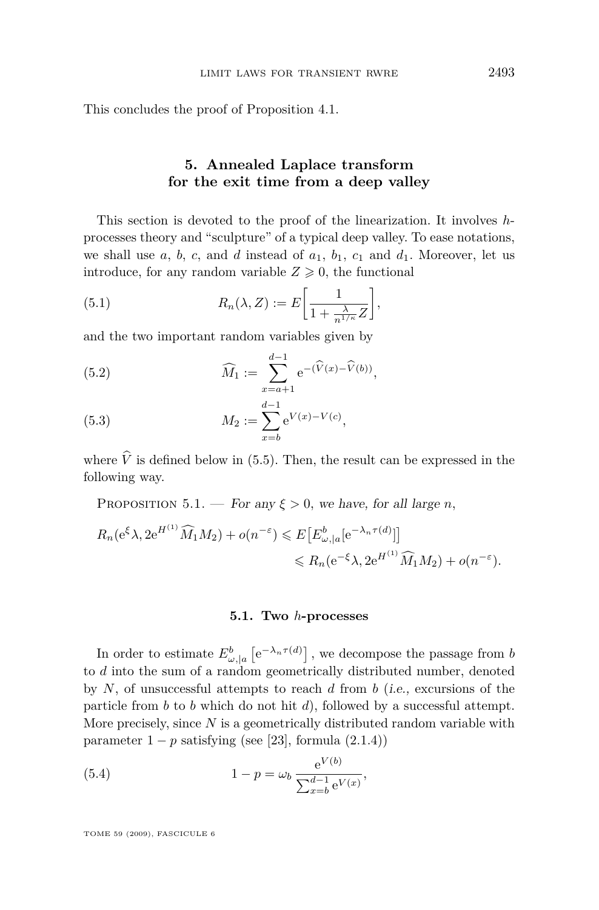This concludes the proof of Proposition 4.1.

## 5. Annealed Laplace transform for the exit time from a deep valley

This section is devoted to the proof of the linearization. It involves $h$-processes theory and "sculpture" of a typical deep valley. To ease notations, we shall use $a$, $b$, $c$, and $d$ instead of $a_1$, $b_1$, $c_1$ and $d_1$. Moreover, let us introduce, for any random variable $Z \geqslant 0$, the functional

$$R_n(\lambda, Z) := E\left[\frac{1}{1 + \frac{\lambda}{n^{1/\kappa}} Z}\right], \tag{5.1}$$

and the two important random variables given by

$$\widehat{M}_1 := \sum_{x=a+1}^{d-1} \mathrm{e}^{-(\widehat{V}(x) - \widehat{V}(b))}, \tag{5.2}$$

$$M_2 := \sum_{x=b}^{d-1} \mathrm{e}^{V(x) - V(c)}, \tag{5.3}$$

where $\widehat{V}$ is defined below in (5.5). Then, the result can be expressed in the following way.

Proposition 5.1. — *For any $\xi > 0$, we have, for all large $n$,*

$$R_n(\mathrm{e}^{\xi}\lambda, 2\mathrm{e}^{H^{(1)}} \widehat{M}_1 M_2) + o(n^{-\varepsilon}) \leqslant E\big[E^b_{\omega,|a}[\mathrm{e}^{-\lambda_n \tau(d)}]\big] \leqslant R_n(\mathrm{e}^{-\xi}\lambda, 2\mathrm{e}^{H^{(1)}} \widehat{M}_1 M_2) + o(n^{-\varepsilon}).$$

### 5.1. Two $h$-processes

In order to estimate $E^b_{\omega,|a}\left[\mathrm{e}^{-\lambda_n \tau(d)}\right]$, we decompose the passage from $b$ to $d$ into the sum of a random geometrically distributed number, denoted by $N$, of unsuccessful attempts to reach $d$ from $b$ (*i.e.,* excursions of the particle from $b$ to $b$ which do not hit $d$), followed by a successful attempt. More precisely, since $N$ is a geometrically distributed random variable with parameter $1 - p$ satisfying (see [23], formula (2.1.4))

$$1 - p = \omega_b \, \frac{\mathrm{e}^{V(b)}}{\sum_{x=b}^{d-1} \mathrm{e}^{V(x)}}, \tag{5.4}$$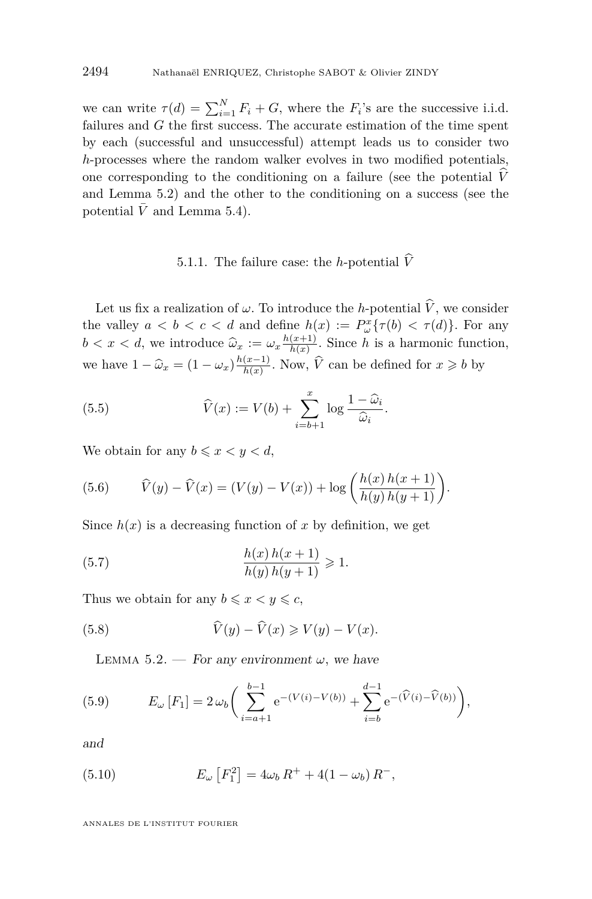we can write $\tau(d) = \sum_{i=1}^{N} F_i + G$, where the $F_i$'s are the successive i.i.d. failures and $G$ the first success. The accurate estimation of the time spent by each (successful and unsuccessful) attempt leads us to consider two $h$-processes where the random walker evolves in two modified potentials, one corresponding to the conditioning on a failure (see the potential $\widehat{V}$ and Lemma 5.2) and the other to the conditioning on a success (see the potential $\bar{V}$ and Lemma 5.4).

#### 5.1.1. The failure case: the $h$-potential $\widehat{V}$

Let us fix a realization of $\omega$. To introduce the $h$-potential $\widehat{V}$, we consider the valley $a < b < c < d$ and define $h(x) := P_\omega^x\{\tau(b) < \tau(d)\}$. For any $b < x < d$, we introduce $\widehat{\omega}_x := \omega_x \frac{h(x+1)}{h(x)}$. Since $h$ is a harmonic function, we have $1 - \widehat{\omega}_x = (1-\omega_x)\frac{h(x-1)}{h(x)}$. Now, $\widehat{V}$ can be defined for $x \geqslant b$ by

$$
\widehat{V}(x) := V(b) + \sum_{i=b+1}^{x} \log \frac{1-\widehat{\omega}_i}{\widehat{\omega}_i}. \tag{5.5}
$$

We obtain for any $b \leqslant x < y < d$,

$$
\widehat{V}(y) - \widehat{V}(x) = (V(y) - V(x)) + \log\left(\frac{h(x)\,h(x+1)}{h(y)\,h(y+1)}\right). \tag{5.6}
$$

Since $h(x)$ is a decreasing function of $x$ by definition, we get

$$
\frac{h(x)\,h(x+1)}{h(y)\,h(y+1)} \geqslant 1. \tag{5.7}
$$

Thus we obtain for any $b \leqslant x < y \leqslant c$,

$$
\widehat{V}(y) - \widehat{V}(x) \geqslant V(y) - V(x). \tag{5.8}
$$

Lemma 5.2. — *For any environment $\omega$, we have*

$$
E_\omega\left[F_1\right] = 2\,\omega_b \bigg( \sum_{i=a+1}^{b-1} \mathrm{e}^{-(V(i)-V(b))} + \sum_{i=b}^{d-1} \mathrm{e}^{-(\widehat{V}(i)-\widehat{V}(b))} \bigg), \tag{5.9}
$$

*and*

$$
E_\omega\left[F_1^2\right] = 4\omega_b\, R^+ + 4(1-\omega_b)\, R^-, \tag{5.10}
$$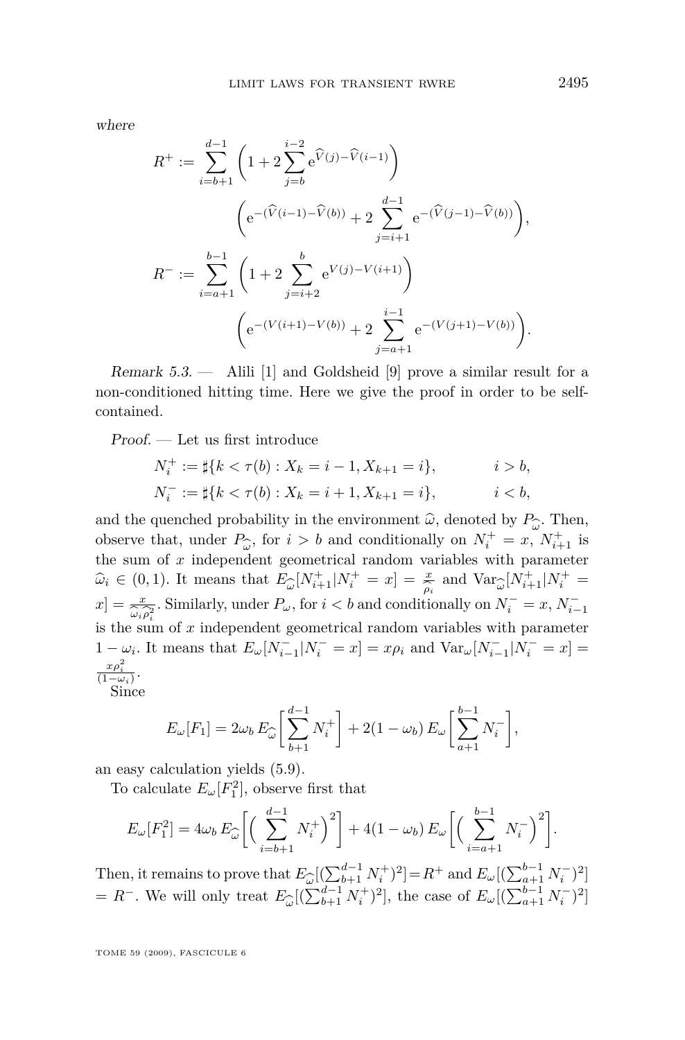where

$$R^+ := \sum_{i=b+1}^{d-1} \left(1 + 2\sum_{j=b}^{i-2} \mathrm{e}^{\widehat{V}(j)-\widehat{V}(i-1)}\right) \left(\mathrm{e}^{-(\widehat{V}(i-1)-\widehat{V}(b))} + 2\sum_{j=i+1}^{d-1} \mathrm{e}^{-(\widehat{V}(j-1)-\widehat{V}(b))}\right),$$

$$R^- := \sum_{i=a+1}^{b-1} \left(1 + 2\sum_{j=i+2}^{b} \mathrm{e}^{V(j)-V(i+1)}\right) \left(\mathrm{e}^{-(V(i+1)-V(b))} + 2\sum_{j=a+1}^{i-1} \mathrm{e}^{-(V(j+1)-V(b))}\right).$$

*Remark 5.3.* — Alili [1] and Goldsheid [9] prove a similar result for a non-conditioned hitting time. Here we give the proof in order to be self-contained.

*Proof.* — Let us first introduce

$$N_i^+ := \sharp\{k < \tau(b) : X_k = i-1, X_{k+1} = i\}, \qquad i > b,$$
$$N_i^- := \sharp\{k < \tau(b) : X_k = i+1, X_{k+1} = i\}, \qquad i < b,$$

and the quenched probability in the environment $\widehat{\omega}$, denoted by $P_{\widehat{\omega}}$. Then, observe that, under $P_{\widehat{\omega}}$, for $i > b$ and conditionally on $N_i^+ = x$, $N_{i+1}^+$ is the sum of $x$ independent geometrical random variables with parameter $\widehat{\omega}_i \in (0,1)$. It means that $E_{\widehat{\omega}}[N_{i+1}^+ | N_i^+ = x] = \frac{x}{\widehat{\rho}_i}$ and $\mathrm{Var}_{\widehat{\omega}}[N_{i+1}^+ | N_i^+ = x] = \frac{x}{\widehat{\omega}_i \widehat{\rho}_i^2}$. Similarly, under $P_\omega$, for $i < b$ and conditionally on $N_i^- = x$, $N_{i-1}^-$ is the sum of $x$ independent geometrical random variables with parameter $1-\omega_i$. It means that $E_\omega[N_{i-1}^- | N_i^- = x] = x\rho_i$ and $\mathrm{Var}_\omega[N_{i-1}^- | N_i^- = x] = \frac{x\rho_i^2}{(1-\omega_i)}$.

Since

$$E_\omega[F_1] = 2\omega_b\, E_{\widehat{\omega}}\left[\sum_{b+1}^{d-1} N_i^+\right] + 2(1-\omega_b)\, E_\omega\left[\sum_{a+1}^{b-1} N_i^-\right],$$

an easy calculation yields (5.9).

To calculate $E_\omega[F_1^2]$, observe first that

$$E_\omega[F_1^2] = 4\omega_b\, E_{\widehat{\omega}}\left[\Big(\sum_{i=b+1}^{d-1} N_i^+\Big)^2\right] + 4(1-\omega_b)\, E_\omega\left[\Big(\sum_{i=a+1}^{b-1} N_i^-\Big)^2\right].$$

Then, it remains to prove that $E_{\widehat{\omega}}[(\sum_{b+1}^{d-1} N_i^+)^2] = R^+$ and $E_\omega[(\sum_{a+1}^{b-1} N_i^-)^2] = R^-$. We will only treat $E_{\widehat{\omega}}[(\sum_{b+1}^{d-1} N_i^+)^2]$, the case of $E_\omega[(\sum_{a+1}^{b-1} N_i^-)^2]$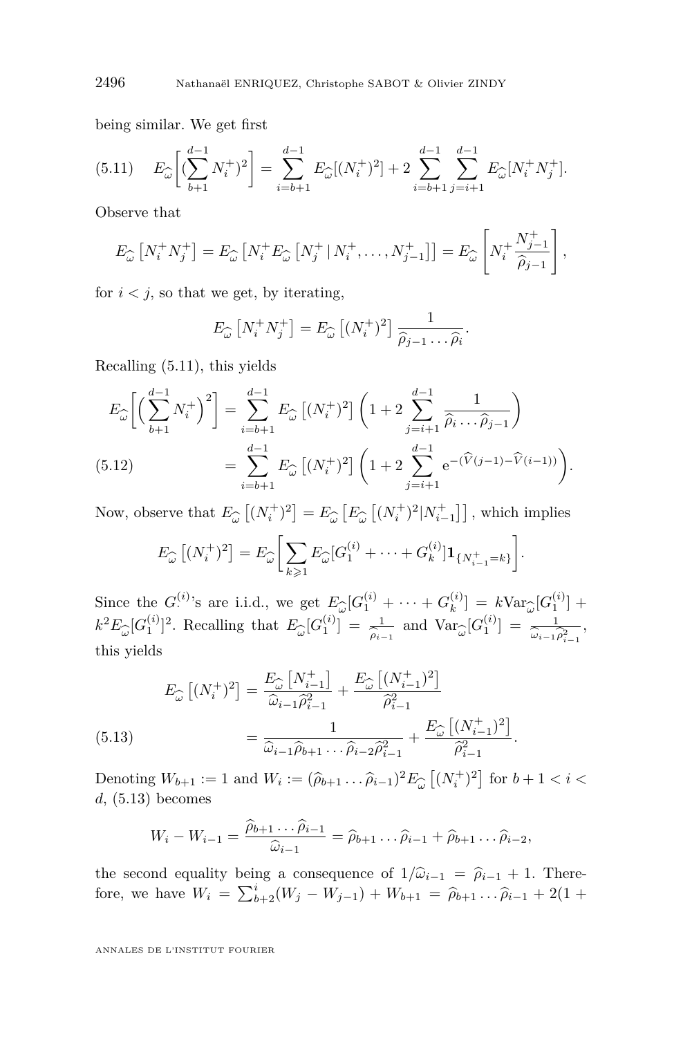being similar. We get first

$$E_{\widehat{\omega}}\bigg[(\sum_{b+1}^{d-1} N_i^+)^2\bigg] = \sum_{i=b+1}^{d-1} E_{\widehat{\omega}}[(N_i^+)^2] + 2\sum_{i=b+1}^{d-1}\sum_{j=i+1}^{d-1} E_{\widehat{\omega}}[N_i^+ N_j^+]. \tag{5.11}$$

Observe that

$$E_{\widehat{\omega}}\left[N_i^+ N_j^+\right] = E_{\widehat{\omega}}\left[N_i^+ E_{\widehat{\omega}}\left[N_j^+ \mid N_i^+, \dots, N_{j-1}^+\right]\right] = E_{\widehat{\omega}}\left[N_i^+ \frac{N_{j-1}^+}{\widehat{\rho}_{j-1}}\right],$$

for $i < j$, so that we get, by iterating,

$$E_{\widehat{\omega}}\left[N_i^+ N_j^+\right] = E_{\widehat{\omega}}\left[(N_i^+)^2\right] \frac{1}{\widehat{\rho}_{j-1}\dots\widehat{\rho}_i}.$$

Recalling (5.11), this yields

$$\begin{aligned}
E_{\widehat{\omega}}\bigg[\Big(\sum_{b+1}^{d-1} N_i^+\Big)^2\bigg] &= \sum_{i=b+1}^{d-1} E_{\widehat{\omega}}\left[(N_i^+)^2\right]\left(1 + 2\sum_{j=i+1}^{d-1}\frac{1}{\widehat{\rho}_i\dots\widehat{\rho}_{j-1}}\right) \\
&= \sum_{i=b+1}^{d-1} E_{\widehat{\omega}}\left[(N_i^+)^2\right]\left(1 + 2\sum_{j=i+1}^{d-1} \mathrm{e}^{-(\widehat{V}(j-1)-\widehat{V}(i-1))}\right).
\end{aligned} \tag{5.12}$$

Now, observe that $E_{\widehat{\omega}}\left[(N_i^+)^2\right] = E_{\widehat{\omega}}\left[E_{\widehat{\omega}}\left[(N_i^+)^2 | N_{i-1}^+\right]\right]$, which implies

$$E_{\widehat{\omega}}\left[(N_i^+)^2\right] = E_{\widehat{\omega}}\bigg[\sum_{k\geqslant 1} E_{\widehat{\omega}}[G_1^{(i)} + \dots + G_k^{(i)}]\mathbf{1}_{\{N_{i-1}^+ = k\}}\bigg].$$

Since the $G_{\cdot}^{(i)}$'s are i.i.d., we get $E_{\widehat{\omega}}[G_1^{(i)} + \dots + G_k^{(i)}] = k\mathrm{Var}_{\widehat{\omega}}[G_1^{(i)}] + k^2 E_{\widehat{\omega}}[G_1^{(i)}]^2$. Recalling that $E_{\widehat{\omega}}[G_1^{(i)}] = \frac{1}{\widehat{\rho}_{i-1}}$ and $\mathrm{Var}_{\widehat{\omega}}[G_1^{(i)}] = \frac{1}{\widehat{\omega}_{i-1}\widehat{\rho}_{i-1}^2}$, this yields

$$\begin{aligned}
E_{\widehat{\omega}}\left[(N_i^+)^2\right] &= \frac{E_{\widehat{\omega}}\left[N_{i-1}^+\right]}{\widehat{\omega}_{i-1}\widehat{\rho}_{i-1}^2} + \frac{E_{\widehat{\omega}}\left[(N_{i-1}^+)^2\right]}{\widehat{\rho}_{i-1}^2} \\
&= \frac{1}{\widehat{\omega}_{i-1}\widehat{\rho}_{b+1}\dots\widehat{\rho}_{i-2}\widehat{\rho}_{i-1}^2} + \frac{E_{\widehat{\omega}}\left[(N_{i-1}^+)^2\right]}{\widehat{\rho}_{i-1}^2}.
\end{aligned} \tag{5.13}$$

Denoting $W_{b+1} := 1$ and $W_i := (\widehat{\rho}_{b+1}\dots\widehat{\rho}_{i-1})^2 E_{\widehat{\omega}}\left[(N_i^+)^2\right]$ for $b+1 < i < d$, (5.13) becomes

$$W_i - W_{i-1} = \frac{\widehat{\rho}_{b+1}\dots\widehat{\rho}_{i-1}}{\widehat{\omega}_{i-1}} = \widehat{\rho}_{b+1}\dots\widehat{\rho}_{i-1} + \widehat{\rho}_{b+1}\dots\widehat{\rho}_{i-2},$$

the second equality being a consequence of $1/\widehat{\omega}_{i-1} = \widehat{\rho}_{i-1} + 1$. Therefore, we have $W_i = \sum_{b+2}^{i}(W_j - W_{j-1}) + W_{b+1} = \widehat{\rho}_{b+1}\dots\widehat{\rho}_{i-1} + 2(1 +$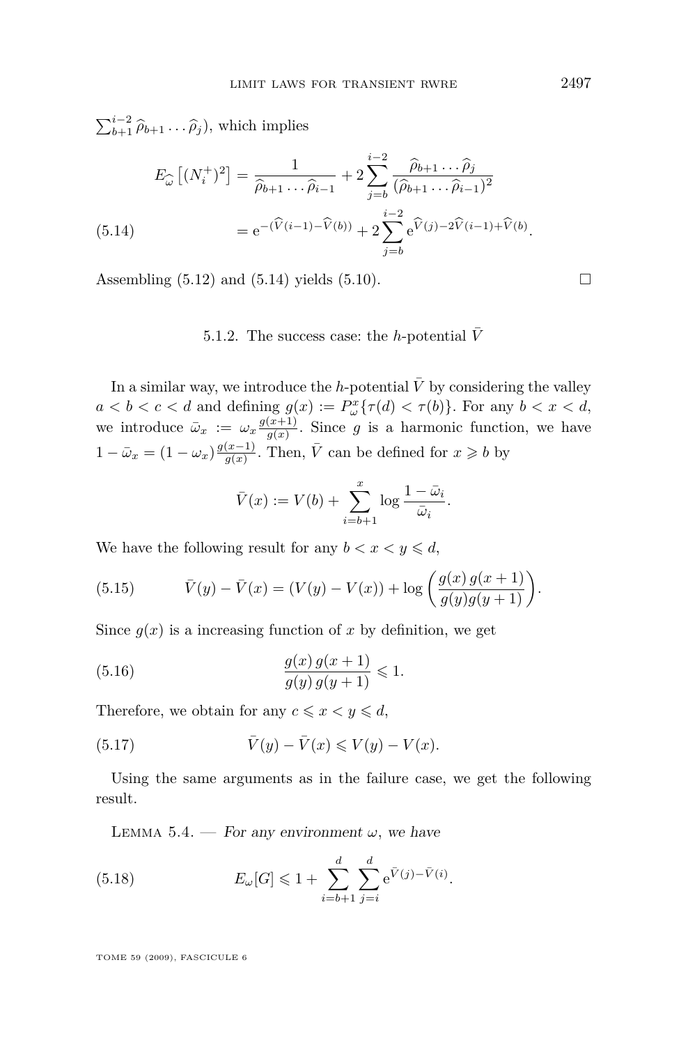$\sum_{b+1}^{i-2} \widehat{\rho}_{b+1} \ldots \widehat{\rho}_j$), which implies

$$
\begin{aligned}
E_{\widehat{\omega}}\left[(N_i^+)^2\right] &= \frac{1}{\widehat{\rho}_{b+1} \ldots \widehat{\rho}_{i-1}} + 2\sum_{j=b}^{i-2} \frac{\widehat{\rho}_{b+1} \ldots \widehat{\rho}_j}{(\widehat{\rho}_{b+1} \ldots \widehat{\rho}_{i-1})^2} \\
&= \mathrm{e}^{-(\widehat{V}(i-1) - \widehat{V}(b))} + 2\sum_{j=b}^{i-2} \mathrm{e}^{\widehat{V}(j) - 2\widehat{V}(i-1) + \widehat{V}(b)}. \qquad (5.14)
\end{aligned}
$$

Assembling (5.12) and (5.14) yields (5.10). $\square$

### 5.1.2. The success case: the $h$-potential $\bar{V}$

In a similar way, we introduce the $h$-potential $\bar{V}$ by considering the valley $a < b < c < d$ and defining $g(x) := P_\omega^x\{\tau(d) < \tau(b)\}$. For any $b < x < d$, we introduce $\bar{\omega}_x := \omega_x \frac{g(x+1)}{g(x)}$. Since $g$ is a harmonic function, we have $1 - \bar{\omega}_x = (1 - \omega_x)\frac{g(x-1)}{g(x)}$. Then, $\bar{V}$ can be defined for $x \geqslant b$ by

$$
\bar{V}(x) := V(b) + \sum_{i=b+1}^{x} \log \frac{1 - \bar{\omega}_i}{\bar{\omega}_i}.
$$

We have the following result for any $b < x < y \leqslant d$,

$$
\bar{V}(y) - \bar{V}(x) = (V(y) - V(x)) + \log\left(\frac{g(x)\, g(x+1)}{g(y) g(y+1)}\right). \qquad (5.15)
$$

Since $g(x)$ is a increasing function of $x$ by definition, we get

$$
\frac{g(x)\, g(x+1)}{g(y)\, g(y+1)} \leqslant 1. \qquad (5.16)
$$

Therefore, we obtain for any $c \leqslant x < y \leqslant d$,

$$
\bar{V}(y) - \bar{V}(x) \leqslant V(y) - V(x). \qquad (5.17)
$$

Using the same arguments as in the failure case, we get the following result.

LEMMA 5.4. — *For any environment $\omega$, we have*

$$
E_\omega[G] \leqslant 1 + \sum_{i=b+1}^{d} \sum_{j=i}^{d} \mathrm{e}^{\bar{V}(j) - \bar{V}(i)}. \qquad (5.18)
$$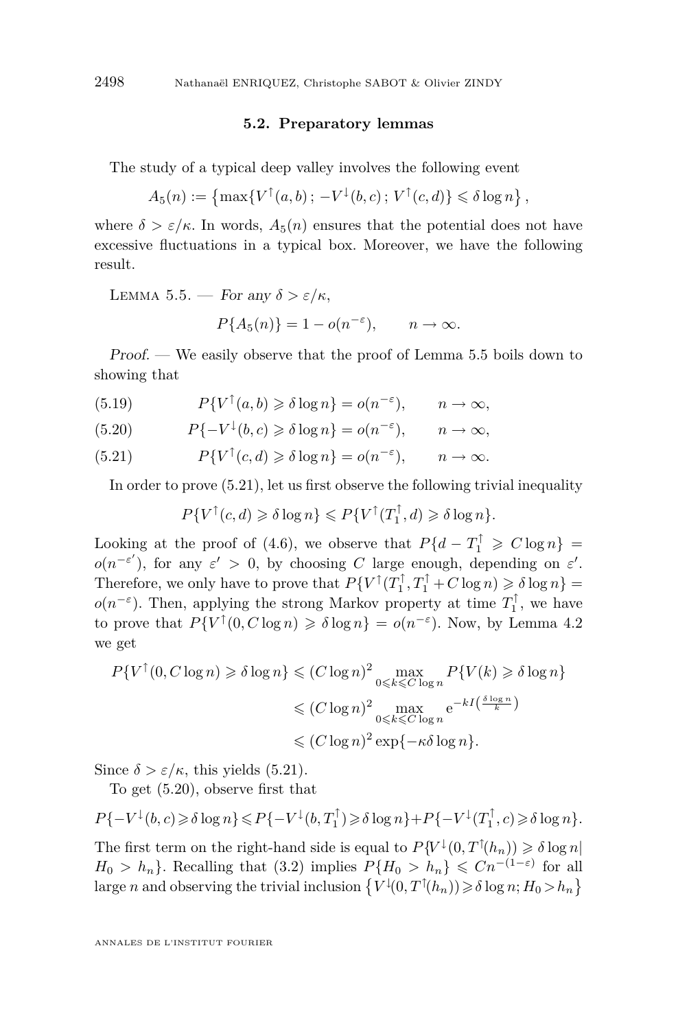### 5.2. Preparatory lemmas

The study of a typical deep valley involves the following event

$$A_5(n) := \left\{\max\{V^{\uparrow}(a,b)\,;\,-V^{\downarrow}(b,c)\,;\,V^{\uparrow}(c,d)\} \leqslant \delta \log n\right\},$$

where $\delta > \varepsilon/\kappa$. In words, $A_5(n)$ ensures that the potential does not have excessive fluctuations in a typical box. Moreover, we have the following result.

Lemma 5.5. — *For any $\delta > \varepsilon/\kappa$,*

$$P\{A_5(n)\} = 1 - o(n^{-\varepsilon}), \qquad n \to \infty.$$

*Proof.* — We easily observe that the proof of Lemma 5.5 boils down to showing that

$$P\{V^{\uparrow}(a,b) \geqslant \delta \log n\} = o(n^{-\varepsilon}), \qquad n \to \infty, \tag{5.19}$$

$$P\{-V^{\downarrow}(b,c) \geqslant \delta \log n\} = o(n^{-\varepsilon}), \qquad n \to \infty, \tag{5.20}$$

$$P\{V^{\uparrow}(c,d) \geqslant \delta \log n\} = o(n^{-\varepsilon}), \qquad n \to \infty. \tag{5.21}$$

In order to prove (5.21), let us first observe the following trivial inequality

$$P\{V^{\uparrow}(c,d) \geqslant \delta \log n\} \leqslant P\{V^{\uparrow}(T_1^{\uparrow},d) \geqslant \delta \log n\}.$$

Looking at the proof of (4.6), we observe that $P\{d - T_1^{\uparrow} \geqslant C \log n\} = o(n^{-\varepsilon'})$, for any $\varepsilon' > 0$, by choosing $C$ large enough, depending on $\varepsilon'$. Therefore, we only have to prove that $P\{V^{\uparrow}(T_1^{\uparrow}, T_1^{\uparrow} + C\log n) \geqslant \delta \log n\} = o(n^{-\varepsilon})$. Then, applying the strong Markov property at time $T_1^{\uparrow}$, we have to prove that $P\{V^{\uparrow}(0, C\log n) \geqslant \delta \log n\} = o(n^{-\varepsilon})$. Now, by Lemma 4.2 we get

$$\begin{aligned}
P\{V^{\uparrow}(0, C\log n) \geqslant \delta \log n\} &\leqslant (C\log n)^2 \max_{0 \leqslant k \leqslant C\log n} P\{V(k) \geqslant \delta \log n\} \\
&\leqslant (C\log n)^2 \max_{0 \leqslant k \leqslant C\log n} \mathrm{e}^{-kI\left(\frac{\delta \log n}{k}\right)} \\
&\leqslant (C\log n)^2 \exp\{-\kappa \delta \log n\}.
\end{aligned}$$

Since $\delta > \varepsilon/\kappa$, this yields (5.21).

To get (5.20), observe first that

$$P\{-V^{\downarrow}(b,c) \geqslant \delta \log n\} \leqslant P\{-V^{\downarrow}(b,T_1^{\uparrow}) \geqslant \delta \log n\} + P\{-V^{\downarrow}(T_1^{\uparrow},c) \geqslant \delta \log n\}.$$

The first term on the right-hand side is equal to $P\{V^{\downarrow}(0,T^{\uparrow}(h_n)) \geqslant \delta \log n | H_0 > h_n\}$. Recalling that (3.2) implies $P\{H_0 > h_n\} \leqslant Cn^{-(1-\varepsilon)}$ for all large $n$ and observing the trivial inclusion $\left\{V^{\downarrow}(0,T^{\uparrow}(h_n)) \geqslant \delta \log n; H_0 > h_n\right\}$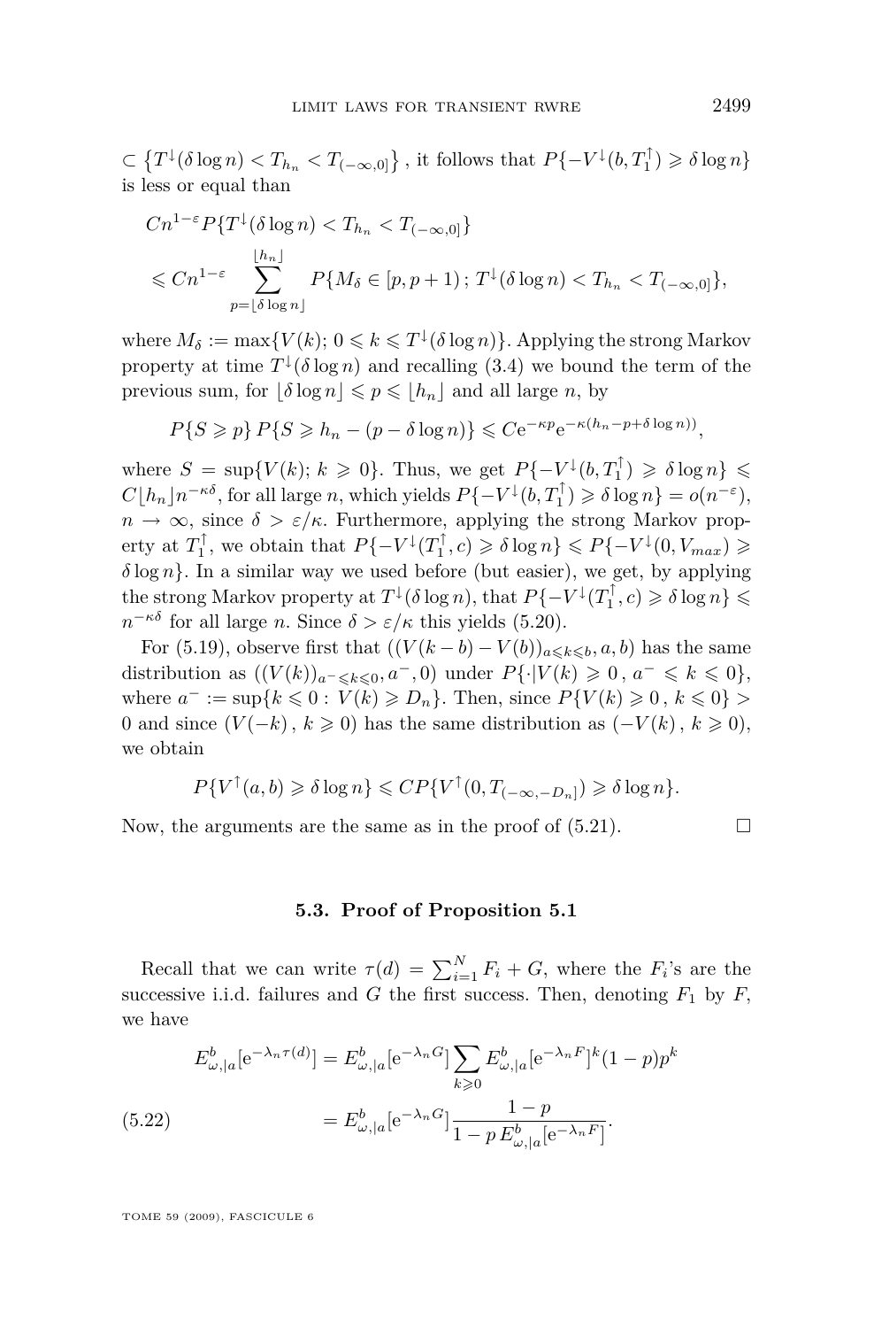$\subset \left\{T^{\downarrow}(\delta \log n) < T_{h_n} < T_{(-\infty,0]}\right\}$, it follows that $P\{-V^{\downarrow}(b,T_1^{\uparrow}) \geqslant \delta \log n\}$ is less or equal than

$$
\begin{aligned}
&Cn^{1-\varepsilon} P\{T^{\downarrow}(\delta \log n) < T_{h_n} < T_{(-\infty,0]}\} \\
&\leqslant Cn^{1-\varepsilon} \sum_{p=\lfloor \delta \log n \rfloor}^{\lfloor h_n \rfloor} P\{M_\delta \in [p,p+1)\,;\, T^{\downarrow}(\delta \log n) < T_{h_n} < T_{(-\infty,0]}\},
\end{aligned}
$$

where $M_\delta := \max\{V(k);\, 0 \leqslant k \leqslant T^{\downarrow}(\delta \log n)\}$. Applying the strong Markov property at time $T^{\downarrow}(\delta \log n)$ and recalling (3.4) we bound the term of the previous sum, for $\lfloor \delta \log n \rfloor \leqslant p \leqslant \lfloor h_n \rfloor$ and all large $n$, by

$$
P\{S \geqslant p\}\, P\{S \geqslant h_n - (p - \delta \log n)\} \leqslant C\mathrm{e}^{-\kappa p} \mathrm{e}^{-\kappa(h_n - p + \delta \log n))},
$$

where $S = \sup\{V(k);\, k \geqslant 0\}$. Thus, we get $P\{-V^{\downarrow}(b,T_1^{\uparrow}) \geqslant \delta \log n\} \leqslant C\lfloor h_n \rfloor n^{-\kappa\delta}$, for all large $n$, which yields $P\{-V^{\downarrow}(b,T_1^{\uparrow}) \geqslant \delta \log n\} = o(n^{-\varepsilon})$, $n \to \infty$, since $\delta > \varepsilon/\kappa$. Furthermore, applying the strong Markov property at $T_1^{\uparrow}$, we obtain that $P\{-V^{\downarrow}(T_1^{\uparrow},c) \geqslant \delta \log n\} \leqslant P\{-V^{\downarrow}(0,V_{max}) \geqslant \delta \log n\}$. In a similar way we used before (but easier), we get, by applying the strong Markov property at $T^{\downarrow}(\delta \log n)$, that $P\{-V^{\downarrow}(T_1^{\uparrow},c) \geqslant \delta \log n\} \leqslant n^{-\kappa\delta}$ for all large $n$. Since $\delta > \varepsilon/\kappa$ this yields (5.20).

For (5.19), observe first that $((V(k-b) - V(b))_{a \leqslant k \leqslant b}, a, b)$ has the same distribution as $((V(k))_{a^- \leqslant k \leqslant 0}, a^-, 0)$ under $P\{\cdot | V(k) \geqslant 0\,,\, a^- \leqslant k \leqslant 0\}$, where $a^- := \sup\{k \leqslant 0 : V(k) \geqslant D_n\}$. Then, since $P\{V(k) \geqslant 0\,,\, k \leqslant 0\} > 0$ and since $(V(-k)\,,\, k \geqslant 0)$ has the same distribution as $(-V(k)\,,\, k \geqslant 0)$, we obtain

$$
P\{V^{\uparrow}(a,b) \geqslant \delta \log n\} \leqslant CP\{V^{\uparrow}(0,T_{(-\infty,-D_n]}) \geqslant \delta \log n\}.
$$

Now, the arguments are the same as in the proof of (5.21). □

### 5.3. Proof of Proposition 5.1

Recall that we can write $\tau(d) = \sum_{i=1}^{N} F_i + G$, where the $F_i$'s are the successive i.i.d. failures and $G$ the first success. Then, denoting $F_1$ by $F$, we have

$$
\begin{aligned}
E^b_{\omega,|a}[\mathrm{e}^{-\lambda_n \tau(d)}] &= E^b_{\omega,|a}[\mathrm{e}^{-\lambda_n G}] \sum_{k \geqslant 0} E^b_{\omega,|a}[\mathrm{e}^{-\lambda_n F}]^k (1-p)p^k \\
&= E^b_{\omega,|a}[\mathrm{e}^{-\lambda_n G}] \frac{1-p}{1 - p\, E^b_{\omega,|a}[\mathrm{e}^{-\lambda_n F}]}. \qquad (5.22)
\end{aligned}
$$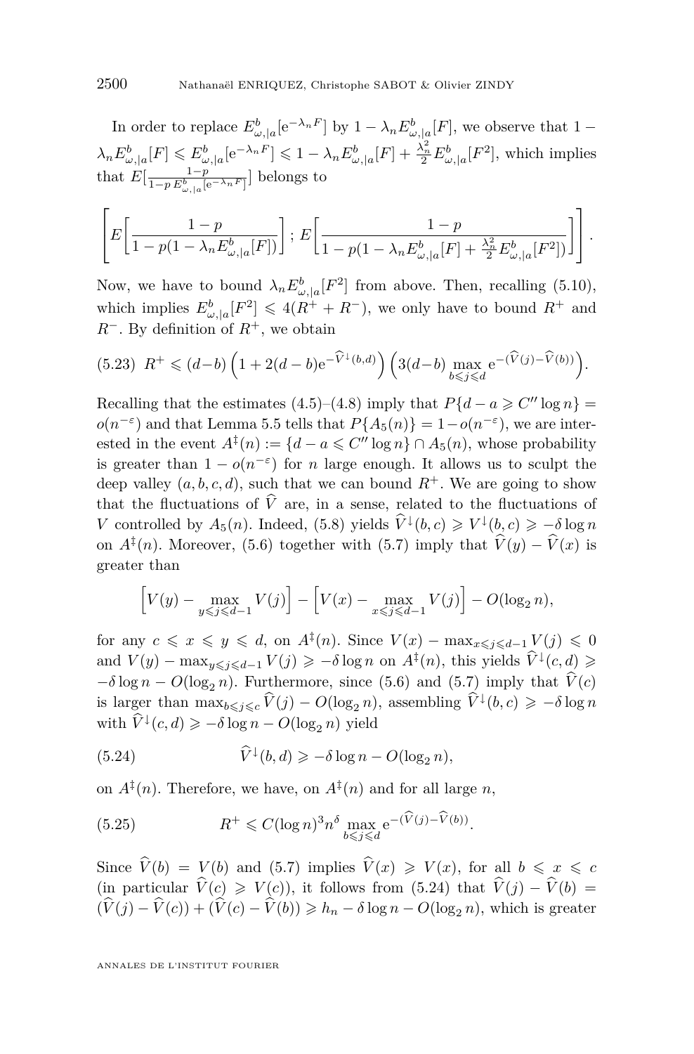In order to replace $E^b_{\omega,|a}[\mathrm{e}^{-\lambda_n F}]$ by $1-\lambda_n E^b_{\omega,|a}[F]$, we observe that $1-\lambda_n E^b_{\omega,|a}[F] \leqslant E^b_{\omega,|a}[\mathrm{e}^{-\lambda_n F}] \leqslant 1-\lambda_n E^b_{\omega,|a}[F] + \frac{\lambda_n^2}{2} E^b_{\omega,|a}[F^2]$, which implies that $E[\frac{1-p}{1-p\,E^b_{\omega,|a}[\mathrm{e}^{-\lambda_n F}]}]$ belongs to

$$\left[ E\left[\frac{1-p}{1-p(1-\lambda_n E^b_{\omega,|a}[F])}\right] ; \, E\left[\frac{1-p}{1-p(1-\lambda_n E^b_{\omega,|a}[F] + \frac{\lambda_n^2}{2} E^b_{\omega,|a}[F^2])}\right]\right].$$

Now, we have to bound $\lambda_n E^b_{\omega,|a}[F^2]$ from above. Then, recalling (5.10), which implies $E^b_{\omega,|a}[F^2] \leqslant 4(R^+ + R^-)$, we only have to bound $R^+$ and $R^-$. By definition of $R^+$, we obtain

$$R^+ \leqslant (d-b)\left(1+2(d-b)\mathrm{e}^{-\widehat{V}^{\downarrow}(b,d)}\right)\left(3(d-b)\max_{b\leqslant j\leqslant d} \mathrm{e}^{-(\widehat{V}(j)-\widehat{V}(b))}\right). \tag{5.23}$$

Recalling that the estimates (4.5)–(4.8) imply that $P\{d-a \geqslant C'' \log n\} = o(n^{-\varepsilon})$ and that Lemma 5.5 tells that $P\{A_5(n)\} = 1-o(n^{-\varepsilon})$, we are interested in the event $A^{\ddagger}(n) := \{d-a \leqslant C''\log n\} \cap A_5(n)$, whose probability is greater than $1-o(n^{-\varepsilon})$ for $n$ large enough. It allows us to sculpt the deep valley $(a,b,c,d)$, such that we can bound $R^+$. We are going to show that the fluctuations of $\widehat{V}$ are, in a sense, related to the fluctuations of $V$ controlled by $A_5(n)$. Indeed, (5.8) yields $\widehat{V}^{\downarrow}(b,c) \geqslant V^{\downarrow}(b,c) \geqslant -\delta \log n$ on $A^{\ddagger}(n)$. Moreover, (5.6) together with (5.7) imply that $\widehat{V}(y)-\widehat{V}(x)$ is greater than

$$\left[V(y) - \max_{y\leqslant j\leqslant d-1} V(j)\right] - \left[V(x) - \max_{x\leqslant j\leqslant d-1} V(j)\right] - O(\log_2 n),$$

for any $c \leqslant x \leqslant y \leqslant d$, on $A^{\ddagger}(n)$. Since $V(x) - \max_{x\leqslant j\leqslant d-1} V(j) \leqslant 0$ and $V(y) - \max_{y\leqslant j\leqslant d-1} V(j) \geqslant -\delta\log n$ on $A^{\ddagger}(n)$, this yields $\widehat{V}^{\downarrow}(c,d) \geqslant -\delta \log n - O(\log_2 n)$. Furthermore, since (5.6) and (5.7) imply that $\widehat{V}(c)$ is larger than $\max_{b\leqslant j\leqslant c} \widehat{V}(j) - O(\log_2 n)$, assembling $\widehat{V}^{\downarrow}(b,c) \geqslant -\delta\log n$ with $\widehat{V}^{\downarrow}(c,d) \geqslant -\delta \log n - O(\log_2 n)$ yield

$$\widehat{V}^{\downarrow}(b,d) \geqslant -\delta\log n - O(\log_2 n), \tag{5.24}$$

on $A^{\ddagger}(n)$. Therefore, we have, on $A^{\ddagger}(n)$ and for all large $n$,

$$R^+ \leqslant C(\log n)^3 n^{\delta} \max_{b\leqslant j\leqslant d} \mathrm{e}^{-(\widehat{V}(j)-\widehat{V}(b))}. \tag{5.25}$$

Since $\widehat{V}(b) = V(b)$ and (5.7) implies $\widehat{V}(x) \geqslant V(x)$, for all $b \leqslant x \leqslant c$ (in particular $\widehat{V}(c) \geqslant V(c)$), it follows from (5.24) that $\widehat{V}(j) - \widehat{V}(b) = (\widehat{V}(j) - \widehat{V}(c)) + (\widehat{V}(c) - \widehat{V}(b)) \geqslant h_n - \delta\log n - O(\log_2 n)$, which is greater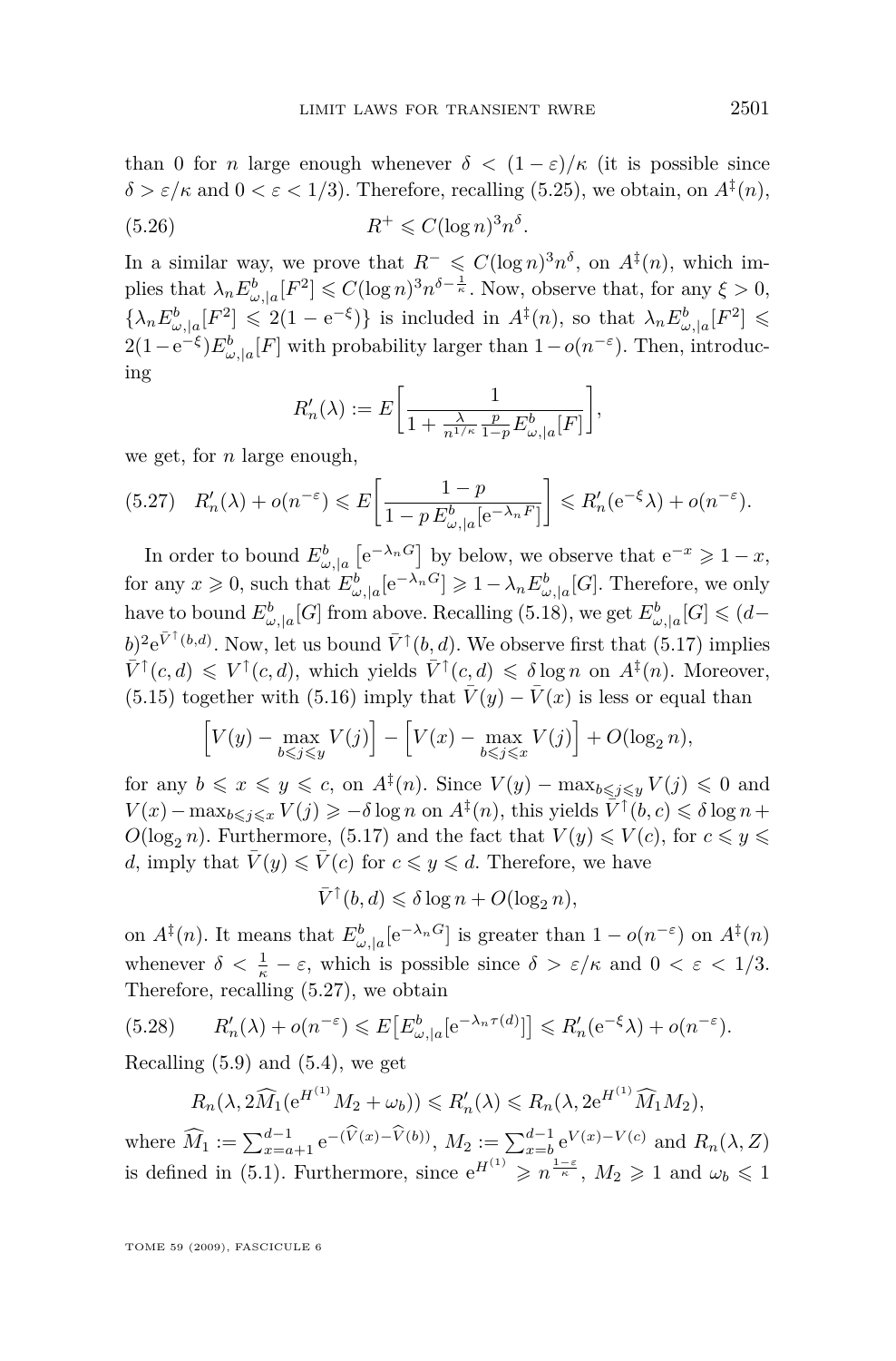than 0 for $n$ large enough whenever $\delta < (1-\varepsilon)/\kappa$ (it is possible since $\delta > \varepsilon/\kappa$ and $0 < \varepsilon < 1/3$). Therefore, recalling (5.25), we obtain, on $A^{\ddagger}(n)$,

$$R^{+} \leqslant C(\log n)^{3} n^{\delta}. \tag{5.26}$$

In a similar way, we prove that $R^{-} \leqslant C(\log n)^{3} n^{\delta}$, on $A^{\ddagger}(n)$, which implies that $\lambda_n E^{b}_{\omega,|a}[F^2] \leqslant C(\log n)^{3} n^{\delta - \frac{1}{\kappa}}$. Now, observe that, for any $\xi > 0$, $\{\lambda_n E^{b}_{\omega,|a}[F^2] \leqslant 2(1-\mathrm{e}^{-\xi})\}$ is included in $A^{\ddagger}(n)$, so that $\lambda_n E^{b}_{\omega,|a}[F^2] \leqslant 2(1-\mathrm{e}^{-\xi}) E^{b}_{\omega,|a}[F]$ with probability larger than $1 - o(n^{-\varepsilon})$. Then, introducing

$$R'_n(\lambda) := E\left[\frac{1}{1 + \frac{\lambda}{n^{1/\kappa}} \frac{p}{1-p} E^{b}_{\omega,|a}[F]}\right],$$

we get, for $n$ large enough,

$$R'_n(\lambda) + o(n^{-\varepsilon}) \leqslant E\left[\frac{1-p}{1 - p\, E^{b}_{\omega,|a}[\mathrm{e}^{-\lambda_n F}]}\right] \leqslant R'_n(\mathrm{e}^{-\xi}\lambda) + o(n^{-\varepsilon}). \tag{5.27}$$

In order to bound $E^{b}_{\omega,|a}\left[\mathrm{e}^{-\lambda_n G}\right]$ by below, we observe that $\mathrm{e}^{-x} \geqslant 1 - x$, for any $x \geqslant 0$, such that $E^{b}_{\omega,|a}[\mathrm{e}^{-\lambda_n G}] \geqslant 1 - \lambda_n E^{b}_{\omega,|a}[G]$. Therefore, we only have to bound $E^{b}_{\omega,|a}[G]$ from above. Recalling (5.18), we get $E^{b}_{\omega,|a}[G] \leqslant (d-b)^2 \mathrm{e}^{\bar{V}^{\uparrow}(b,d)}$. Now, let us bound $\bar{V}^{\uparrow}(b,d)$. We observe first that (5.17) implies $\bar{V}^{\uparrow}(c,d) \leqslant V^{\uparrow}(c,d)$, which yields $\bar{V}^{\uparrow}(c,d) \leqslant \delta \log n$ on $A^{\ddagger}(n)$. Moreover, (5.15) together with (5.16) imply that $\bar{V}(y) - \bar{V}(x)$ is less or equal than

$$\Big[V(y) - \max_{b \leqslant j \leqslant y} V(j)\Big] - \Big[V(x) - \max_{b \leqslant j \leqslant x} V(j)\Big] + O(\log_2 n),$$

for any $b \leqslant x \leqslant y \leqslant c$, on $A^{\ddagger}(n)$. Since $V(y) - \max_{b \leqslant j \leqslant y} V(j) \leqslant 0$ and $V(x) - \max_{b \leqslant j \leqslant x} V(j) \geqslant -\delta \log n$ on $A^{\ddagger}(n)$, this yields $\bar{V}^{\uparrow}(b,c) \leqslant \delta \log n + O(\log_2 n)$. Furthermore, (5.17) and the fact that $V(y) \leqslant V(c)$, for $c \leqslant y \leqslant d$, imply that $\bar{V}(y) \leqslant \bar{V}(c)$ for $c \leqslant y \leqslant d$. Therefore, we have

$$\bar{V}^{\uparrow}(b,d) \leqslant \delta \log n + O(\log_2 n),$$

on $A^{\ddagger}(n)$. It means that $E^{b}_{\omega,|a}[\mathrm{e}^{-\lambda_n G}]$ is greater than $1 - o(n^{-\varepsilon})$ on $A^{\ddagger}(n)$ whenever $\delta < \frac{1}{\kappa} - \varepsilon$, which is possible since $\delta > \varepsilon/\kappa$ and $0 < \varepsilon < 1/3$. Therefore, recalling (5.27), we obtain

$$R'_n(\lambda) + o(n^{-\varepsilon}) \leqslant E\big[E^{b}_{\omega,|a}[\mathrm{e}^{-\lambda_n \tau(d)}]\big] \leqslant R'_n(\mathrm{e}^{-\xi}\lambda) + o(n^{-\varepsilon}). \tag{5.28}$$

Recalling (5.9) and (5.4), we get

$$R_n(\lambda, 2\widehat{M}_1(\mathrm{e}^{H^{(1)}} M_2 + \omega_b)) \leqslant R'_n(\lambda) \leqslant R_n(\lambda, 2\mathrm{e}^{H^{(1)}} \widehat{M}_1 M_2),$$

where $\widehat{M}_1 := \sum_{x=a+1}^{d-1} \mathrm{e}^{-(\widehat{V}(x) - \widehat{V}(b))}$, $M_2 := \sum_{x=b}^{d-1} \mathrm{e}^{V(x) - V(c)}$ and $R_n(\lambda, Z)$ is defined in (5.1). Furthermore, since $\mathrm{e}^{H^{(1)}} \geqslant n^{\frac{1-\varepsilon}{\kappa}}$, $M_2 \geqslant 1$ and $\omega_b \leqslant 1$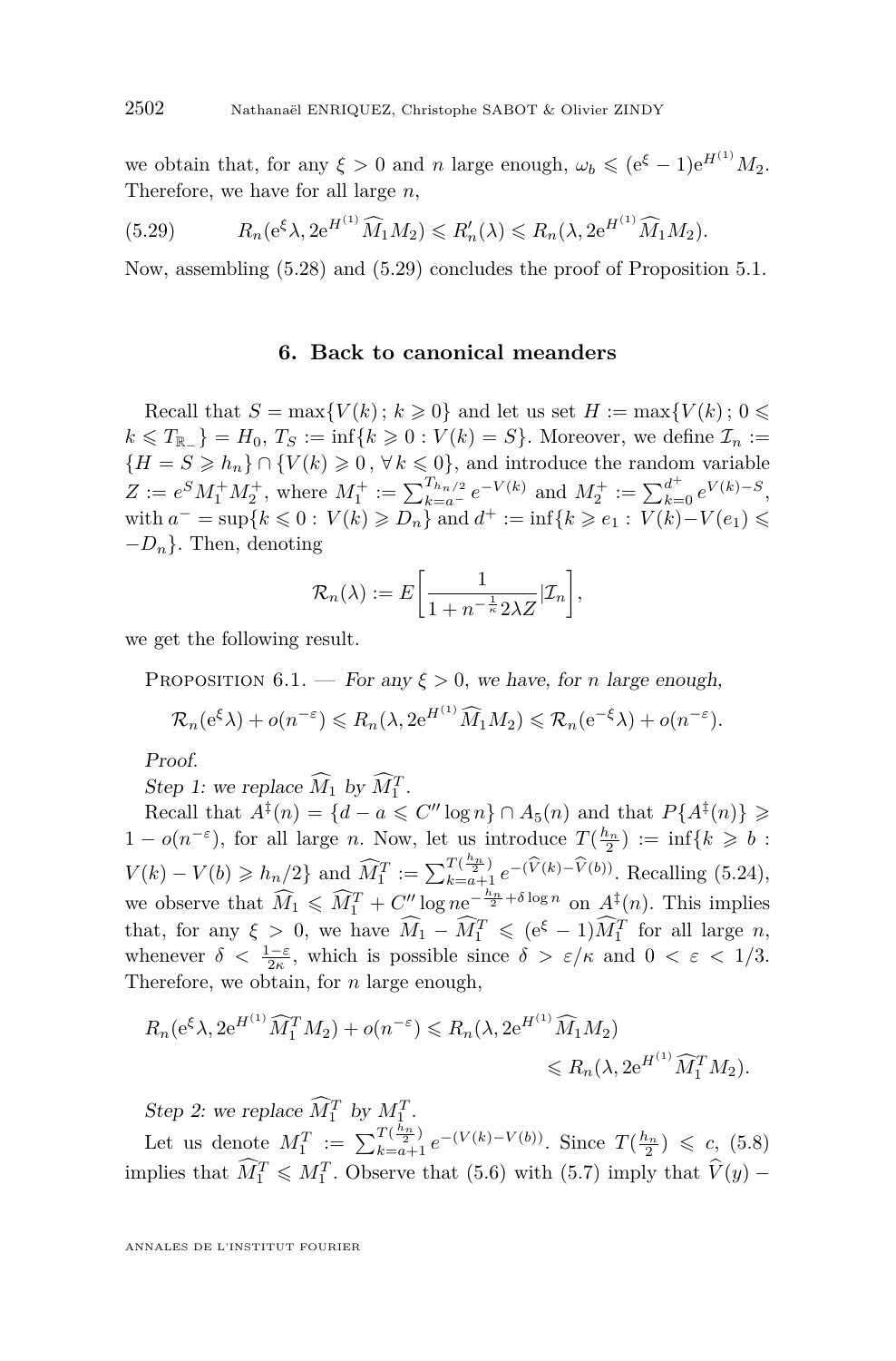we obtain that, for any $\xi > 0$ and $n$ large enough, $\omega_b \leqslant (\mathrm{e}^{\xi} - 1)\mathrm{e}^{H^{(1)}} M_2$. Therefore, we have for all large $n$,

$$R_n(\mathrm{e}^{\xi}\lambda, 2\mathrm{e}^{H^{(1)}}\widehat{M}_1 M_2) \leqslant R_n'(\lambda) \leqslant R_n(\lambda, 2\mathrm{e}^{H^{(1)}}\widehat{M}_1 M_2). \tag{5.29}$$

Now, assembling (5.28) and (5.29) concludes the proof of Proposition 5.1.

## 6. Back to canonical meanders

Recall that $S = \max\{V(k)\,;\, k \geqslant 0\}$ and let us set $H := \max\{V(k)\,;\, 0 \leqslant k \leqslant T_{\mathbb{R}_-}\} = H_0$, $T_S := \inf\{k \geqslant 0 : V(k) = S\}$. Moreover, we define $\mathcal{I}_n := \{H = S \geqslant h_n\} \cap \{V(k) \geqslant 0\,,\, \forall\, k \leqslant 0\}$, and introduce the random variable $Z := e^S M_1^+ M_2^+$, where $M_1^+ := \sum_{k=a^-}^{T_{h_n/2}} e^{-V(k)}$ and $M_2^+ := \sum_{k=0}^{d^+} e^{V(k)-S}$, with $a^- = \sup\{k \leqslant 0 : V(k) \geqslant D_n\}$ and $d^+ := \inf\{k \geqslant e_1 : V(k) - V(e_1) \leqslant -D_n\}$. Then, denoting

$$\mathcal{R}_n(\lambda) := E\left[\frac{1}{1 + n^{-\frac{1}{\kappa}} 2\lambda Z} | \mathcal{I}_n\right],$$

we get the following result.

Proposition 6.1. — *For any $\xi > 0$, we have, for $n$ large enough,*

$$\mathcal{R}_n(\mathrm{e}^{\xi}\lambda) + o(n^{-\varepsilon}) \leqslant R_n(\lambda, 2\mathrm{e}^{H^{(1)}}\widehat{M}_1 M_2) \leqslant \mathcal{R}_n(\mathrm{e}^{-\xi}\lambda) + o(n^{-\varepsilon}).$$

*Proof.*

*Step 1: we replace $\widehat{M}_1$ by $\widehat{M}_1^T$.*

Recall that $A^{\ddagger}(n) = \{d - a \leqslant C'' \log n\} \cap A_5(n)$ and that $P\{A^{\ddagger}(n)\} \geqslant 1 - o(n^{-\varepsilon})$, for all large $n$. Now, let us introduce $T(\frac{h_n}{2}) := \inf\{k \geqslant b : V(k) - V(b) \geqslant h_n/2\}$ and $\widehat{M}_1^T := \sum_{k=a+1}^{T(\frac{h_n}{2})} e^{-(\widehat{V}(k) - \widehat{V}(b))}$. Recalling (5.24), we observe that $\widehat{M}_1 \leqslant \widehat{M}_1^T + C'' \log n e^{-\frac{h_n}{2} + \delta \log n}$ on $A^{\ddagger}(n)$. This implies that, for any $\xi > 0$, we have $\widehat{M}_1 - \widehat{M}_1^T \leqslant (\mathrm{e}^{\xi} - 1)\widehat{M}_1^T$ for all large $n$, whenever $\delta < \frac{1-\varepsilon}{2\kappa}$, which is possible since $\delta > \varepsilon/\kappa$ and $0 < \varepsilon < 1/3$. Therefore, we obtain, for $n$ large enough,

$$\begin{aligned} R_n(\mathrm{e}^{\xi}\lambda, 2\mathrm{e}^{H^{(1)}}\widehat{M}_1^T M_2) + o(n^{-\varepsilon}) &\leqslant R_n(\lambda, 2\mathrm{e}^{H^{(1)}}\widehat{M}_1 M_2) \\ &\leqslant R_n(\lambda, 2\mathrm{e}^{H^{(1)}}\widehat{M}_1^T M_2). \end{aligned}$$

*Step 2: we replace $\widehat{M}_1^T$ by $M_1^T$.*

Let us denote $M_1^T := \sum_{k=a+1}^{T(\frac{h_n}{2})} e^{-(V(k)-V(b))}$. Since $T(\frac{h_n}{2}) \leqslant c$, (5.8) implies that $\widehat{M}_1^T \leqslant M_1^T$. Observe that (5.6) with (5.7) imply that $\widehat{V}(y) -$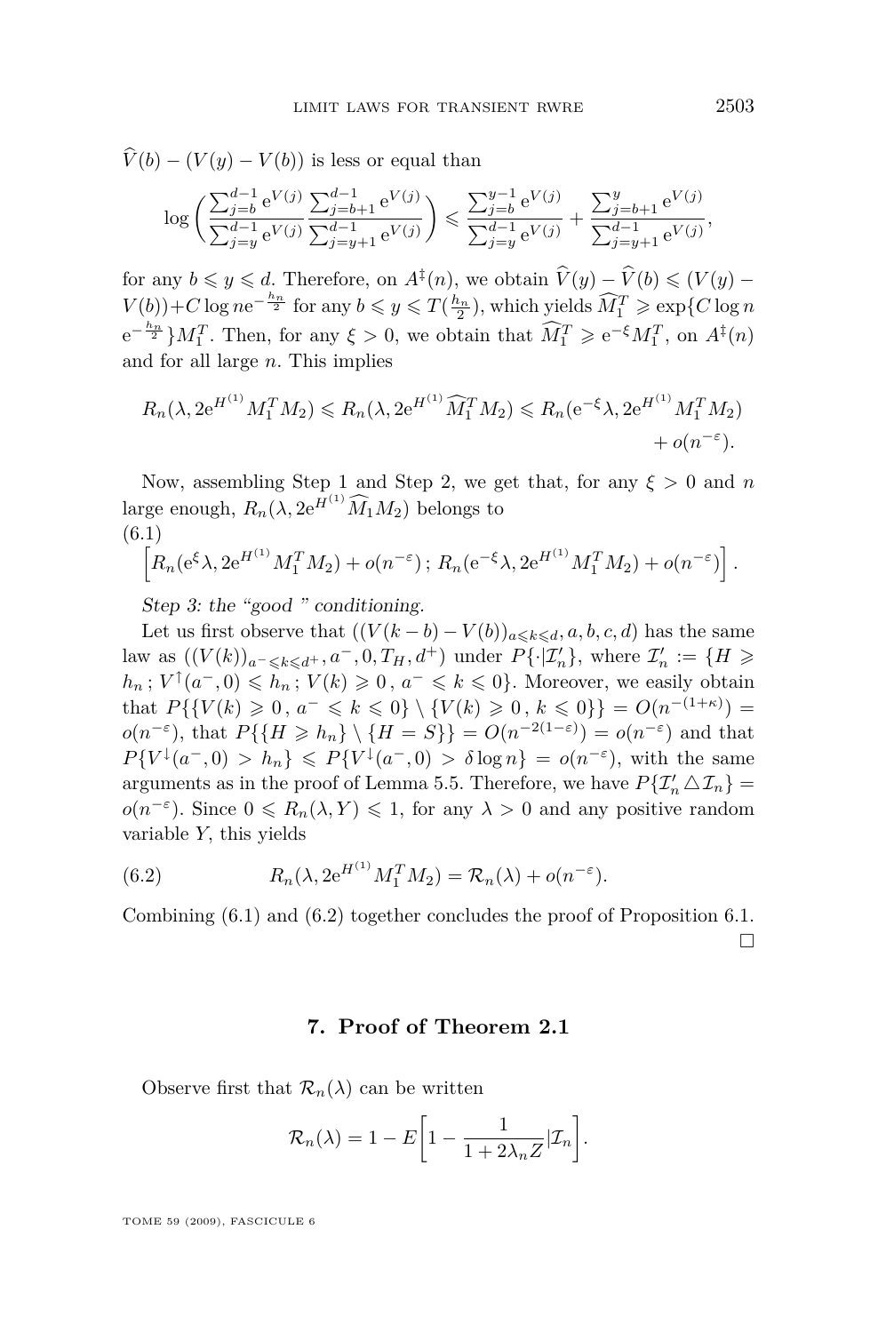$\widehat{V}(b) - (V(y) - V(b))$ is less or equal than

$$\log\bigg(\frac{\sum_{j=b}^{d-1} \mathrm{e}^{V(j)}}{\sum_{j=y}^{d-1} \mathrm{e}^{V(j)}} \frac{\sum_{j=b+1}^{d-1} \mathrm{e}^{V(j)}}{\sum_{j=y+1}^{d-1} \mathrm{e}^{V(j)}}\bigg) \leqslant \frac{\sum_{j=b}^{y-1} \mathrm{e}^{V(j)}}{\sum_{j=y}^{d-1} \mathrm{e}^{V(j)}} + \frac{\sum_{j=b+1}^{y} \mathrm{e}^{V(j)}}{\sum_{j=y+1}^{d-1} \mathrm{e}^{V(j)}},$$

for any $b \leqslant y \leqslant d$. Therefore, on $A^{\ddagger}(n)$, we obtain $\widehat{V}(y) - \widehat{V}(b) \leqslant (V(y) - V(b)) + C \log n \mathrm{e}^{-\frac{h_n}{2}}$ for any $b \leqslant y \leqslant T(\frac{h_n}{2})$, which yields $\widehat{M}_1^T \geqslant \exp\{C \log n \, \mathrm{e}^{-\frac{h_n}{2}}\} M_1^T$. Then, for any $\xi > 0$, we obtain that $\widehat{M}_1^T \geqslant \mathrm{e}^{-\xi} M_1^T$, on $A^{\ddagger}(n)$ and for all large $n$. This implies

$$R_n(\lambda, 2\mathrm{e}^{H^{(1)}} M_1^T M_2) \leqslant R_n(\lambda, 2\mathrm{e}^{H^{(1)}} \widehat{M}_1^T M_2) \leqslant R_n(\mathrm{e}^{-\xi}\lambda, 2\mathrm{e}^{H^{(1)}} M_1^T M_2) + o(n^{-\varepsilon}).$$

Now, assembling Step 1 and Step 2, we get that, for any $\xi > 0$ and $n$ large enough, $R_n(\lambda, 2\mathrm{e}^{H^{(1)}} \widehat{M}_1 M_2)$ belongs to

$$\Big[R_n(\mathrm{e}^{\xi}\lambda, 2\mathrm{e}^{H^{(1)}} M_1^T M_2) + o(n^{-\varepsilon})\, ;\, R_n(\mathrm{e}^{-\xi}\lambda, 2\mathrm{e}^{H^{(1)}} M_1^T M_2) + o(n^{-\varepsilon})\Big]. \tag{6.1}$$

*Step 3: the "good" conditioning.*

Let us first observe that $((V(k-b) - V(b))_{a \leqslant k \leqslant d}, a, b, c, d)$ has the same law as $((V(k))_{a^- \leqslant k \leqslant d^+}, a^-, 0, T_H, d^+)$ under $P\{\cdot | \mathcal{I}'_n\}$, where $\mathcal{I}'_n := \{H \geqslant h_n \,;\, V^{\uparrow}(a^-, 0) \leqslant h_n \,;\, V(k) \geqslant 0 \,,\, a^- \leqslant k \leqslant 0\}$. Moreover, we easily obtain that $P\{\{V(k) \geqslant 0 \,,\, a^- \leqslant k \leqslant 0\} \setminus \{V(k) \geqslant 0 \,,\, k \leqslant 0\}\} = O(n^{-(1+\kappa)}) = o(n^{-\varepsilon})$, that $P\{\{H \geqslant h_n\} \setminus \{H = S\}\} = O(n^{-2(1-\varepsilon)}) = o(n^{-\varepsilon})$ and that $P\{V^{\downarrow}(a^-, 0) > h_n\} \leqslant P\{V^{\downarrow}(a^-, 0) > \delta \log n\} = o(n^{-\varepsilon})$, with the same arguments as in the proof of Lemma 5.5. Therefore, we have $P\{\mathcal{I}'_n \triangle \mathcal{I}_n\} = o(n^{-\varepsilon})$. Since $0 \leqslant R_n(\lambda, Y) \leqslant 1$, for any $\lambda > 0$ and any positive random variable $Y$, this yields

$$R_n(\lambda, 2\mathrm{e}^{H^{(1)}} M_1^T M_2) = \mathcal{R}_n(\lambda) + o(n^{-\varepsilon}). \tag{6.2}$$

Combining (6.1) and (6.2) together concludes the proof of Proposition 6.1. □

## 7. Proof of Theorem 2.1

Observe first that $\mathcal{R}_n(\lambda)$ can be written

$$\mathcal{R}_n(\lambda) = 1 - E\bigg[1 - \frac{1}{1 + 2\lambda_n Z} | \mathcal{I}_n\bigg].$$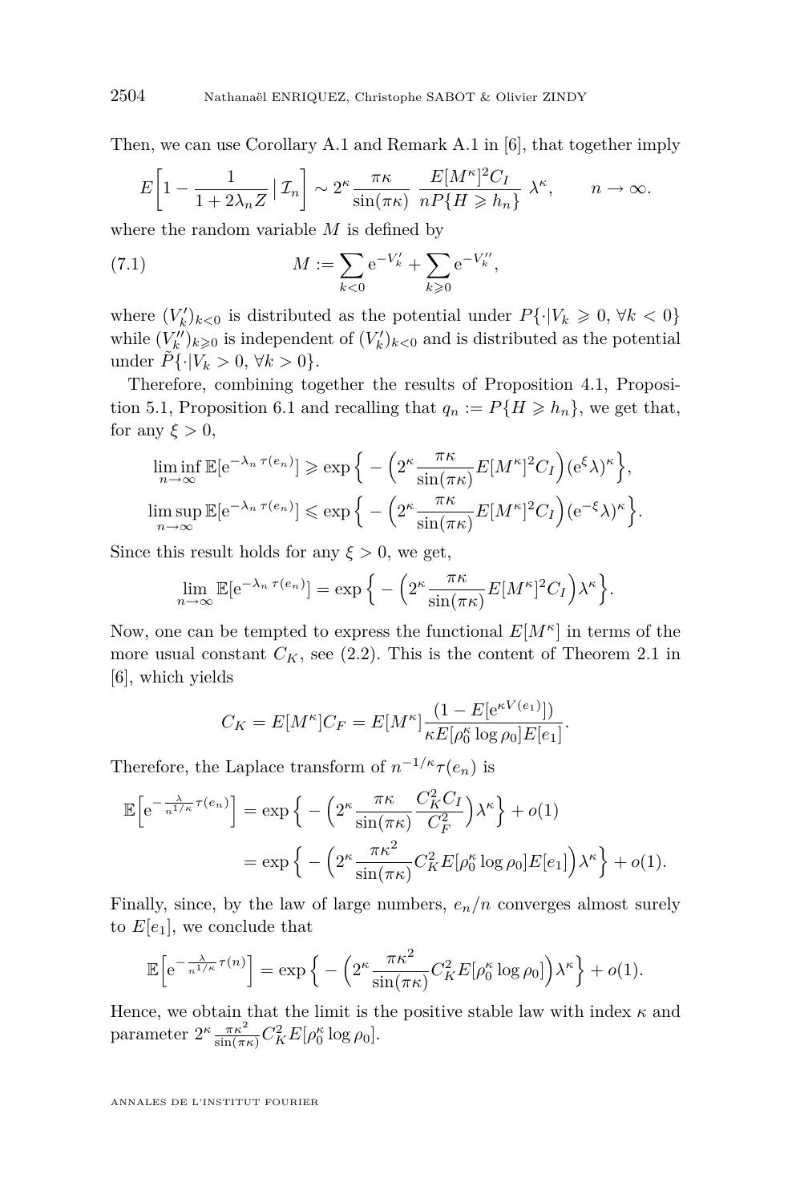Then, we can use Corollary A.1 and Remark A.1 in [6], that together imply

$$E\Big[1-\frac{1}{1+2\lambda_n Z}\,\big|\,\mathcal{I}_n\Big]\sim 2^\kappa\frac{\pi\kappa}{\sin(\pi\kappa)}\;\frac{E[M^\kappa]^2C_I}{nP\{H\geqslant h_n\}}\;\lambda^\kappa,\qquad n\to\infty.$$

where the random variable $M$ is defined by

$$M:=\sum_{k<0}\mathrm{e}^{-V_k'}+\sum_{k\geqslant 0}\mathrm{e}^{-V_k''},\tag{7.1}$$

where $(V_k')_{k<0}$ is distributed as the potential under $P\{\cdot|V_k\geqslant 0,\,\forall k<0\}$ while $(V_k'')_{k\geqslant 0}$ is independent of $(V_k')_{k<0}$ and is distributed as the potential under $\tilde{P}\{\cdot|V_k>0,\,\forall k>0\}$.

Therefore, combining together the results of Proposition 4.1, Proposition 5.1, Proposition 6.1 and recalling that $q_n:=P\{H\geqslant h_n\}$, we get that, for any $\xi>0$,

$$\liminf_{n\to\infty}\mathbb{E}[\mathrm{e}^{-\lambda_n\,\tau(e_n)}]\geqslant\exp\Big\{-\Big(2^\kappa\frac{\pi\kappa}{\sin(\pi\kappa)}E[M^\kappa]^2C_I\Big)(\mathrm{e}^{\xi}\lambda)^\kappa\Big\},$$

$$\limsup_{n\to\infty}\mathbb{E}[\mathrm{e}^{-\lambda_n\,\tau(e_n)}]\leqslant\exp\Big\{-\Big(2^\kappa\frac{\pi\kappa}{\sin(\pi\kappa)}E[M^\kappa]^2C_I\Big)(\mathrm{e}^{-\xi}\lambda)^\kappa\Big\}.$$

Since this result holds for any $\xi>0$, we get,

$$\lim_{n\to\infty}\mathbb{E}[\mathrm{e}^{-\lambda_n\,\tau(e_n)}]=\exp\Big\{-\Big(2^\kappa\frac{\pi\kappa}{\sin(\pi\kappa)}E[M^\kappa]^2C_I\Big)\lambda^\kappa\Big\}.$$

Now, one can be tempted to express the functional $E[M^\kappa]$ in terms of the more usual constant $C_K$, see (2.2). This is the content of Theorem 2.1 in [6], which yields

$$C_K=E[M^\kappa]C_F=E[M^\kappa]\frac{(1-E[\mathrm{e}^{\kappa V(e_1)}])}{\kappa E[\rho_0^\kappa\log\rho_0]E[e_1]}.$$

Therefore, the Laplace transform of $n^{-1/\kappa}\tau(e_n)$ is

$$\begin{aligned}\mathbb{E}\Big[\mathrm{e}^{-\frac{\lambda}{n^{1/\kappa}}\tau(e_n)}\Big]&=\exp\Big\{-\Big(2^\kappa\frac{\pi\kappa}{\sin(\pi\kappa)}\frac{C_K^2C_I}{C_F^2}\Big)\lambda^\kappa\Big\}+o(1)\\&=\exp\Big\{-\Big(2^\kappa\frac{\pi\kappa^2}{\sin(\pi\kappa)}C_K^2E[\rho_0^\kappa\log\rho_0]E[e_1]\Big)\lambda^\kappa\Big\}+o(1).\end{aligned}$$

Finally, since, by the law of large numbers, $e_n/n$ converges almost surely to $E[e_1]$, we conclude that

$$\mathbb{E}\Big[\mathrm{e}^{-\frac{\lambda}{n^{1/\kappa}}\tau(n)}\Big]=\exp\Big\{-\Big(2^\kappa\frac{\pi\kappa^2}{\sin(\pi\kappa)}C_K^2E[\rho_0^\kappa\log\rho_0]\Big)\lambda^\kappa\Big\}+o(1).$$

Hence, we obtain that the limit is the positive stable law with index $\kappa$ and parameter $2^\kappa\frac{\pi\kappa^2}{\sin(\pi\kappa)}C_K^2E[\rho_0^\kappa\log\rho_0]$.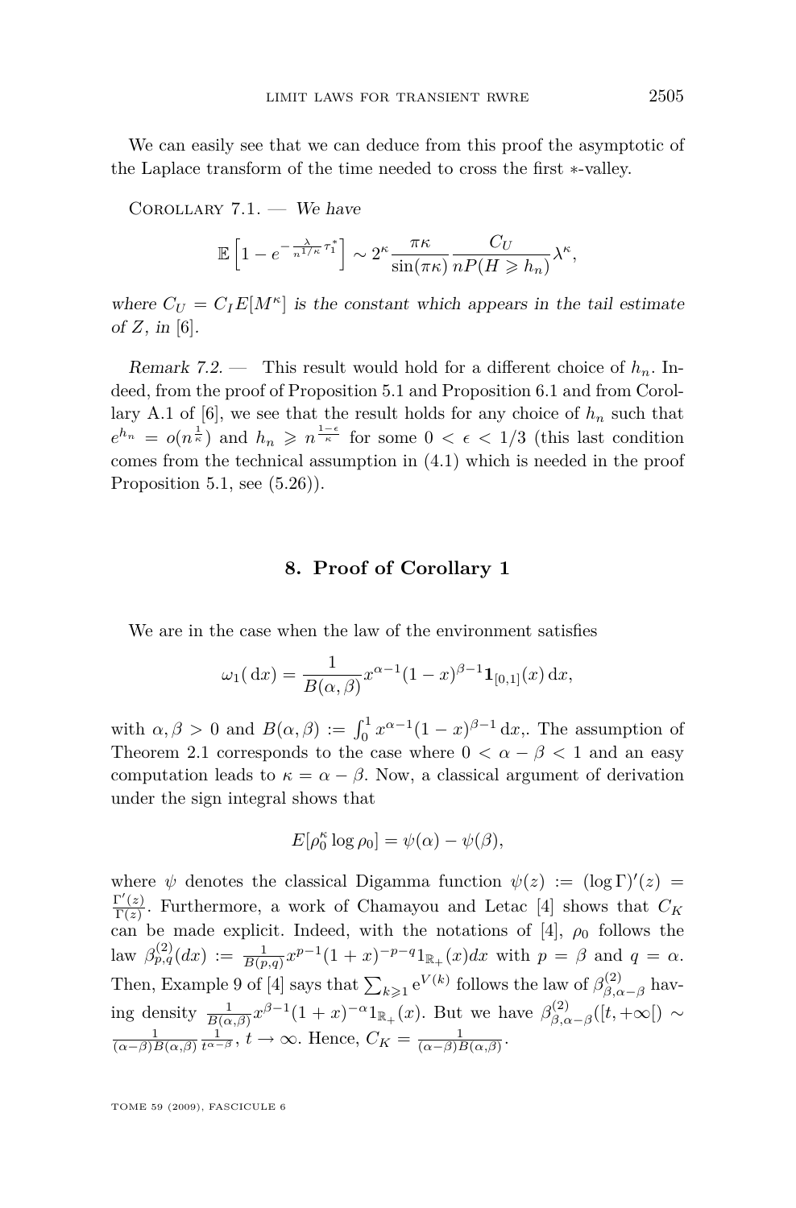We can easily see that we can deduce from this proof the asymptotic of the Laplace transform of the time needed to cross the first $*$-valley.

Corollary 7.1. — *We have*

$$\mathbb{E}\left[1 - e^{-\frac{\lambda}{n^{1/\kappa}}\tau_1^*}\right] \sim 2^\kappa \frac{\pi\kappa}{\sin(\pi\kappa)} \frac{C_U}{nP(H \geqslant h_n)} \lambda^\kappa,$$

*where $C_U = C_I E[M^\kappa]$ is the constant which appears in the tail estimate of $Z$, in* [6].

*Remark 7.2.* — This result would hold for a different choice of $h_n$. Indeed, from the proof of Proposition 5.1 and Proposition 6.1 and from Corollary A.1 of [6], we see that the result holds for any choice of $h_n$ such that $e^{h_n} = o(n^{\frac{1}{\kappa}})$ and $h_n \geqslant n^{\frac{1-\epsilon}{\kappa}}$ for some $0 < \epsilon < 1/3$ (this last condition comes from the technical assumption in (4.1) which is needed in the proof Proposition 5.1, see (5.26)).

## 8. Proof of Corollary 1

We are in the case when the law of the environment satisfies

$$\omega_1(\,\mathrm{d}x) = \frac{1}{B(\alpha,\beta)} x^{\alpha-1}(1-x)^{\beta-1}\mathbf{1}_{[0,1]}(x)\,\mathrm{d}x,$$

with $\alpha, \beta > 0$ and $B(\alpha,\beta) := \int_0^1 x^{\alpha-1}(1-x)^{\beta-1}\,\mathrm{d}x,$. The assumption of Theorem 2.1 corresponds to the case where $0 < \alpha - \beta < 1$ and an easy computation leads to $\kappa = \alpha - \beta$. Now, a classical argument of derivation under the sign integral shows that

$$E[\rho_0^\kappa \log \rho_0] = \psi(\alpha) - \psi(\beta),$$

where $\psi$ denotes the classical Digamma function $\psi(z) := (\log \Gamma)'(z) = \frac{\Gamma'(z)}{\Gamma(z)}$. Furthermore, a work of Chamayou and Letac [4] shows that $C_K$ can be made explicit. Indeed, with the notations of [4], $\rho_0$ follows the law $\beta^{(2)}_{p,q}(dx) := \frac{1}{B(p,q)} x^{p-1}(1+x)^{-p-q}1_{\mathbb{R}_+}(x)dx$ with $p = \beta$ and $q = \alpha$. Then, Example 9 of [4] says that $\sum_{k\geqslant 1} \mathrm{e}^{V(k)}$ follows the law of $\beta^{(2)}_{\beta,\alpha-\beta}$ having density $\frac{1}{B(\alpha,\beta)} x^{\beta-1}(1+x)^{-\alpha}1_{\mathbb{R}_+}(x)$. But we have $\beta^{(2)}_{\beta,\alpha-\beta}([t,+\infty[) \sim \frac{1}{(\alpha-\beta)B(\alpha,\beta)}\frac{1}{t^{\alpha-\beta}}$, $t \to \infty$. Hence, $C_K = \frac{1}{(\alpha-\beta)B(\alpha,\beta)}$.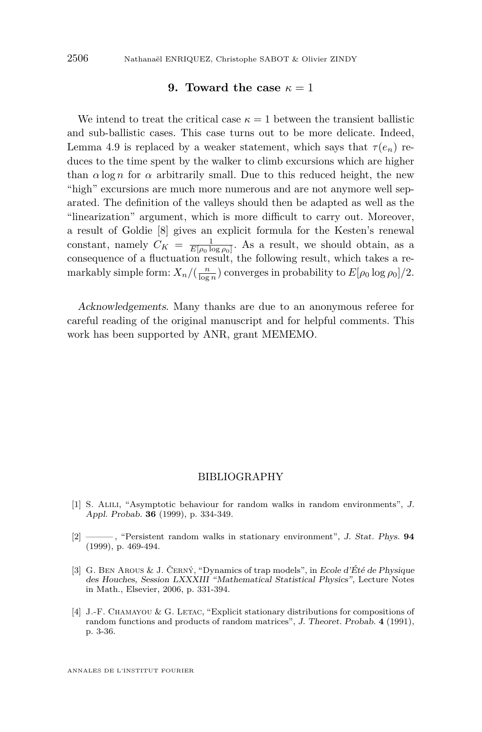## 9. Toward the case $\kappa = 1$

We intend to treat the critical case $\kappa = 1$ between the transient ballistic and sub-ballistic cases. This case turns out to be more delicate. Indeed, Lemma 4.9 is replaced by a weaker statement, which says that $\tau(e_n)$ reduces to the time spent by the walker to climb excursions which are higher than $\alpha \log n$ for $\alpha$ arbitrarily small. Due to this reduced height, the new "high" excursions are much more numerous and are not anymore well separated. The definition of the valleys should then be adapted as well as the "linearization" argument, which is more difficult to carry out. Moreover, a result of Goldie [8] gives an explicit formula for the Kesten's renewal constant, namely $C_K = \frac{1}{E[\rho_0 \log \rho_0]}$. As a result, we should obtain, as a consequence of a fluctuation result, the following result, which takes a remarkably simple form: $X_n/(\frac{n}{\log n})$ converges in probability to $E[\rho_0 \log \rho_0]/2$.

*Acknowledgements*. Many thanks are due to an anonymous referee for careful reading of the original manuscript and for helpful comments. This work has been supported by ANR, grant MEMEMO.

## BIBLIOGRAPHY

[1] S. Alili, "Asymptotic behaviour for random walks in random environments", *J. Appl. Probab.* **36** (1999), p. 334-349.

[2] ———, "Persistent random walks in stationary environment", *J. Stat. Phys.* **94** (1999), p. 469-494.

[3] G. Ben Arous & J. Černý, "Dynamics of trap models", in *Ecole d'Été de Physique des Houches, Session LXXXIII "Mathematical Statistical Physics"*, Lecture Notes in Math., Elsevier, 2006, p. 331-394.

[4] J.-F. Chamayou & G. Letac, "Explicit stationary distributions for compositions of random functions and products of random matrices", *J. Theoret. Probab.* **4** (1991), p. 3-36.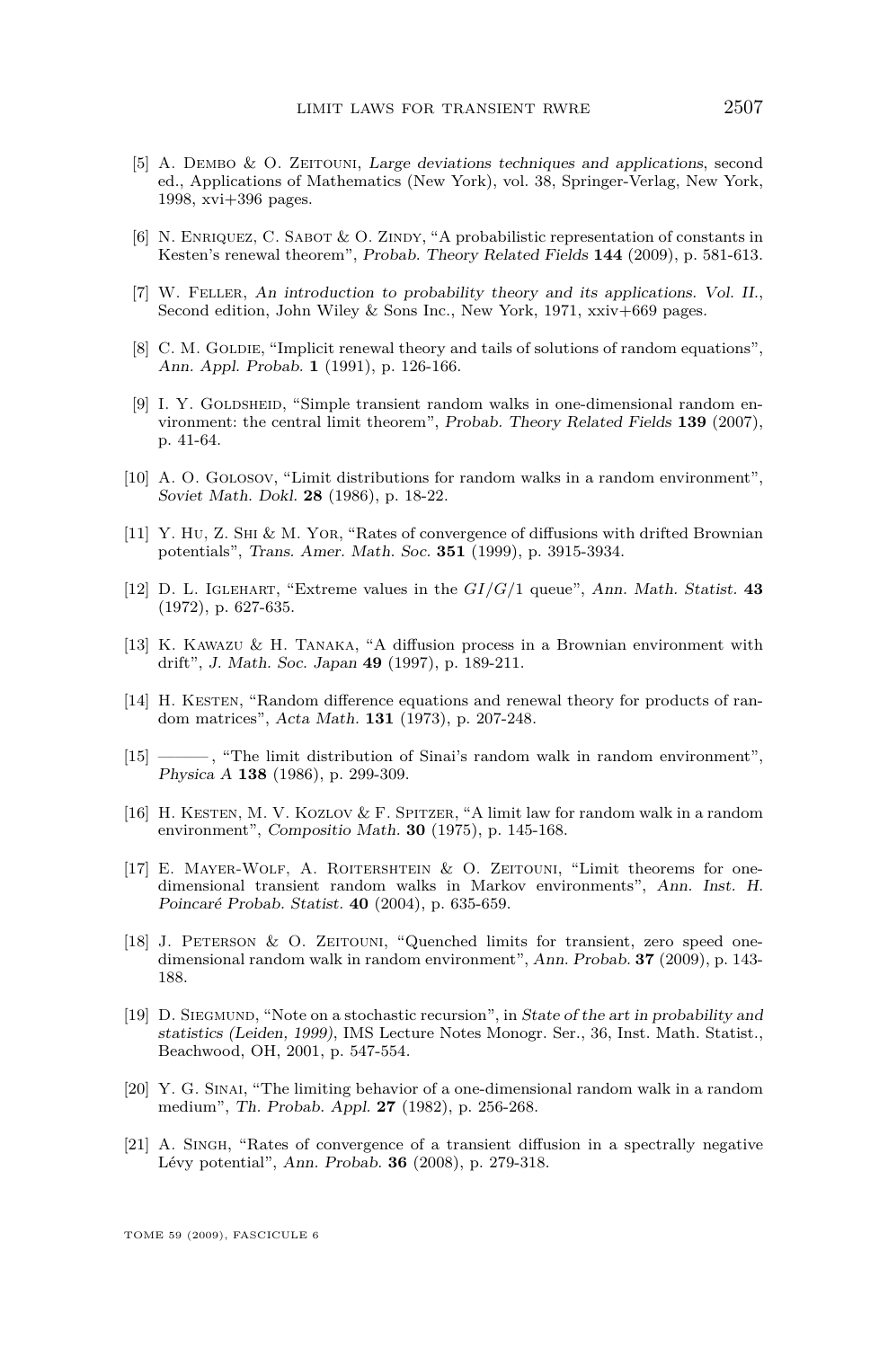[5] A. Dembo & O. Zeitouni, *Large deviations techniques and applications*, second ed., Applications of Mathematics (New York), vol. 38, Springer-Verlag, New York, 1998, xvi+396 pages.

[6] N. Enriquez, C. Sabot & O. Zindy, "A probabilistic representation of constants in Kesten's renewal theorem", *Probab. Theory Related Fields* **144** (2009), p. 581-613.

[7] W. Feller, *An introduction to probability theory and its applications. Vol. II.*, Second edition, John Wiley & Sons Inc., New York, 1971, xxiv+669 pages.

[8] C. M. Goldie, "Implicit renewal theory and tails of solutions of random equations", *Ann. Appl. Probab.* **1** (1991), p. 126-166.

[9] I. Y. Goldsheid, "Simple transient random walks in one-dimensional random environment: the central limit theorem", *Probab. Theory Related Fields* **139** (2007), p. 41-64.

[10] A. O. Golosov, "Limit distributions for random walks in a random environment", *Soviet Math. Dokl.* **28** (1986), p. 18-22.

[11] Y. Hu, Z. Shi & M. Yor, "Rates of convergence of diffusions with drifted Brownian potentials", *Trans. Amer. Math. Soc.* **351** (1999), p. 3915-3934.

[12] D. L. Iglehart, "Extreme values in the $GI/G/1$ queue", *Ann. Math. Statist.* **43** (1972), p. 627-635.

[13] K. Kawazu & H. Tanaka, "A diffusion process in a Brownian environment with drift", *J. Math. Soc. Japan* **49** (1997), p. 189-211.

[14] H. Kesten, "Random difference equations and renewal theory for products of random matrices", *Acta Math.* **131** (1973), p. 207-248.

[15] ———, "The limit distribution of Sinai's random walk in random environment", *Physica A* **138** (1986), p. 299-309.

[16] H. Kesten, M. V. Kozlov & F. Spitzer, "A limit law for random walk in a random environment", *Compositio Math.* **30** (1975), p. 145-168.

[17] E. Mayer-Wolf, A. Roitershtein & O. Zeitouni, "Limit theorems for one-dimensional transient random walks in Markov environments", *Ann. Inst. H. Poincaré Probab. Statist.* **40** (2004), p. 635-659.

[18] J. Peterson & O. Zeitouni, "Quenched limits for transient, zero speed one-dimensional random walk in random environment", *Ann. Probab.* **37** (2009), p. 143-188.

[19] D. Siegmund, "Note on a stochastic recursion", in *State of the art in probability and statistics (Leiden, 1999)*, IMS Lecture Notes Monogr. Ser., 36, Inst. Math. Statist., Beachwood, OH, 2001, p. 547-554.

[20] Y. G. Sinai, "The limiting behavior of a one-dimensional random walk in a random medium", *Th. Probab. Appl.* **27** (1982), p. 256-268.

[21] A. Singh, "Rates of convergence of a transient diffusion in a spectrally negative Lévy potential", *Ann. Probab.* **36** (2008), p. 279-318.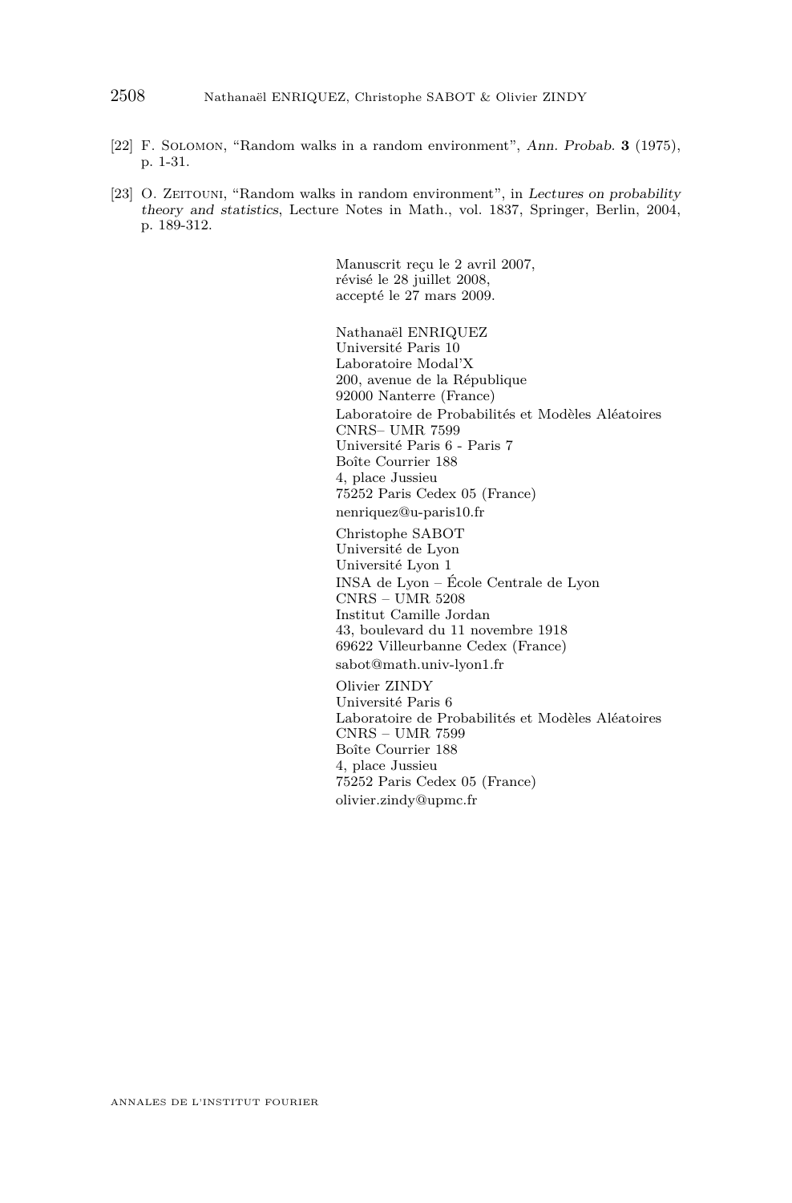[22] F. Solomon, "Random walks in a random environment", *Ann. Probab.* **3** (1975), p. 1-31.

[23] O. Zeitouni, "Random walks in random environment", in *Lectures on probability theory and statistics*, Lecture Notes in Math., vol. 1837, Springer, Berlin, 2004, p. 189-312.

Manuscrit reçu le 2 avril 2007,
révisé le 28 juillet 2008,
accepté le 27 mars 2009.

Nathanaël ENRIQUEZ
Université Paris 10
Laboratoire Modal'X
200, avenue de la République
92000 Nanterre (France)
Laboratoire de Probabilités et Modèles Aléatoires
CNRS– UMR 7599
Université Paris 6 - Paris 7
Boîte Courrier 188
4, place Jussieu
75252 Paris Cedex 05 (France)
nenriquez@u-paris10.fr

Christophe SABOT
Université de Lyon
Université Lyon 1
INSA de Lyon – École Centrale de Lyon
CNRS – UMR 5208
Institut Camille Jordan
43, boulevard du 11 novembre 1918
69622 Villeurbanne Cedex (France)
sabot@math.univ-lyon1.fr

Olivier ZINDY
Université Paris 6
Laboratoire de Probabilités et Modèles Aléatoires
CNRS – UMR 7599
Boîte Courrier 188
4, place Jussieu
75252 Paris Cedex 05 (France)
olivier.zindy@upmc.fr